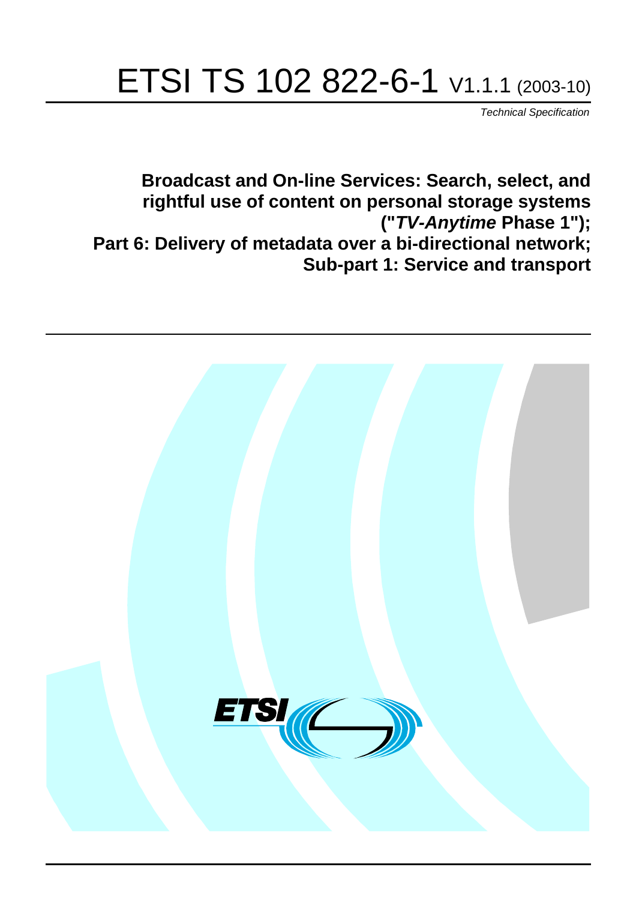# ETSI TS 102 822-6-1 V1.1.1 (2003-10)

*Technical Specification*

**Broadcast and On-line Services: Search, select, and rightful use of content on personal storage systems ("*TV-Anytime* Phase 1"); Part 6: Delivery of metadata over a bi-directional network; Sub-part 1: Service and transport**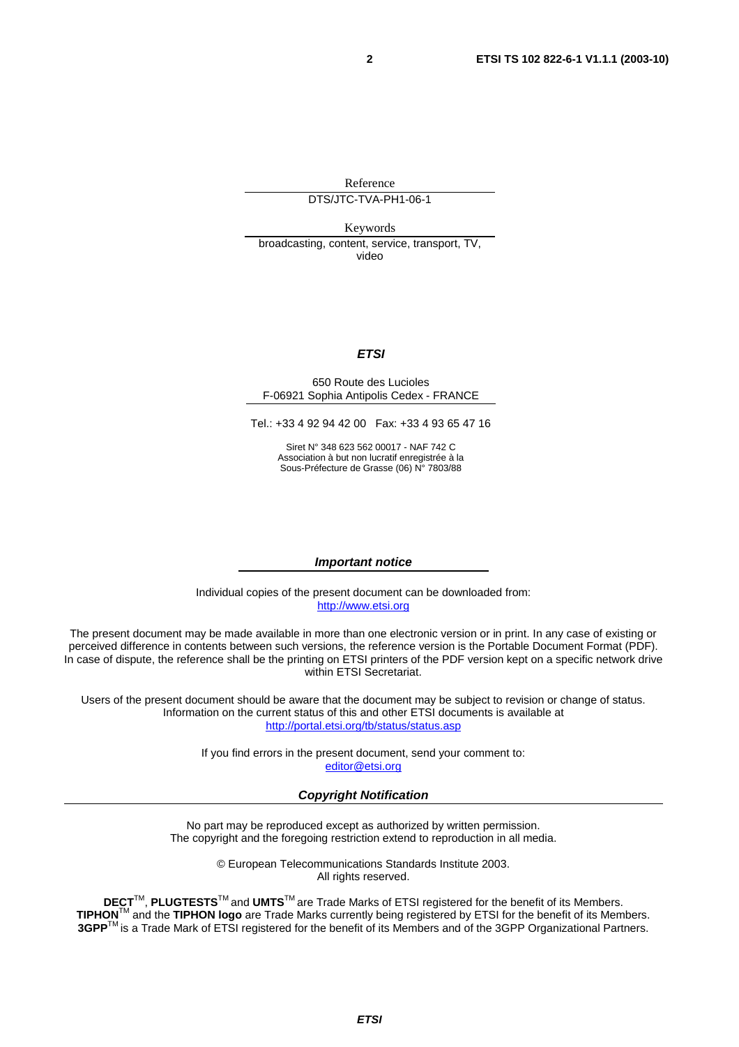Reference

DTS/JTC-TVA-PH1-06-1

Keywords

broadcasting, content, service, transport, TV, video

***ETSI***

650 Route des Lucioles
F-06921 Sophia Antipolis Cedex - FRANCE

Tel.: +33 4 92 94 42 00 Fax: +33 4 93 65 47 16

Siret N° 348 623 562 00017 - NAF 742 C
Association à but non lucratif enregistrée à la
Sous-Préfecture de Grasse (06) N° 7803/88

***Important notice***

Individual copies of the present document can be downloaded from:
http://www.etsi.org

The present document may be made available in more than one electronic version or in print. In any case of existing or perceived difference in contents between such versions, the reference version is the Portable Document Format (PDF). In case of dispute, the reference shall be the printing on ETSI printers of the PDF version kept on a specific network drive within ETSI Secretariat.

Users of the present document should be aware that the document may be subject to revision or change of status. Information on the current status of this and other ETSI documents is available at
http://portal.etsi.org/tb/status/status.asp

If you find errors in the present document, send your comment to:
editor@etsi.org

***Copyright Notification***

No part may be reproduced except as authorized by written permission.
The copyright and the foregoing restriction extend to reproduction in all media.

© European Telecommunications Standards Institute 2003.
All rights reserved.

**DECT**™, **PLUGTESTS**™ and **UMTS**™ are Trade Marks of ETSI registered for the benefit of its Members.
**TIPHON**™ and the **TIPHON logo** are Trade Marks currently being registered by ETSI for the benefit of its Members.
**3GPP**™ is a Trade Mark of ETSI registered for the benefit of its Members and of the 3GPP Organizational Partners.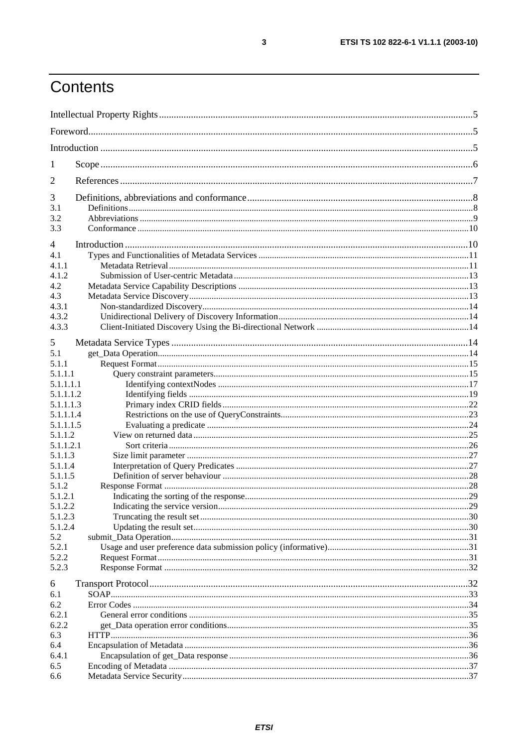# Contents

Intellectual Property Rights ....................................................................................................................................5

Foreword.....................................................................................................................................................................5

Introduction ...............................................................................................................................................................5

1 Scope ......................................................................................................................................................................6

2 References .............................................................................................................................................................7

3 Definitions, abbreviations and conformance ......................................................................................................8
3.1 Definitions ..........................................................................................................................................................8
3.2 Abbreviations .....................................................................................................................................................9
3.3 Conformance ....................................................................................................................................................10

4 Introduction .........................................................................................................................................................10
4.1 Types and Functionalities of Metadata Services ...............................................................................................11
4.1.1 Metadata Retrieval .........................................................................................................................................11
4.1.2 Submission of User-centric Metadata ............................................................................................................13
4.2 Metadata Service Capability Descriptions .......................................................................................................13
4.3 Metadata Service Discovery .............................................................................................................................13
4.3.1 Non-standardized Discovery ..........................................................................................................................14
4.3.2 Unidirectional Delivery of Discovery Information .........................................................................................14
4.3.3 Client-Initiated Discovery Using the Bi-directional Network .........................................................................14

5 Metadata Service Types ......................................................................................................................................14
5.1 get_Data Operation ...........................................................................................................................................14
5.1.1 Request Format ..............................................................................................................................................15
5.1.1.1 Query constraint parameters .......................................................................................................................15
5.1.1.1.1 Identifying contextNodes .........................................................................................................................17
5.1.1.1.2 Identifying fields .....................................................................................................................................19
5.1.1.1.3 Primary index CRID fields .......................................................................................................................22
5.1.1.1.4 Restrictions on the use of QueryConstraints ...........................................................................................23
5.1.1.1.5 Evaluating a predicate ..............................................................................................................................24
5.1.1.2 View on returned data .................................................................................................................................25
5.1.1.2.1 Sort criteria ..............................................................................................................................................26
5.1.1.3 Size limit parameter ....................................................................................................................................27
5.1.1.4 Interpretation of Query Predicates ..............................................................................................................27
5.1.1.5 Definition of server behaviour ....................................................................................................................28
5.1.2 Response Format ............................................................................................................................................28
5.1.2.1 Indicating the sorting of the response .........................................................................................................29
5.1.2.2 Indicating the service version ......................................................................................................................29
5.1.2.3 Truncating the result set ..............................................................................................................................30
5.1.2.4 Updating the result set .................................................................................................................................30
5.2 submit_Data Operation .....................................................................................................................................31
5.2.1 Usage and user preference data submission policy (informative) ..................................................................31
5.2.2 Request Format ..............................................................................................................................................31
5.2.3 Response Format ............................................................................................................................................32

6 Transport Protocol ...............................................................................................................................................32
6.1 SOAP ................................................................................................................................................................33
6.2 Error Codes .......................................................................................................................................................34
6.2.1 General error conditions ................................................................................................................................35
6.2.2 get_Data operation error conditions ...............................................................................................................35
6.3 HTTP ................................................................................................................................................................36
6.4 Encapsulation of Metadata ...............................................................................................................................36
6.4.1 Encapsulation of get_Data response ...............................................................................................................36
6.5 Encoding of Metadata .......................................................................................................................................37
6.6 Metadata Service Security .................................................................................................................................37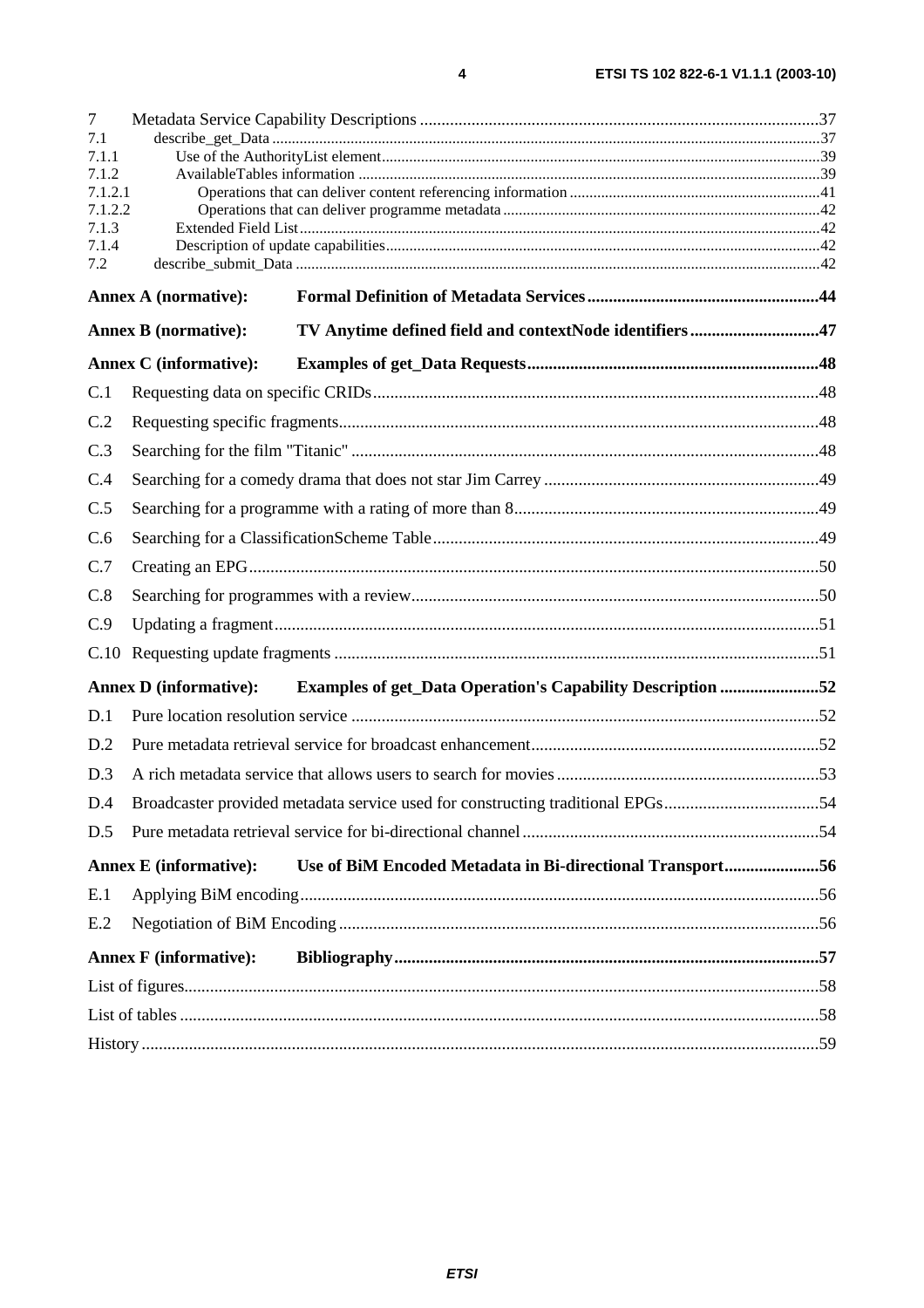7 Metadata Service Capability Descriptions ....37
7.1 describe_get_Data ....37
7.1.1 Use of the AuthorityList element....39
7.1.2 AvailableTables information ....39
7.1.2.1 Operations that can deliver content referencing information ....41
7.1.2.2 Operations that can deliver programme metadata ....42
7.1.3 Extended Field List....42
7.1.4 Description of update capabilities....42
7.2 describe_submit_Data ....42

**Annex A (normative): Formal Definition of Metadata Services ....44**

**Annex B (normative): TV Anytime defined field and contextNode identifiers ....47**

**Annex C (informative): Examples of get_Data Requests....48**

C.1 Requesting data on specific CRIDs....48

C.2 Requesting specific fragments....48

C.3 Searching for the film "Titanic" ....48

C.4 Searching for a comedy drama that does not star Jim Carrey ....49

C.5 Searching for a programme with a rating of more than 8....49

C.6 Searching for a ClassificationScheme Table....49

C.7 Creating an EPG....50

C.8 Searching for programmes with a review....50

C.9 Updating a fragment....51

C.10 Requesting update fragments ....51

**Annex D (informative): Examples of get_Data Operation's Capability Description ....52**

D.1 Pure location resolution service ....52

D.2 Pure metadata retrieval service for broadcast enhancement....52

D.3 A rich metadata service that allows users to search for movies ....53

D.4 Broadcaster provided metadata service used for constructing traditional EPGs....54

D.5 Pure metadata retrieval service for bi-directional channel ....54

**Annex E (informative): Use of BiM Encoded Metadata in Bi-directional Transport....56**

E.1 Applying BiM encoding....56

E.2 Negotiation of BiM Encoding ....56

**Annex F (informative): Bibliography....57**

List of figures....58

List of tables ....58

History ....59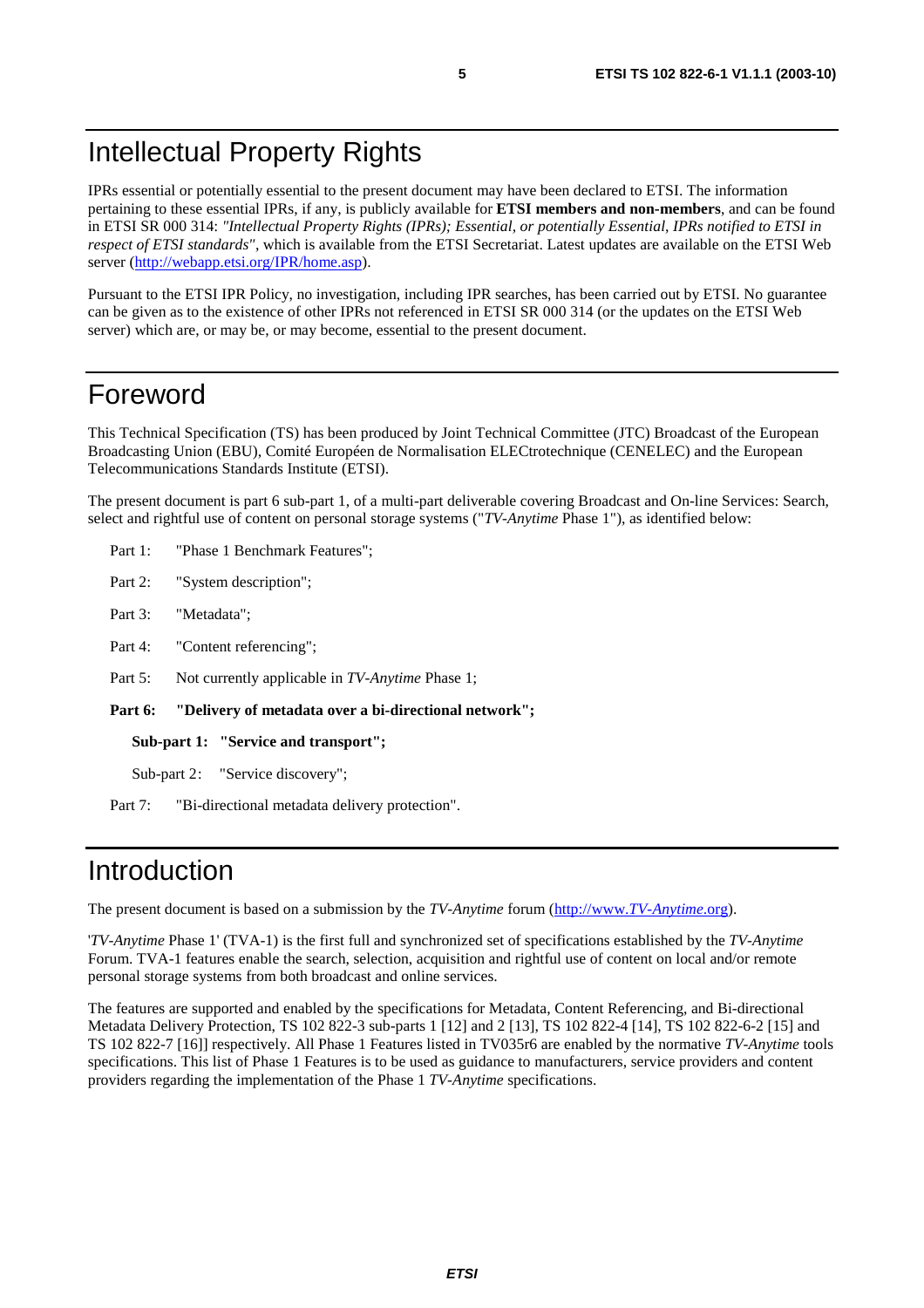# Intellectual Property Rights

IPRs essential or potentially essential to the present document may have been declared to ETSI. The information pertaining to these essential IPRs, if any, is publicly available for **ETSI members and non-members**, and can be found in ETSI SR 000 314: *"Intellectual Property Rights (IPRs); Essential, or potentially Essential, IPRs notified to ETSI in respect of ETSI standards"*, which is available from the ETSI Secretariat. Latest updates are available on the ETSI Web server (http://webapp.etsi.org/IPR/home.asp).

Pursuant to the ETSI IPR Policy, no investigation, including IPR searches, has been carried out by ETSI. No guarantee can be given as to the existence of other IPRs not referenced in ETSI SR 000 314 (or the updates on the ETSI Web server) which are, or may be, or may become, essential to the present document.

# Foreword

This Technical Specification (TS) has been produced by Joint Technical Committee (JTC) Broadcast of the European Broadcasting Union (EBU), Comité Européen de Normalisation ELECtrotechnique (CENELEC) and the European Telecommunications Standards Institute (ETSI).

The present document is part 6 sub-part 1, of a multi-part deliverable covering Broadcast and On-line Services: Search, select and rightful use of content on personal storage systems ("*TV-Anytime* Phase 1"), as identified below:

Part 1: "Phase 1 Benchmark Features";

Part 2: "System description";

Part 3: "Metadata";

Part 4: "Content referencing";

Part 5: Not currently applicable in *TV-Anytime* Phase 1;

**Part 6: "Delivery of metadata over a bi-directional network";**

**Sub-part 1: "Service and transport";**

Sub-part 2: "Service discovery";

Part 7: "Bi-directional metadata delivery protection".

# Introduction

The present document is based on a submission by the *TV-Anytime* forum (http://www.*TV-Anytime*.org).

'*TV-Anytime* Phase 1' (TVA-1) is the first full and synchronized set of specifications established by the *TV-Anytime* Forum. TVA-1 features enable the search, selection, acquisition and rightful use of content on local and/or remote personal storage systems from both broadcast and online services.

The features are supported and enabled by the specifications for Metadata, Content Referencing, and Bi-directional Metadata Delivery Protection, TS 102 822-3 sub-parts 1 [12] and 2 [13], TS 102 822-4 [14], TS 102 822-6-2 [15] and TS 102 822-7 [16]] respectively. All Phase 1 Features listed in TV035r6 are enabled by the normative *TV-Anytime* tools specifications. This list of Phase 1 Features is to be used as guidance to manufacturers, service providers and content providers regarding the implementation of the Phase 1 *TV-Anytime* specifications.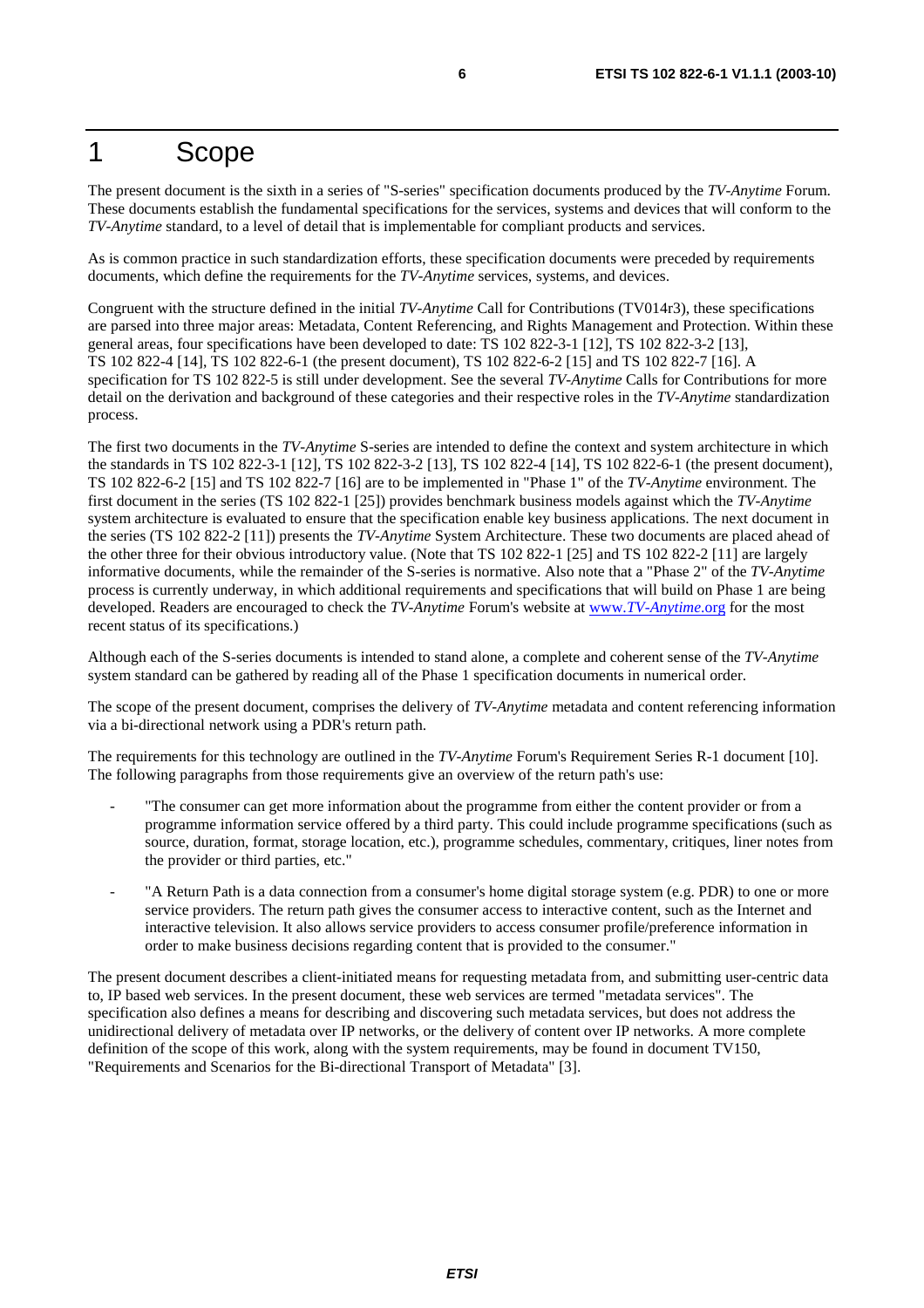# 1 Scope

The present document is the sixth in a series of "S-series" specification documents produced by the *TV-Anytime* Forum. These documents establish the fundamental specifications for the services, systems and devices that will conform to the *TV-Anytime* standard, to a level of detail that is implementable for compliant products and services.

As is common practice in such standardization efforts, these specification documents were preceded by requirements documents, which define the requirements for the *TV-Anytime* services, systems, and devices.

Congruent with the structure defined in the initial *TV-Anytime* Call for Contributions (TV014r3), these specifications are parsed into three major areas: Metadata, Content Referencing, and Rights Management and Protection. Within these general areas, four specifications have been developed to date: TS 102 822-3-1 [12], TS 102 822-3-2 [13], TS 102 822-4 [14], TS 102 822-6-1 (the present document), TS 102 822-6-2 [15] and TS 102 822-7 [16]. A specification for TS 102 822-5 is still under development. See the several *TV-Anytime* Calls for Contributions for more detail on the derivation and background of these categories and their respective roles in the *TV-Anytime* standardization process.

The first two documents in the *TV-Anytime* S-series are intended to define the context and system architecture in which the standards in TS 102 822-3-1 [12], TS 102 822-3-2 [13], TS 102 822-4 [14], TS 102 822-6-1 (the present document), TS 102 822-6-2 [15] and TS 102 822-7 [16] are to be implemented in "Phase 1" of the *TV-Anytime* environment. The first document in the series (TS 102 822-1 [25]) provides benchmark business models against which the *TV-Anytime* system architecture is evaluated to ensure that the specification enable key business applications. The next document in the series (TS 102 822-2 [11]) presents the *TV-Anytime* System Architecture. These two documents are placed ahead of the other three for their obvious introductory value. (Note that TS 102 822-1 [25] and TS 102 822-2 [11] are largely informative documents, while the remainder of the S-series is normative. Also note that a "Phase 2" of the *TV-Anytime* process is currently underway, in which additional requirements and specifications that will build on Phase 1 are being developed. Readers are encouraged to check the *TV-Anytime* Forum's website at www.*TV-Anytime*.org for the most recent status of its specifications.)

Although each of the S-series documents is intended to stand alone, a complete and coherent sense of the *TV-Anytime* system standard can be gathered by reading all of the Phase 1 specification documents in numerical order.

The scope of the present document, comprises the delivery of *TV-Anytime* metadata and content referencing information via a bi-directional network using a PDR's return path.

The requirements for this technology are outlined in the *TV-Anytime* Forum's Requirement Series R-1 document [10]. The following paragraphs from those requirements give an overview of the return path's use:

- "The consumer can get more information about the programme from either the content provider or from a programme information service offered by a third party. This could include programme specifications (such as source, duration, format, storage location, etc.), programme schedules, commentary, critiques, liner notes from the provider or third parties, etc."
- "A Return Path is a data connection from a consumer's home digital storage system (e.g. PDR) to one or more service providers. The return path gives the consumer access to interactive content, such as the Internet and interactive television. It also allows service providers to access consumer profile/preference information in order to make business decisions regarding content that is provided to the consumer."

The present document describes a client-initiated means for requesting metadata from, and submitting user-centric data to, IP based web services. In the present document, these web services are termed "metadata services". The specification also defines a means for describing and discovering such metadata services, but does not address the unidirectional delivery of metadata over IP networks, or the delivery of content over IP networks. A more complete definition of the scope of this work, along with the system requirements, may be found in document TV150, "Requirements and Scenarios for the Bi-directional Transport of Metadata" [3].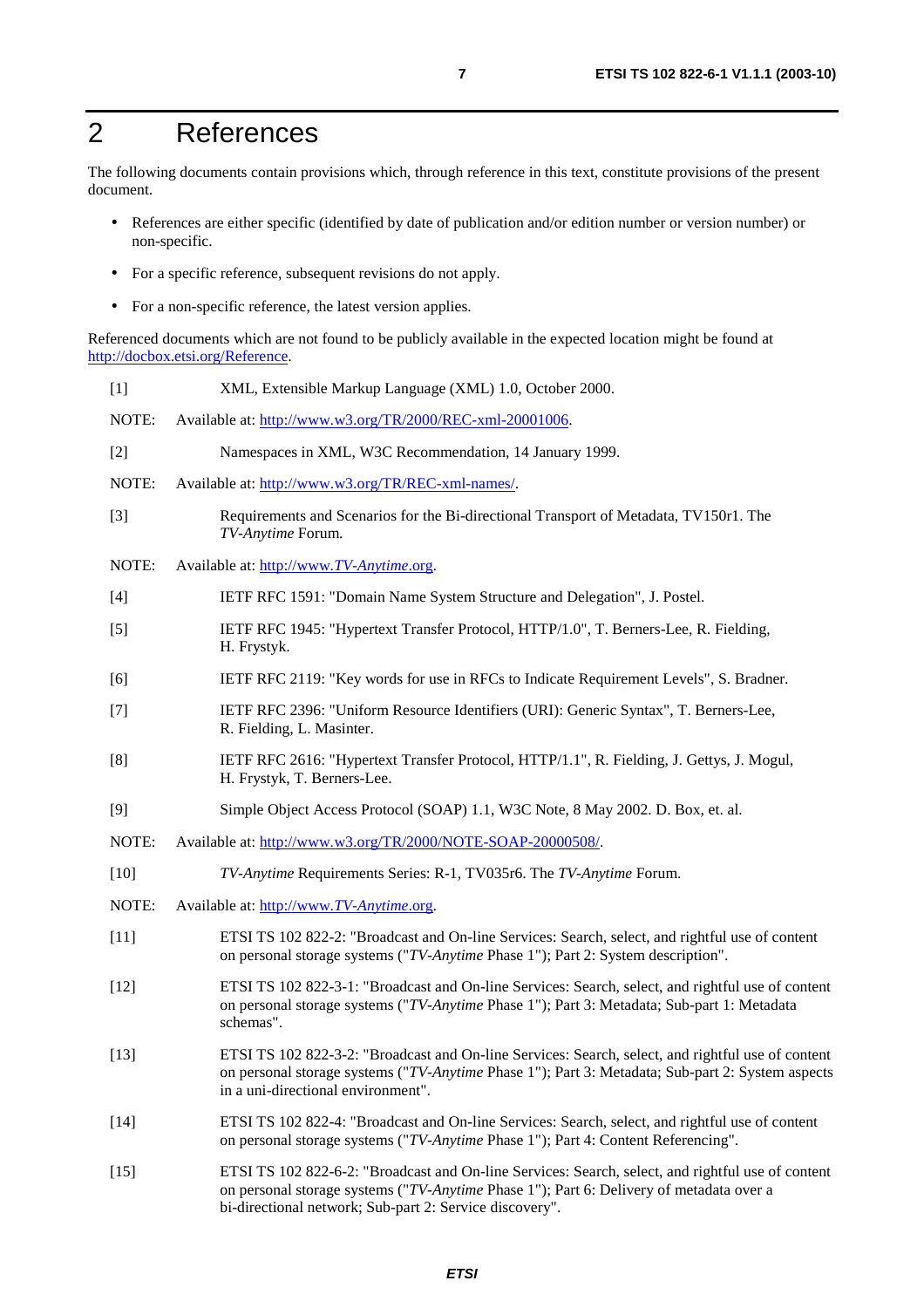# 2 References

The following documents contain provisions which, through reference in this text, constitute provisions of the present document.

- References are either specific (identified by date of publication and/or edition number or version number) or non-specific.
- For a specific reference, subsequent revisions do not apply.
- For a non-specific reference, the latest version applies.

Referenced documents which are not found to be publicly available in the expected location might be found at http://docbox.etsi.org/Reference.

[1] XML, Extensible Markup Language (XML) 1.0, October 2000.

NOTE: Available at: http://www.w3.org/TR/2000/REC-xml-20001006.

[2] Namespaces in XML, W3C Recommendation, 14 January 1999.

NOTE: Available at: http://www.w3.org/TR/REC-xml-names/.

[3] Requirements and Scenarios for the Bi-directional Transport of Metadata, TV150r1. The *TV-Anytime* Forum.

NOTE: Available at: http://www.*TV-Anytime*.org.

[4] IETF RFC 1591: "Domain Name System Structure and Delegation", J. Postel.

[5] IETF RFC 1945: "Hypertext Transfer Protocol, HTTP/1.0", T. Berners-Lee, R. Fielding, H. Frystyk.

[6] IETF RFC 2119: "Key words for use in RFCs to Indicate Requirement Levels", S. Bradner.

[7] IETF RFC 2396: "Uniform Resource Identifiers (URI): Generic Syntax", T. Berners-Lee, R. Fielding, L. Masinter.

[8] IETF RFC 2616: "Hypertext Transfer Protocol, HTTP/1.1", R. Fielding, J. Gettys, J. Mogul, H. Frystyk, T. Berners-Lee.

[9] Simple Object Access Protocol (SOAP) 1.1, W3C Note, 8 May 2002. D. Box, et. al.

NOTE: Available at: http://www.w3.org/TR/2000/NOTE-SOAP-20000508/.

[10] *TV-Anytime* Requirements Series: R-1, TV035r6. The *TV-Anytime* Forum.

NOTE: Available at: http://www.*TV-Anytime*.org.

[11] ETSI TS 102 822-2: "Broadcast and On-line Services: Search, select, and rightful use of content on personal storage systems ("*TV-Anytime* Phase 1"); Part 2: System description".

[12] ETSI TS 102 822-3-1: "Broadcast and On-line Services: Search, select, and rightful use of content on personal storage systems ("*TV-Anytime* Phase 1"); Part 3: Metadata; Sub-part 1: Metadata schemas".

[13] ETSI TS 102 822-3-2: "Broadcast and On-line Services: Search, select, and rightful use of content on personal storage systems ("*TV-Anytime* Phase 1"); Part 3: Metadata; Sub-part 2: System aspects in a uni-directional environment".

[14] ETSI TS 102 822-4: "Broadcast and On-line Services: Search, select, and rightful use of content on personal storage systems ("*TV-Anytime* Phase 1"); Part 4: Content Referencing".

[15] ETSI TS 102 822-6-2: "Broadcast and On-line Services: Search, select, and rightful use of content on personal storage systems ("*TV-Anytime* Phase 1"); Part 6: Delivery of metadata over a bi-directional network; Sub-part 2: Service discovery".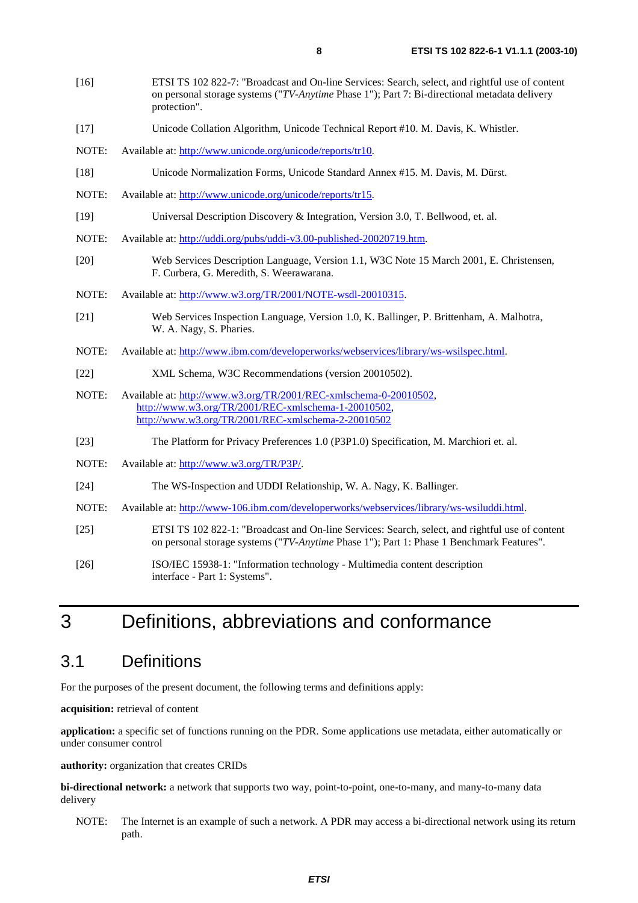[16] ETSI TS 102 822-7: "Broadcast and On-line Services: Search, select, and rightful use of content on personal storage systems ("*TV-Anytime* Phase 1"); Part 7: Bi-directional metadata delivery protection".

[17] Unicode Collation Algorithm, Unicode Technical Report #10. M. Davis, K. Whistler.

NOTE: Available at: http://www.unicode.org/unicode/reports/tr10.

[18] Unicode Normalization Forms, Unicode Standard Annex #15. M. Davis, M. Dürst.

NOTE: Available at: http://www.unicode.org/unicode/reports/tr15.

[19] Universal Description Discovery & Integration, Version 3.0, T. Bellwood, et. al.

NOTE: Available at: http://uddi.org/pubs/uddi-v3.00-published-20020719.htm.

[20] Web Services Description Language, Version 1.1, W3C Note 15 March 2001, E. Christensen, F. Curbera, G. Meredith, S. Weerawarana.

NOTE: Available at: http://www.w3.org/TR/2001/NOTE-wsdl-20010315.

[21] Web Services Inspection Language, Version 1.0, K. Ballinger, P. Brittenham, A. Malhotra, W. A. Nagy, S. Pharies.

NOTE: Available at: http://www.ibm.com/developerworks/webservices/library/ws-wsilspec.html.

[22] XML Schema, W3C Recommendations (version 20010502).

NOTE: Available at: http://www.w3.org/TR/2001/REC-xmlschema-0-20010502, http://www.w3.org/TR/2001/REC-xmlschema-1-20010502, http://www.w3.org/TR/2001/REC-xmlschema-2-20010502

[23] The Platform for Privacy Preferences 1.0 (P3P1.0) Specification, M. Marchiori et. al.

NOTE: Available at: http://www.w3.org/TR/P3P/.

[24] The WS-Inspection and UDDI Relationship, W. A. Nagy, K. Ballinger.

NOTE: Available at: http://www-106.ibm.com/developerworks/webservices/library/ws-wsiluddi.html.

[25] ETSI TS 102 822-1: "Broadcast and On-line Services: Search, select, and rightful use of content on personal storage systems ("*TV-Anytime* Phase 1"); Part 1: Phase 1 Benchmark Features".

[26] ISO/IEC 15938-1: "Information technology - Multimedia content description interface - Part 1: Systems".

# 3 Definitions, abbreviations and conformance

## 3.1 Definitions

For the purposes of the present document, the following terms and definitions apply:

**acquisition:** retrieval of content

**application:** a specific set of functions running on the PDR. Some applications use metadata, either automatically or under consumer control

**authority:** organization that creates CRIDs

**bi-directional network:** a network that supports two way, point-to-point, one-to-many, and many-to-many data delivery

NOTE: The Internet is an example of such a network. A PDR may access a bi-directional network using its return path.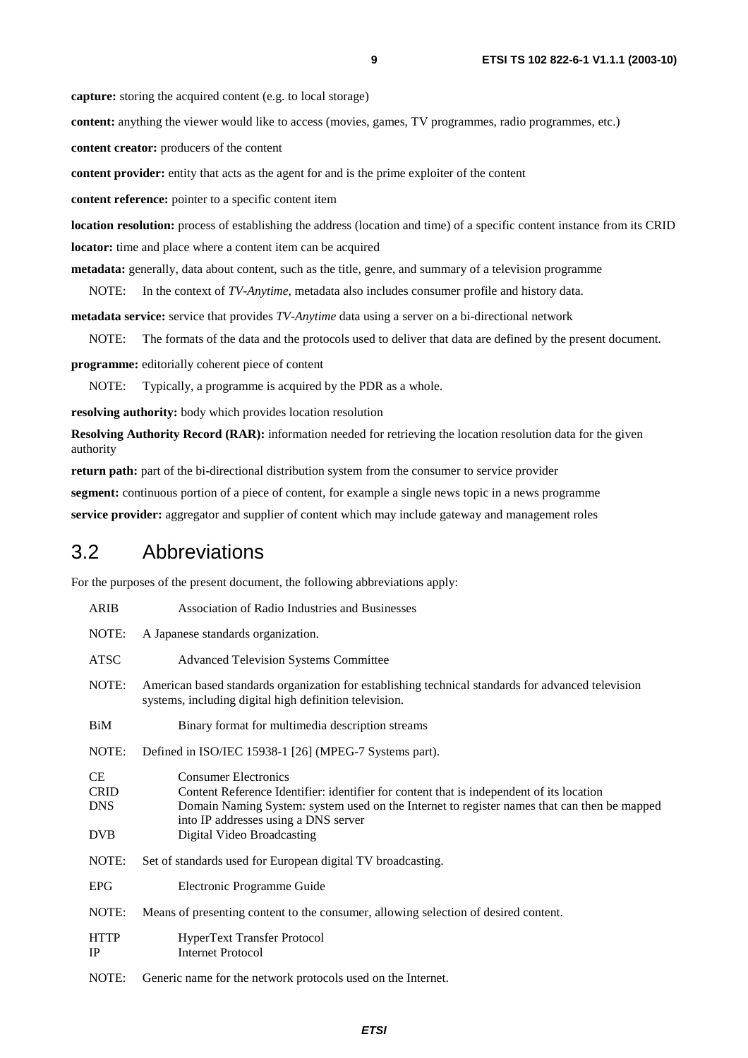**capture:** storing the acquired content (e.g. to local storage)

**content:** anything the viewer would like to access (movies, games, TV programmes, radio programmes, etc.)

**content creator:** producers of the content

**content provider:** entity that acts as the agent for and is the prime exploiter of the content

**content reference:** pointer to a specific content item

**location resolution:** process of establishing the address (location and time) of a specific content instance from its CRID

**locator:** time and place where a content item can be acquired

**metadata:** generally, data about content, such as the title, genre, and summary of a television programme

NOTE: In the context of *TV-Anytime*, metadata also includes consumer profile and history data.

**metadata service:** service that provides *TV-Anytime* data using a server on a bi-directional network

NOTE: The formats of the data and the protocols used to deliver that data are defined by the present document.

**programme:** editorially coherent piece of content

NOTE: Typically, a programme is acquired by the PDR as a whole.

**resolving authority:** body which provides location resolution

**Resolving Authority Record (RAR):** information needed for retrieving the location resolution data for the given authority

**return path:** part of the bi-directional distribution system from the consumer to service provider

**segment:** continuous portion of a piece of content, for example a single news topic in a news programme

**service provider:** aggregator and supplier of content which may include gateway and management roles

## 3.2 Abbreviations

For the purposes of the present document, the following abbreviations apply:

ARIB Association of Radio Industries and Businesses

NOTE: A Japanese standards organization.

ATSC Advanced Television Systems Committee

NOTE: American based standards organization for establishing technical standards for advanced television systems, including digital high definition television.

BiM Binary format for multimedia description streams

NOTE: Defined in ISO/IEC 15938-1 [26] (MPEG-7 Systems part).

CE Consumer Electronics
CRID Content Reference Identifier: identifier for content that is independent of its location
DNS Domain Naming System: system used on the Internet to register names that can then be mapped into IP addresses using a DNS server
DVB Digital Video Broadcasting

NOTE: Set of standards used for European digital TV broadcasting.

EPG Electronic Programme Guide

NOTE: Means of presenting content to the consumer, allowing selection of desired content.

HTTP HyperText Transfer Protocol
IP Internet Protocol

NOTE: Generic name for the network protocols used on the Internet.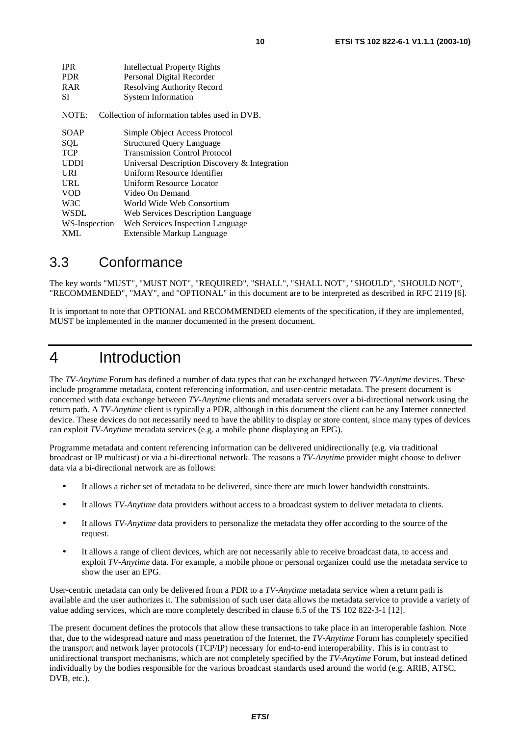| | |
|---|---|
| IPR | Intellectual Property Rights |
| PDR | Personal Digital Recorder |
| RAR | Resolving Authority Record |
| SI | System Information |

NOTE: Collection of information tables used in DVB.

| | |
|---|---|
| SOAP | Simple Object Access Protocol |
| SQL | Structured Query Language |
| TCP | Transmission Control Protocol |
| UDDI | Universal Description Discovery & Integration |
| URI | Uniform Resource Identifier |
| URL | Uniform Resource Locator |
| VOD | Video On Demand |
| W3C | World Wide Web Consortium |
| WSDL | Web Services Description Language |
| WS-Inspection | Web Services Inspection Language |
| XML | Extensible Markup Language |

## 3.3 Conformance

The key words "MUST", "MUST NOT", "REQUIRED", "SHALL", "SHALL NOT", "SHOULD", "SHOULD NOT", "RECOMMENDED", "MAY", and "OPTIONAL" in this document are to be interpreted as described in RFC 2119 [6].

It is important to note that OPTIONAL and RECOMMENDED elements of the specification, if they are implemented, MUST be implemented in the manner documented in the present document.

# 4 Introduction

The *TV-Anytime* Forum has defined a number of data types that can be exchanged between *TV-Anytime* devices. These include programme metadata, content referencing information, and user-centric metadata. The present document is concerned with data exchange between *TV-Anytime* clients and metadata servers over a bi-directional network using the return path. A *TV-Anytime* client is typically a PDR, although in this document the client can be any Internet connected device. These devices do not necessarily need to have the ability to display or store content, since many types of devices can exploit *TV-Anytime* metadata services (e.g. a mobile phone displaying an EPG).

Programme metadata and content referencing information can be delivered unidirectionally (e.g. via traditional broadcast or IP multicast) or via a bi-directional network. The reasons a *TV-Anytime* provider might choose to deliver data via a bi-directional network are as follows:

- It allows a richer set of metadata to be delivered, since there are much lower bandwidth constraints.
- It allows *TV-Anytime* data providers without access to a broadcast system to deliver metadata to clients.
- It allows *TV-Anytime* data providers to personalize the metadata they offer according to the source of the request.
- It allows a range of client devices, which are not necessarily able to receive broadcast data, to access and exploit *TV-Anytime* data. For example, a mobile phone or personal organizer could use the metadata service to show the user an EPG.

User-centric metadata can only be delivered from a PDR to a *TV-Anytime* metadata service when a return path is available and the user authorizes it. The submission of such user data allows the metadata service to provide a variety of value adding services, which are more completely described in clause 6.5 of the TS 102 822-3-1 [12].

The present document defines the protocols that allow these transactions to take place in an interoperable fashion. Note that, due to the widespread nature and mass penetration of the Internet, the *TV-Anytime* Forum has completely specified the transport and network layer protocols (TCP/IP) necessary for end-to-end interoperability. This is in contrast to unidirectional transport mechanisms, which are not completely specified by the *TV-Anytime* Forum, but instead defined individually by the bodies responsible for the various broadcast standards used around the world (e.g. ARIB, ATSC, DVB, etc.).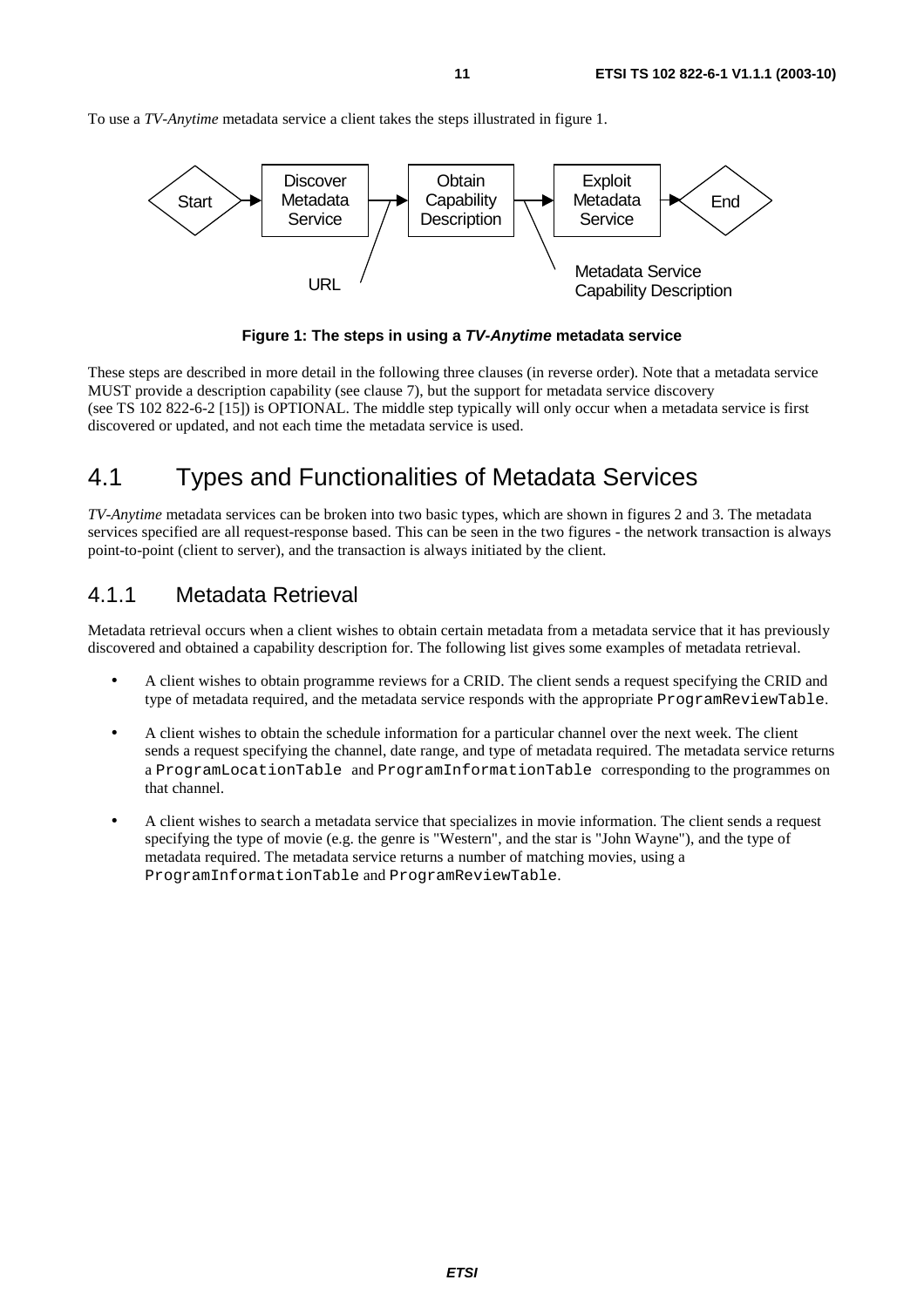To use a *TV-Anytime* metadata service a client takes the steps illustrated in figure 1.

Start → Discover Metadata Service → Obtain Capability Description → Exploit Metadata Service → End

URL

Metadata Service Capability Description

**Figure 1: The steps in using a *TV-Anytime* metadata service**

These steps are described in more detail in the following three clauses (in reverse order). Note that a metadata service MUST provide a description capability (see clause 7), but the support for metadata service discovery (see TS 102 822-6-2 [15]) is OPTIONAL. The middle step typically will only occur when a metadata service is first discovered or updated, and not each time the metadata service is used.

## 4.1 Types and Functionalities of Metadata Services

*TV-Anytime* metadata services can be broken into two basic types, which are shown in figures 2 and 3. The metadata services specified are all request-response based. This can be seen in the two figures - the network transaction is always point-to-point (client to server), and the transaction is always initiated by the client.

### 4.1.1 Metadata Retrieval

Metadata retrieval occurs when a client wishes to obtain certain metadata from a metadata service that it has previously discovered and obtained a capability description for. The following list gives some examples of metadata retrieval.

- A client wishes to obtain programme reviews for a CRID. The client sends a request specifying the CRID and type of metadata required, and the metadata service responds with the appropriate `ProgramReviewTable`.
- A client wishes to obtain the schedule information for a particular channel over the next week. The client sends a request specifying the channel, date range, and type of metadata required. The metadata service returns a `ProgramLocationTable` and `ProgramInformationTable` corresponding to the programmes on that channel.
- A client wishes to search a metadata service that specializes in movie information. The client sends a request specifying the type of movie (e.g. the genre is "Western", and the star is "John Wayne"), and the type of metadata required. The metadata service returns a number of matching movies, using a `ProgramInformationTable` and `ProgramReviewTable`.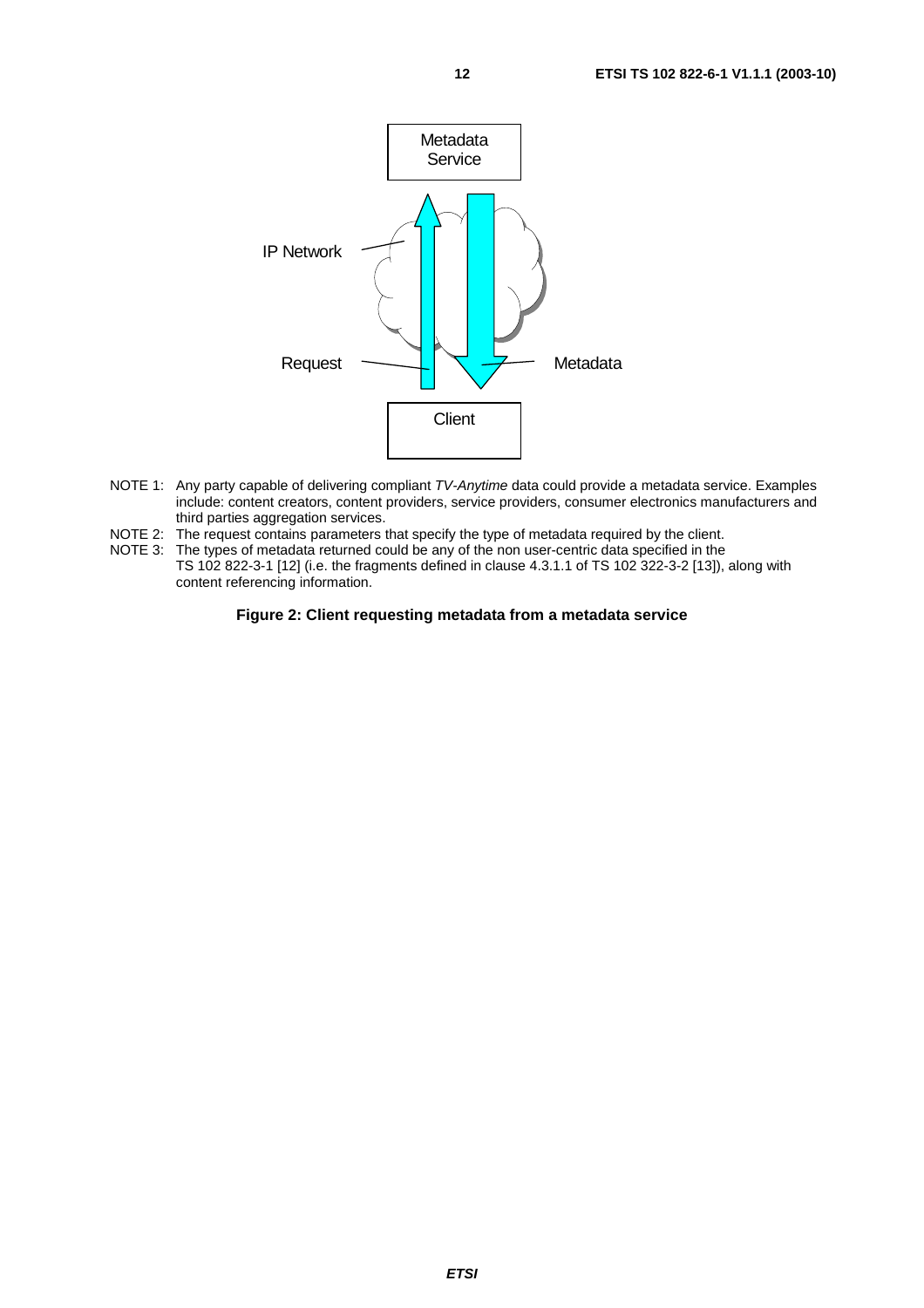NOTE 1: Any party capable of delivering compliant *TV-Anytime* data could provide a metadata service. Examples include: content creators, content providers, service providers, consumer electronics manufacturers and third parties aggregation services.

NOTE 2: The request contains parameters that specify the type of metadata required by the client.

NOTE 3: The types of metadata returned could be any of the non user-centric data specified in the TS 102 822-3-1 [12] (i.e. the fragments defined in clause 4.3.1.1 of TS 102 322-3-2 [13]), along with content referencing information.

**Figure 2: Client requesting metadata from a metadata service**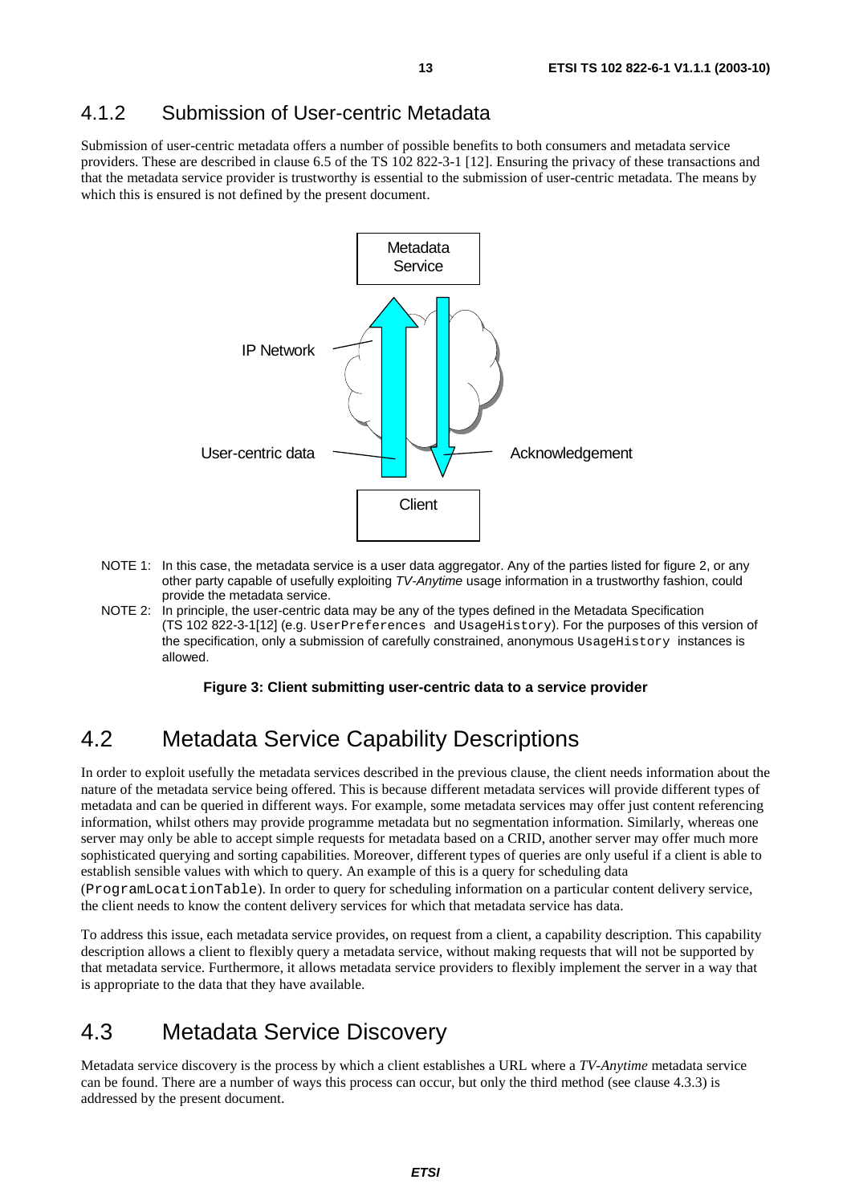### 4.1.2 Submission of User-centric Metadata

Submission of user-centric metadata offers a number of possible benefits to both consumers and metadata service providers. These are described in clause 6.5 of the TS 102 822-3-1 [12]. Ensuring the privacy of these transactions and that the metadata service provider is trustworthy is essential to the submission of user-centric metadata. The means by which this is ensured is not defined by the present document.

Metadata Service

IP Network

User-centric data

Acknowledgement

Client

NOTE 1: In this case, the metadata service is a user data aggregator. Any of the parties listed for figure 2, or any other party capable of usefully exploiting *TV-Anytime* usage information in a trustworthy fashion, could provide the metadata service.

NOTE 2: In principle, the user-centric data may be any of the types defined in the Metadata Specification (TS 102 822-3-1[12] (e.g. `UserPreferences` and `UsageHistory`). For the purposes of this version of the specification, only a submission of carefully constrained, anonymous `UsageHistory` instances is allowed.

**Figure 3: Client submitting user-centric data to a service provider**

## 4.2 Metadata Service Capability Descriptions

In order to exploit usefully the metadata services described in the previous clause, the client needs information about the nature of the metadata service being offered. This is because different metadata services will provide different types of metadata and can be queried in different ways. For example, some metadata services may offer just content referencing information, whilst others may provide programme metadata but no segmentation information. Similarly, whereas one server may only be able to accept simple requests for metadata based on a CRID, another server may offer much more sophisticated querying and sorting capabilities. Moreover, different types of queries are only useful if a client is able to establish sensible values with which to query. An example of this is a query for scheduling data (`ProgramLocationTable`). In order to query for scheduling information on a particular content delivery service, the client needs to know the content delivery services for which that metadata service has data.

To address this issue, each metadata service provides, on request from a client, a capability description. This capability description allows a client to flexibly query a metadata service, without making requests that will not be supported by that metadata service. Furthermore, it allows metadata service providers to flexibly implement the server in a way that is appropriate to the data that they have available.

## 4.3 Metadata Service Discovery

Metadata service discovery is the process by which a client establishes a URL where a *TV-Anytime* metadata service can be found. There are a number of ways this process can occur, but only the third method (see clause 4.3.3) is addressed by the present document.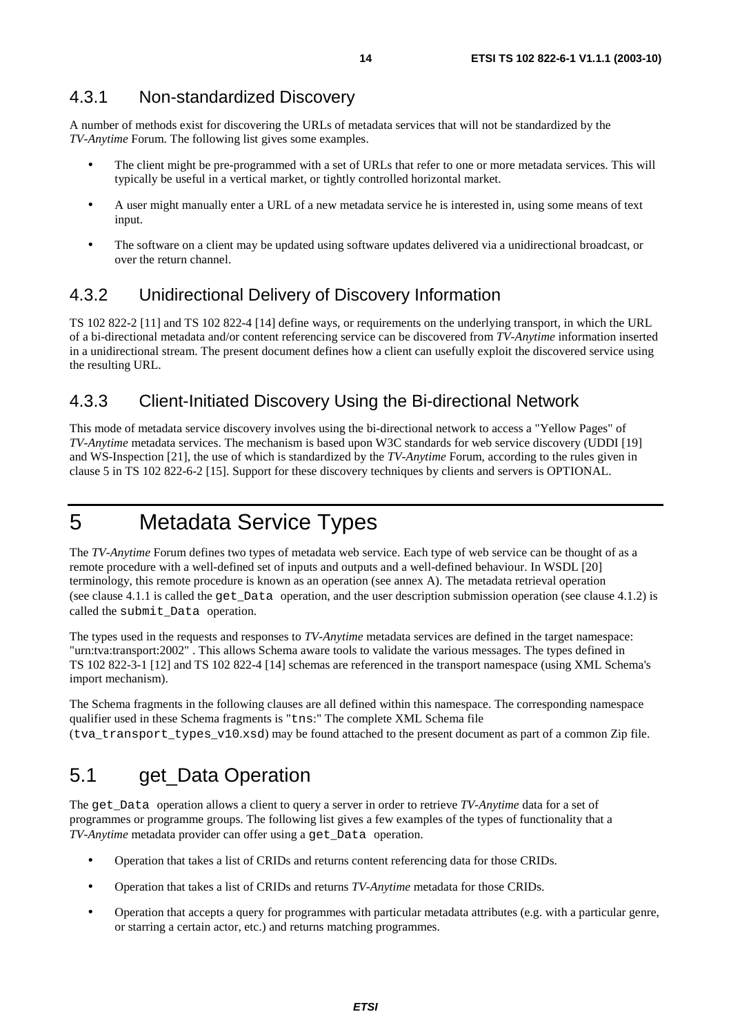### 4.3.1 Non-standardized Discovery

A number of methods exist for discovering the URLs of metadata services that will not be standardized by the *TV-Anytime* Forum. The following list gives some examples.

- The client might be pre-programmed with a set of URLs that refer to one or more metadata services. This will typically be useful in a vertical market, or tightly controlled horizontal market.
- A user might manually enter a URL of a new metadata service he is interested in, using some means of text input.
- The software on a client may be updated using software updates delivered via a unidirectional broadcast, or over the return channel.

### 4.3.2 Unidirectional Delivery of Discovery Information

TS 102 822-2 [11] and TS 102 822-4 [14] define ways, or requirements on the underlying transport, in which the URL of a bi-directional metadata and/or content referencing service can be discovered from *TV-Anytime* information inserted in a unidirectional stream. The present document defines how a client can usefully exploit the discovered service using the resulting URL.

### 4.3.3 Client-Initiated Discovery Using the Bi-directional Network

This mode of metadata service discovery involves using the bi-directional network to access a "Yellow Pages" of *TV-Anytime* metadata services. The mechanism is based upon W3C standards for web service discovery (UDDI [19] and WS-Inspection [21], the use of which is standardized by the *TV-Anytime* Forum, according to the rules given in clause 5 in TS 102 822-6-2 [15]. Support for these discovery techniques by clients and servers is OPTIONAL.

# 5 Metadata Service Types

The *TV-Anytime* Forum defines two types of metadata web service. Each type of web service can be thought of as a remote procedure with a well-defined set of inputs and outputs and a well-defined behaviour. In WSDL [20] terminology, this remote procedure is known as an operation (see annex A). The metadata retrieval operation (see clause 4.1.1 is called the `get_Data` operation, and the user description submission operation (see clause 4.1.2) is called the `submit_Data` operation.

The types used in the requests and responses to *TV-Anytime* metadata services are defined in the target namespace: "urn:tva:transport:2002" . This allows Schema aware tools to validate the various messages. The types defined in TS 102 822-3-1 [12] and TS 102 822-4 [14] schemas are referenced in the transport namespace (using XML Schema's import mechanism).

The Schema fragments in the following clauses are all defined within this namespace. The corresponding namespace qualifier used in these Schema fragments is "`tns`:" The complete XML Schema file (`tva_transport_types_v10.xsd`) may be found attached to the present document as part of a common Zip file.

## 5.1 get_Data Operation

The `get_Data` operation allows a client to query a server in order to retrieve *TV-Anytime* data for a set of programmes or programme groups. The following list gives a few examples of the types of functionality that a *TV-Anytime* metadata provider can offer using a `get_Data` operation.

- Operation that takes a list of CRIDs and returns content referencing data for those CRIDs.
- Operation that takes a list of CRIDs and returns *TV-Anytime* metadata for those CRIDs.
- Operation that accepts a query for programmes with particular metadata attributes (e.g. with a particular genre, or starring a certain actor, etc.) and returns matching programmes.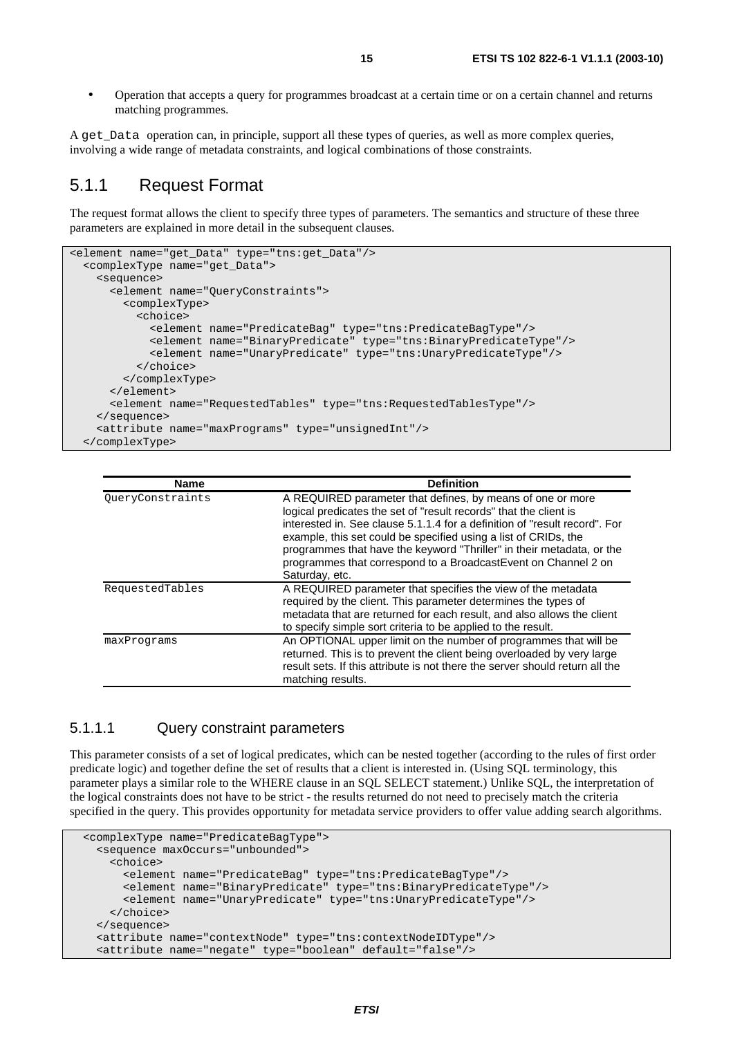- Operation that accepts a query for programmes broadcast at a certain time or on a certain channel and returns matching programmes.

A `get_Data` operation can, in principle, support all these types of queries, as well as more complex queries, involving a wide range of metadata constraints, and logical combinations of those constraints.

## 5.1.1 Request Format

The request format allows the client to specify three types of parameters. The semantics and structure of these three parameters are explained in more detail in the subsequent clauses.

```
<element name="get_Data" type="tns:get_Data"/>
  <complexType name="get_Data">
    <sequence>
      <element name="QueryConstraints">
        <complexType>
          <choice>
            <element name="PredicateBag" type="tns:PredicateBagType"/>
            <element name="BinaryPredicate" type="tns:BinaryPredicateType"/>
            <element name="UnaryPredicate" type="tns:UnaryPredicateType"/>
          </choice>
        </complexType>
      </element>
      <element name="RequestedTables" type="tns:RequestedTablesType"/>
    </sequence>
    <attribute name="maxPrograms" type="unsignedInt"/>
  </complexType>
```

| Name | Definition |
| --- | --- |
| QueryConstraints | A REQUIRED parameter that defines, by means of one or more logical predicates the set of "result records" that the client is interested in. See clause 5.1.1.4 for a definition of "result record". For example, this set could be specified using a list of CRIDs, the programmes that have the keyword "Thriller" in their metadata, or the programmes that correspond to a BroadcastEvent on Channel 2 on Saturday, etc. |
| RequestedTables | A REQUIRED parameter that specifies the view of the metadata required by the client. This parameter determines the types of metadata that are returned for each result, and also allows the client to specify simple sort criteria to be applied to the result. |
| maxPrograms | An OPTIONAL upper limit on the number of programmes that will be returned. This is to prevent the client being overloaded by very large result sets. If this attribute is not there the server should return all the matching results. |

### 5.1.1.1 Query constraint parameters

This parameter consists of a set of logical predicates, which can be nested together (according to the rules of first order predicate logic) and together define the set of results that a client is interested in. (Using SQL terminology, this parameter plays a similar role to the WHERE clause in an SQL SELECT statement.) Unlike SQL, the interpretation of the logical constraints does not have to be strict - the results returned do not need to precisely match the criteria specified in the query. This provides opportunity for metadata service providers to offer value adding search algorithms.

```
  <complexType name="PredicateBagType">
    <sequence maxOccurs="unbounded">
      <choice>
        <element name="PredicateBag" type="tns:PredicateBagType"/>
        <element name="BinaryPredicate" type="tns:BinaryPredicateType"/>
        <element name="UnaryPredicate" type="tns:UnaryPredicateType"/>
      </choice>
    </sequence>
    <attribute name="contextNode" type="tns:contextNodeIDType"/>
    <attribute name="negate" type="boolean" default="false"/>
```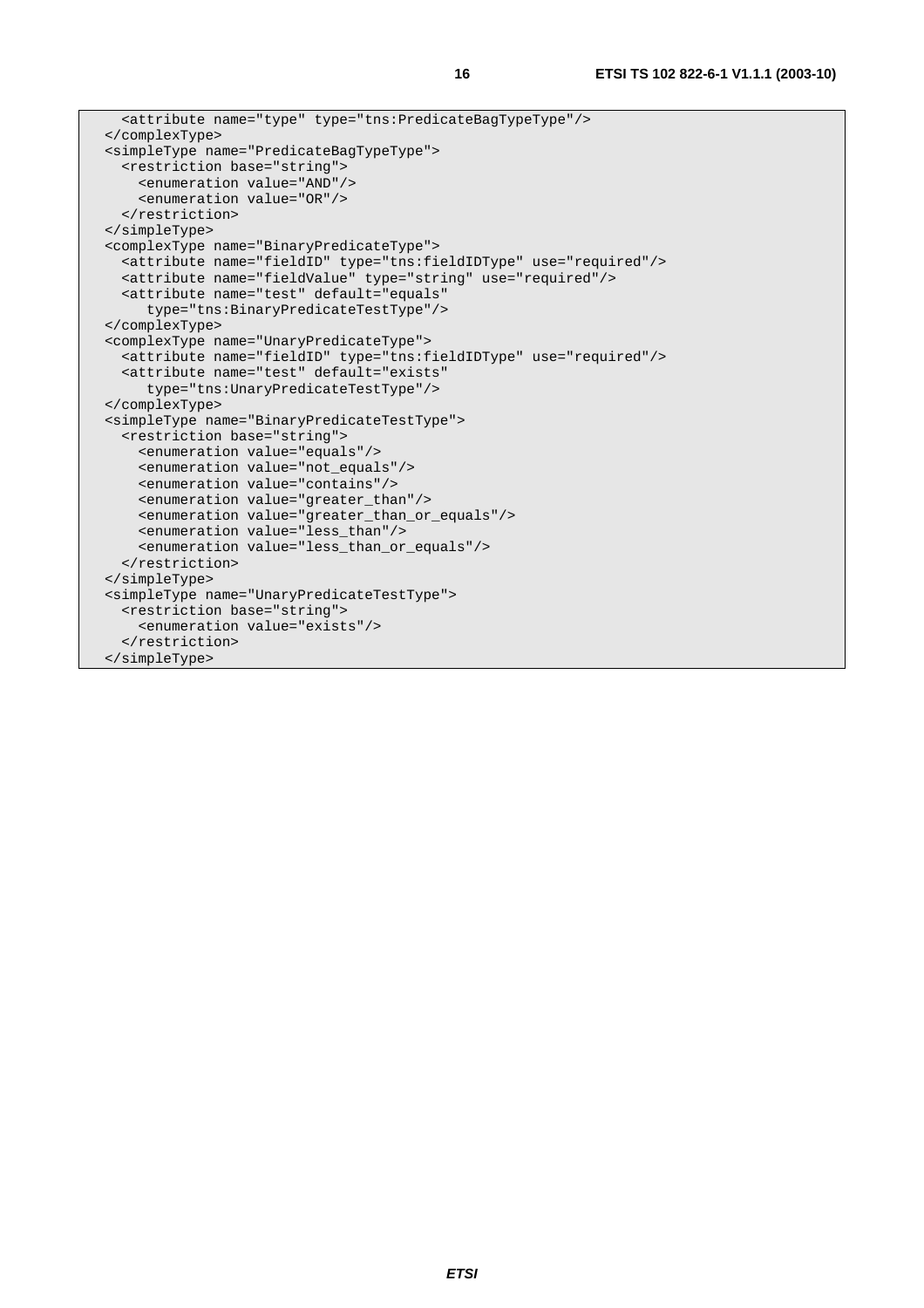```
    <attribute name="type" type="tns:PredicateBagTypeType"/>
  </complexType>
  <simpleType name="PredicateBagTypeType">
    <restriction base="string">
      <enumeration value="AND"/>
      <enumeration value="OR"/>
    </restriction>
  </simpleType>
  <complexType name="BinaryPredicateType">
    <attribute name="fieldID" type="tns:fieldIDType" use="required"/>
    <attribute name="fieldValue" type="string" use="required"/>
    <attribute name="test" default="equals"
       type="tns:BinaryPredicateTestType"/>
  </complexType>
  <complexType name="UnaryPredicateType">
    <attribute name="fieldID" type="tns:fieldIDType" use="required"/>
    <attribute name="test" default="exists"
       type="tns:UnaryPredicateTestType"/>
  </complexType>
  <simpleType name="BinaryPredicateTestType">
    <restriction base="string">
      <enumeration value="equals"/>
      <enumeration value="not_equals"/>
      <enumeration value="contains"/>
      <enumeration value="greater_than"/>
      <enumeration value="greater_than_or_equals"/>
      <enumeration value="less_than"/>
      <enumeration value="less_than_or_equals"/>
    </restriction>
  </simpleType>
  <simpleType name="UnaryPredicateTestType">
    <restriction base="string">
      <enumeration value="exists"/>
    </restriction>
  </simpleType>
```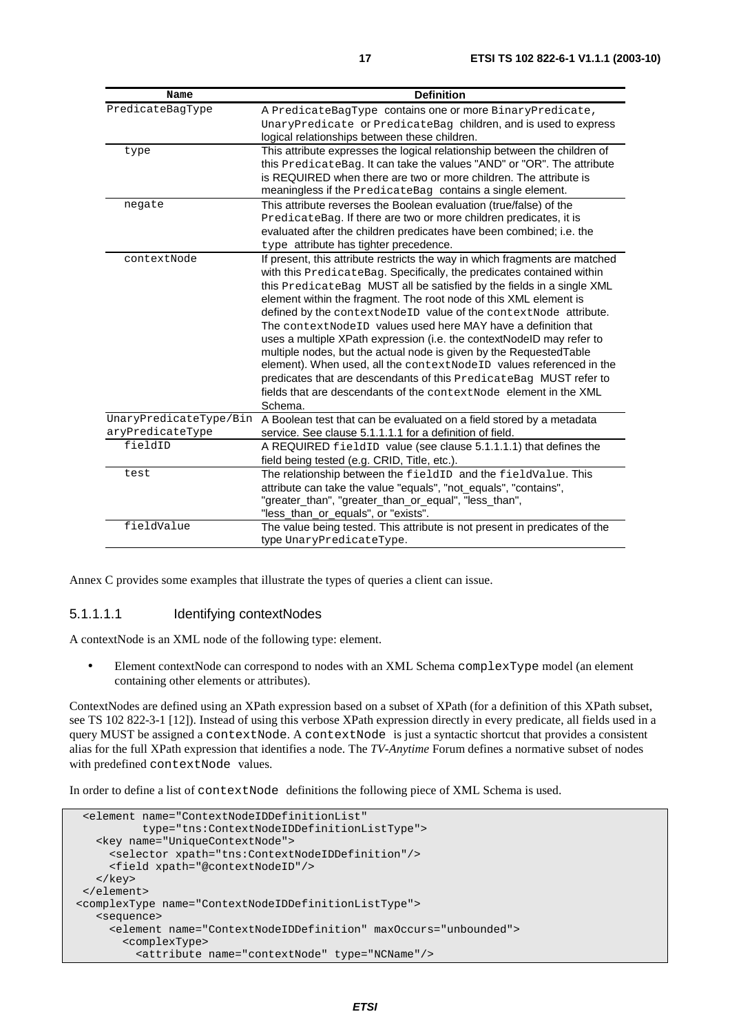| Name | Definition |
| --- | --- |
| PredicateBagType | A PredicateBagType contains one or more BinaryPredicate, UnaryPredicate or PredicateBag children, and is used to express logical relationships between these children. |
| type | This attribute expresses the logical relationship between the children of this PredicateBag. It can take the values "AND" or "OR". The attribute is REQUIRED when there are two or more children. The attribute is meaningless if the PredicateBag contains a single element. |
| negate | This attribute reverses the Boolean evaluation (true/false) of the PredicateBag. If there are two or more children predicates, it is evaluated after the children predicates have been combined; i.e. the type attribute has tighter precedence. |
| contextNode | If present, this attribute restricts the way in which fragments are matched with this PredicateBag. Specifically, the predicates contained within this PredicateBag MUST all be satisfied by the fields in a single XML element within the fragment. The root node of this XML element is defined by the contextNodeID value of the contextNode attribute. The contextNodeID values used here MAY have a definition that uses a multiple XPath expression (i.e. the contextNodeID may refer to multiple nodes, but the actual node is given by the RequestedTable element). When used, all the contextNodeID values referenced in the predicates that are descendants of this PredicateBag MUST refer to fields that are descendants of the contextNode element in the XML Schema. |
| UnaryPredicateType/BinaryPredicateType | A Boolean test that can be evaluated on a field stored by a metadata service. See clause 5.1.1.1.1 for a definition of field. |
| fieldID | A REQUIRED fieldID value (see clause 5.1.1.1.1) that defines the field being tested (e.g. CRID, Title, etc.). |
| test | The relationship between the fieldID and the fieldValue. This attribute can take the value "equals", "not_equals", "contains", "greater_than", "greater_than_or_equal", "less_than", "less_than_or_equals", or "exists". |
| fieldValue | The value being tested. This attribute is not present in predicates of the type UnaryPredicateType. |

Annex C provides some examples that illustrate the types of queries a client can issue.

##### 5.1.1.1.1 Identifying contextNodes

A contextNode is an XML node of the following type: element.

- Element contextNode can correspond to nodes with an XML Schema complexType model (an element containing other elements or attributes).

ContextNodes are defined using an XPath expression based on a subset of XPath (for a definition of this XPath subset, see TS 102 822-3-1 [12]). Instead of using this verbose XPath expression directly in every predicate, all fields used in a query MUST be assigned a contextNode. A contextNode is just a syntactic shortcut that provides a consistent alias for the full XPath expression that identifies a node. The *TV-Anytime* Forum defines a normative subset of nodes with predefined contextNode values.

In order to define a list of contextNode definitions the following piece of XML Schema is used.

```
  <element name="ContextNodeIDDefinitionList"
          type="tns:ContextNodeIDDefinitionListType">
    <key name="UniqueContextNode">
      <selector xpath="tns:ContextNodeIDDefinition"/>
      <field xpath="@contextNodeID"/>
    </key>
  </element>
 <complexType name="ContextNodeIDDefinitionListType">
    <sequence>
      <element name="ContextNodeIDDefinition" maxOccurs="unbounded">
        <complexType>
          <attribute name="contextNode" type="NCName"/>
```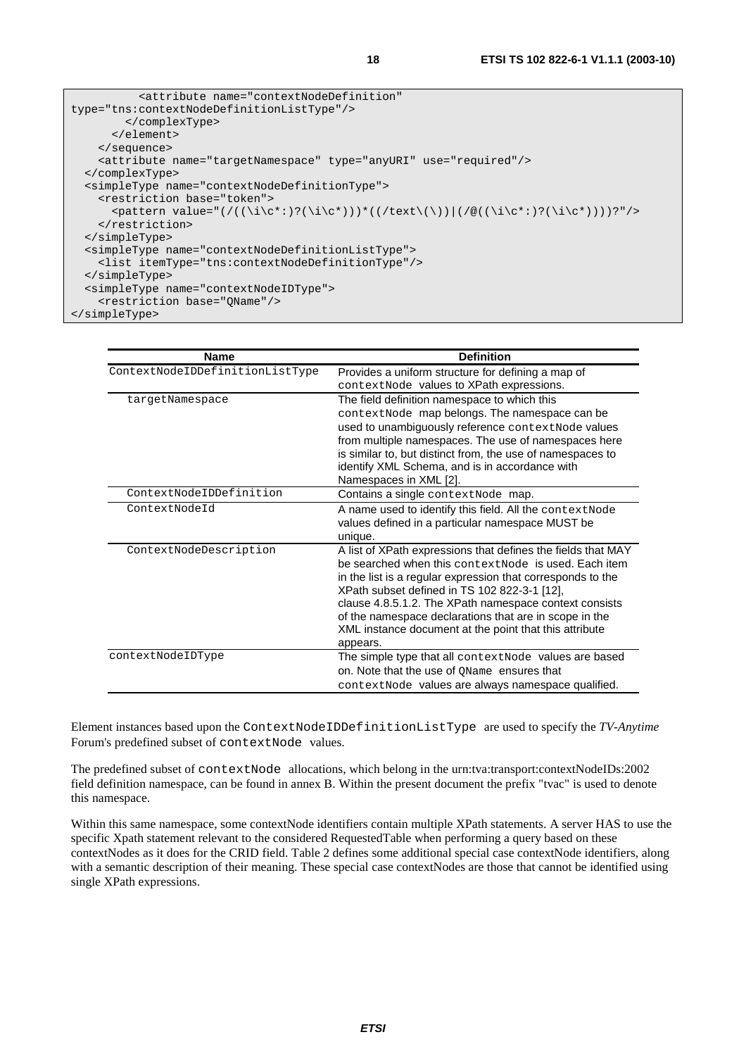```
        <attribute name="contextNodeDefinition"
type="tns:contextNodeDefinitionListType"/>
      </complexType>
    </element>
  </sequence>
  <attribute name="targetNamespace" type="anyURI" use="required"/>
</complexType>
<simpleType name="contextNodeDefinitionType">
  <restriction base="token">
    <pattern value="(/(((\i\c*:)?(\i\c*)))*((/text\(\))|(/@((\i\c*:)?(\i\c*))))?"/>
  </restriction>
</simpleType>
<simpleType name="contextNodeDefinitionListType">
  <list itemType="tns:contextNodeDefinitionType"/>
</simpleType>
<simpleType name="contextNodeIDType">
  <restriction base="QName"/>
</simpleType>
```

| Name | Definition |
| --- | --- |
| ContextNodeIDDefinitionListType | Provides a uniform structure for defining a map of `contextNode` values to XPath expressions. |
| targetNamespace | The field definition namespace to which this `contextNode` map belongs. The namespace can be used to unambiguously reference `contextNode` values from multiple namespaces. The use of namespaces here is similar to, but distinct from, the use of namespaces to identify XML Schema, and is in accordance with Namespaces in XML [2]. |
| ContextNodeIDDefinition | Contains a single `contextNode` map. |
| ContextNodeId | A name used to identify this field. All the `contextNode` values defined in a particular namespace MUST be unique. |
| ContextNodeDescription | A list of XPath expressions that defines the fields that MAY be searched when this `contextNode` is used. Each item in the list is a regular expression that corresponds to the XPath subset defined in TS 102 822-3-1 [12], clause 4.8.5.1.2. The XPath namespace context consists of the namespace declarations that are in scope in the XML instance document at the point that this attribute appears. |
| contextNodeIDType | The simple type that all `contextNode` values are based on. Note that the use of `QName` ensures that `contextNode` values are always namespace qualified. |

Element instances based upon the `ContextNodeIDDefinitionListType` are used to specify the *TV-Anytime* Forum's predefined subset of `contextNode` values.

The predefined subset of `contextNode` allocations, which belong in the urn:tva:transport:contextNodeIDs:2002 field definition namespace, can be found in annex B. Within the present document the prefix "tvac" is used to denote this namespace.

Within this same namespace, some contextNode identifiers contain multiple XPath statements. A server HAS to use the specific Xpath statement relevant to the considered RequestedTable when performing a query based on these contextNodes as it does for the CRID field. Table 2 defines some additional special case contextNode identifiers, along with a semantic description of their meaning. These special case contextNodes are those that cannot be identified using single XPath expressions.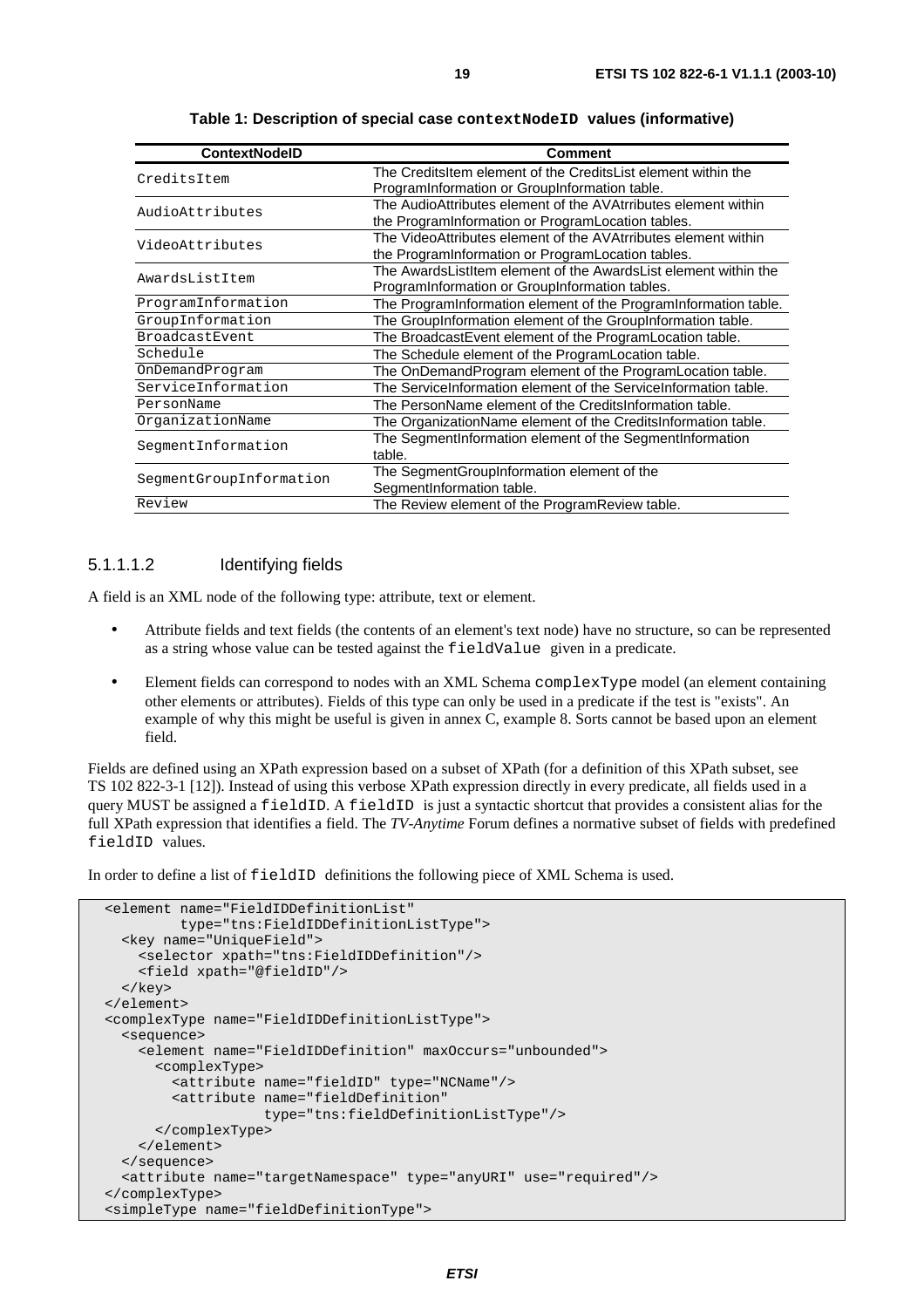**Table 1: Description of special case `contextNodeID` values (informative)**

| ContextNodeID | Comment |
| --- | --- |
| `CreditsItem` | The CreditsItem element of the CreditsList element within the ProgramInformation or GroupInformation table. |
| `AudioAttributes` | The AudioAttributes element of the AVAtrributes element within the ProgramInformation or ProgramLocation tables. |
| `VideoAttributes` | The VideoAttributes element of the AVAtrributes element within the ProgramInformation or ProgramLocation tables. |
| `AwardsListItem` | The AwardsListItem element of the AwardsList element within the ProgramInformation or GroupInformation tables. |
| `ProgramInformation` | The ProgramInformation element of the ProgramInformation table. |
| `GroupInformation` | The GroupInformation element of the GroupInformation table. |
| `BroadcastEvent` | The BroadcastEvent element of the ProgramLocation table. |
| `Schedule` | The Schedule element of the ProgramLocation table. |
| `OnDemandProgram` | The OnDemandProgram element of the ProgramLocation table. |
| `ServiceInformation` | The ServiceInformation element of the ServiceInformation table. |
| `PersonName` | The PersonName element of the CreditsInformation table. |
| `OrganizationName` | The OrganizationName element of the CreditsInformation table. |
| `SegmentInformation` | The SegmentInformation element of the SegmentInformation table. |
| `SegmentGroupInformation` | The SegmentGroupInformation element of the SegmentInformation table. |
| `Review` | The Review element of the ProgramReview table. |

##### 5.1.1.1.2 Identifying fields

A field is an XML node of the following type: attribute, text or element.

- Attribute fields and text fields (the contents of an element's text node) have no structure, so can be represented as a string whose value can be tested against the `fieldValue` given in a predicate.
- Element fields can correspond to nodes with an XML Schema `complexType` model (an element containing other elements or attributes). Fields of this type can only be used in a predicate if the test is "exists". An example of why this might be useful is given in annex C, example 8. Sorts cannot be based upon an element field.

Fields are defined using an XPath expression based on a subset of XPath (for a definition of this XPath subset, see TS 102 822-3-1 [12]). Instead of using this verbose XPath expression directly in every predicate, all fields used in a query MUST be assigned a `fieldID`. A `fieldID` is just a syntactic shortcut that provides a consistent alias for the full XPath expression that identifies a field. The *TV-Anytime* Forum defines a normative subset of fields with predefined `fieldID` values.

In order to define a list of `fieldID` definitions the following piece of XML Schema is used.

```
<element name="FieldIDDefinitionList"
         type="tns:FieldIDDefinitionListType">
  <key name="UniqueField">
    <selector xpath="tns:FieldIDDefinition"/>
    <field xpath="@fieldID"/>
  </key>
</element>
<complexType name="FieldIDDefinitionListType">
  <sequence>
    <element name="FieldIDDefinition" maxOccurs="unbounded">
      <complexType>
        <attribute name="fieldID" type="NCName"/>
        <attribute name="fieldDefinition"
                   type="tns:fieldDefinitionListType"/>
      </complexType>
    </element>
  </sequence>
  <attribute name="targetNamespace" type="anyURI" use="required"/>
</complexType>
<simpleType name="fieldDefinitionType">
```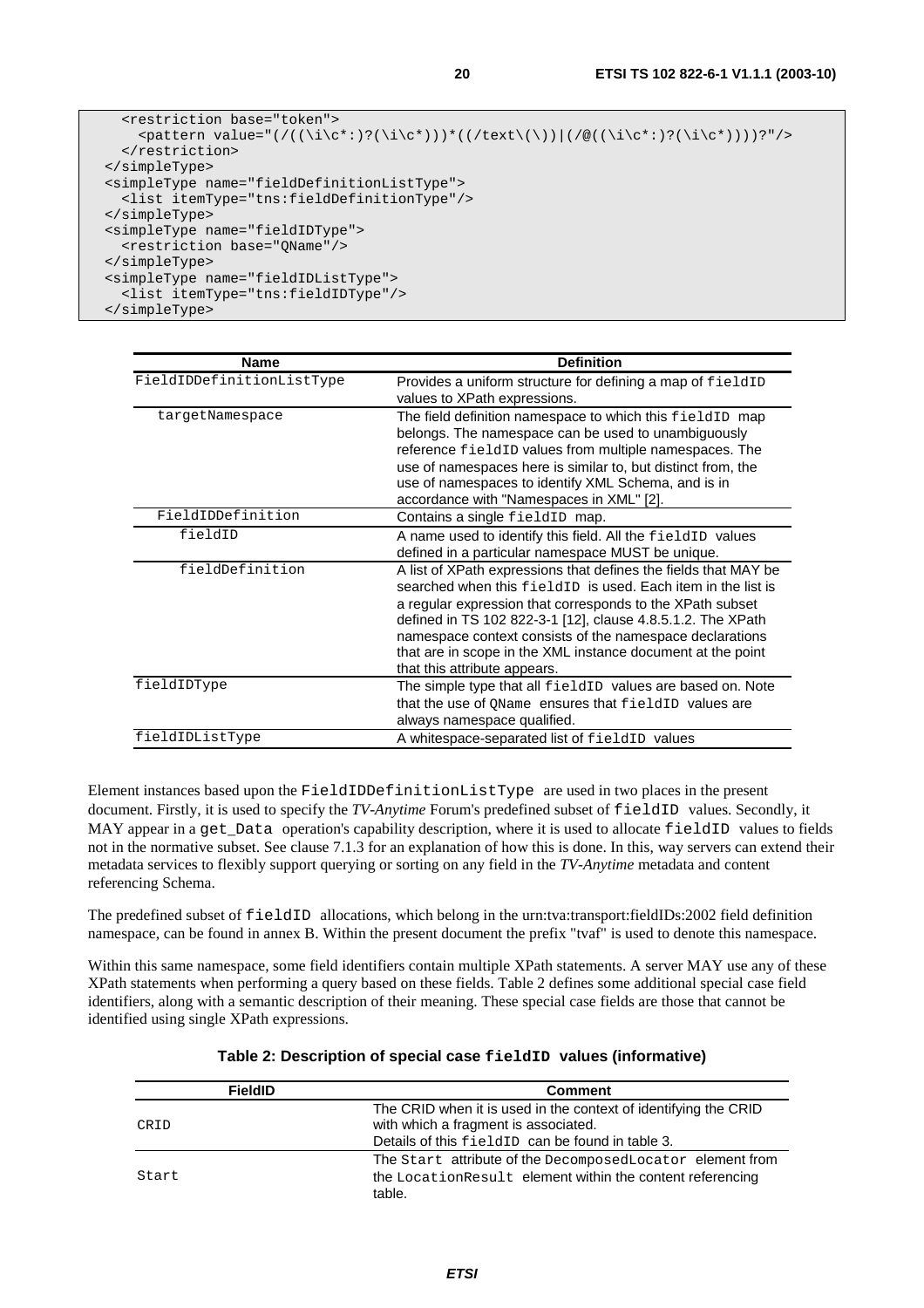```
    <restriction base="token">
      <pattern value="(/((\i\c*:)?(\i\c*)))*((/text\(\))|(/@((\i\c*:)?(\i\c*))))?"/>
    </restriction>
  </simpleType>
  <simpleType name="fieldDefinitionListType">
    <list itemType="tns:fieldDefinitionType"/>
  </simpleType>
  <simpleType name="fieldIDType">
    <restriction base="QName"/>
  </simpleType>
  <simpleType name="fieldIDListType">
    <list itemType="tns:fieldIDType"/>
  </simpleType>
```

| Name | Definition |
|---|---|
| FieldIDDefinitionListType | Provides a uniform structure for defining a map of fieldID values to XPath expressions. |
| targetNamespace | The field definition namespace to which this fieldID map belongs. The namespace can be used to unambiguously reference fieldID values from multiple namespaces. The use of namespaces here is similar to, but distinct from, the use of namespaces to identify XML Schema, and is in accordance with "Namespaces in XML" [2]. |
| FieldIDDefinition | Contains a single fieldID map. |
| fieldID | A name used to identify this field. All the fieldID values defined in a particular namespace MUST be unique. |
| fieldDefinition | A list of XPath expressions that defines the fields that MAY be searched when this fieldID is used. Each item in the list is a regular expression that corresponds to the XPath subset defined in TS 102 822-3-1 [12], clause 4.8.5.1.2. The XPath namespace context consists of the namespace declarations that are in scope in the XML instance document at the point that this attribute appears. |
| fieldIDType | The simple type that all fieldID values are based on. Note that the use of QName ensures that fieldID values are always namespace qualified. |
| fieldIDListType | A whitespace-separated list of fieldID values |

Element instances based upon the FieldIDDefinitionListType are used in two places in the present document. Firstly, it is used to specify the *TV-Anytime* Forum's predefined subset of fieldID values. Secondly, it MAY appear in a get_Data operation's capability description, where it is used to allocate fieldID values to fields not in the normative subset. See clause 7.1.3 for an explanation of how this is done. In this, way servers can extend their metadata services to flexibly support querying or sorting on any field in the *TV-Anytime* metadata and content referencing Schema.

The predefined subset of fieldID allocations, which belong in the urn:tva:transport:fieldIDs:2002 field definition namespace, can be found in annex B. Within the present document the prefix "tvaf" is used to denote this namespace.

Within this same namespace, some field identifiers contain multiple XPath statements. A server MAY use any of these XPath statements when performing a query based on these fields. Table 2 defines some additional special case field identifiers, along with a semantic description of their meaning. These special case fields are those that cannot be identified using single XPath expressions.

**Table 2: Description of special case fieldID values (informative)**

| FieldID | Comment |
|---|---|
| CRID | The CRID when it is used in the context of identifying the CRID with which a fragment is associated. Details of this fieldID can be found in table 3. |
| Start | The Start attribute of the DecomposedLocator element from the LocationResult element within the content referencing table. |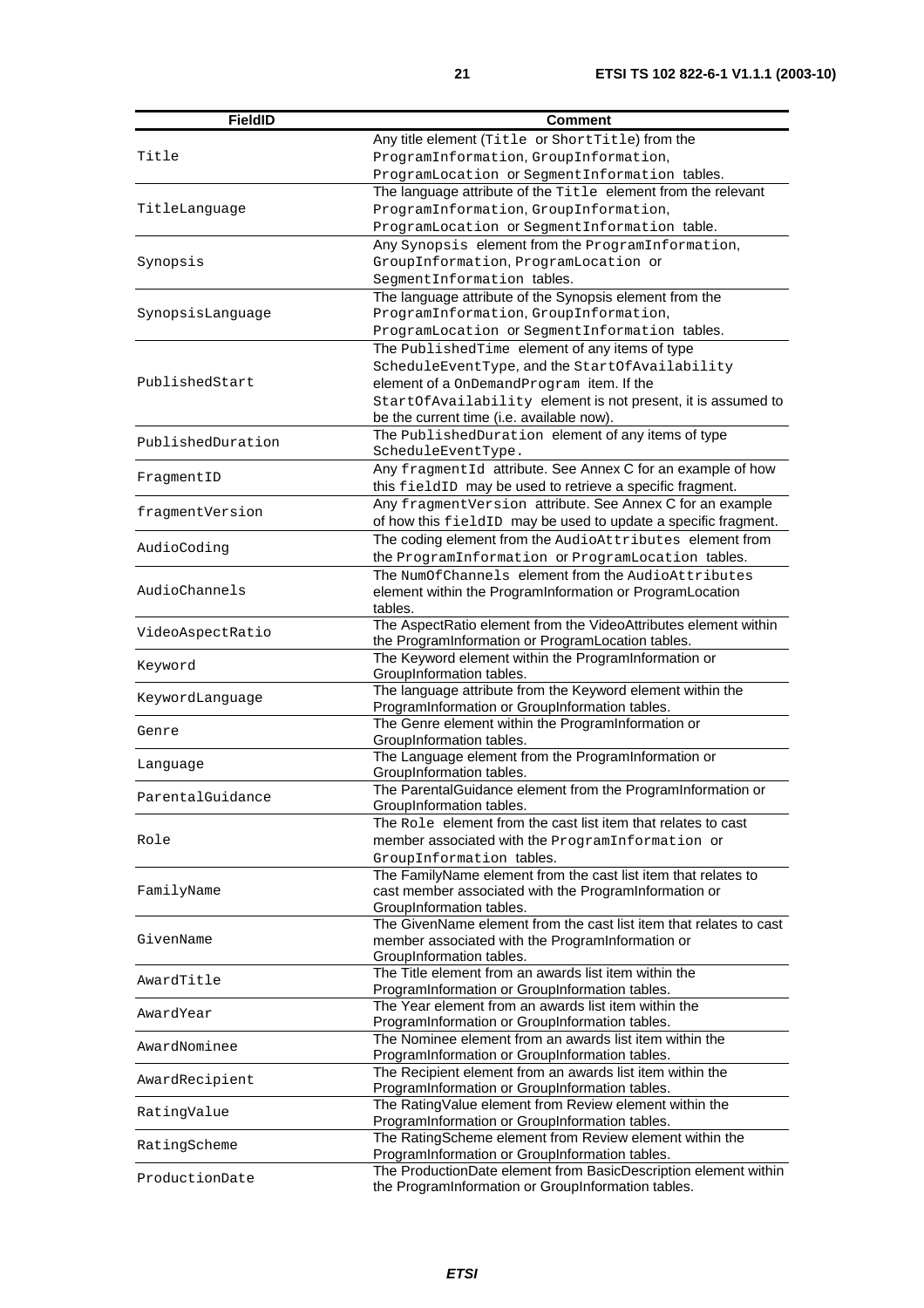| FieldID | Comment |
|---|---|
| Title | Any title element (Title or ShortTitle) from the ProgramInformation, GroupInformation, ProgramLocation or SegmentInformation tables. |
| TitleLanguage | The language attribute of the Title element from the relevant ProgramInformation, GroupInformation, ProgramLocation or SegmentInformation table. |
| Synopsis | Any Synopsis element from the ProgramInformation, GroupInformation, ProgramLocation or SegmentInformation tables. |
| SynopsisLanguage | The language attribute of the Synopsis element from the ProgramInformation, GroupInformation, ProgramLocation or SegmentInformation tables. |
| PublishedStart | The PublishedTime element of any items of type ScheduleEventType, and the StartOfAvailability element of a OnDemandProgram item. If the StartOfAvailability element is not present, it is assumed to be the current time (i.e. available now). |
| PublishedDuration | The PublishedDuration element of any items of type ScheduleEventType. |
| FragmentID | Any fragmentId attribute. See Annex C for an example of how this fieldID may be used to retrieve a specific fragment. |
| fragmentVersion | Any fragmentVersion attribute. See Annex C for an example of how this fieldID may be used to update a specific fragment. |
| AudioCoding | The coding element from the AudioAttributes element from the ProgramInformation or ProgramLocation tables. |
| AudioChannels | The NumOfChannels element from the AudioAttributes element within the ProgramInformation or ProgramLocation tables. |
| VideoAspectRatio | The AspectRatio element from the VideoAttributes element within the ProgramInformation or ProgramLocation tables. |
| Keyword | The Keyword element within the ProgramInformation or GroupInformation tables. |
| KeywordLanguage | The language attribute from the Keyword element within the ProgramInformation or GroupInformation tables. |
| Genre | The Genre element within the ProgramInformation or GroupInformation tables. |
| Language | The Language element from the ProgramInformation or GroupInformation tables. |
| ParentalGuidance | The ParentalGuidance element from the ProgramInformation or GroupInformation tables. |
| Role | The Role element from the cast list item that relates to cast member associated with the ProgramInformation or GroupInformation tables. |
| FamilyName | The FamilyName element from the cast list item that relates to cast member associated with the ProgramInformation or GroupInformation tables. |
| GivenName | The GivenName element from the cast list item that relates to cast member associated with the ProgramInformation or GroupInformation tables. |
| AwardTitle | The Title element from an awards list item within the ProgramInformation or GroupInformation tables. |
| AwardYear | The Year element from an awards list item within the ProgramInformation or GroupInformation tables. |
| AwardNominee | The Nominee element from an awards list item within the ProgramInformation or GroupInformation tables. |
| AwardRecipient | The Recipient element from an awards list item within the ProgramInformation or GroupInformation tables. |
| RatingValue | The RatingValue element from Review element within the ProgramInformation or GroupInformation tables. |
| RatingScheme | The RatingScheme element from Review element within the ProgramInformation or GroupInformation tables. |
| ProductionDate | The ProductionDate element from BasicDescription element within the ProgramInformation or GroupInformation tables. |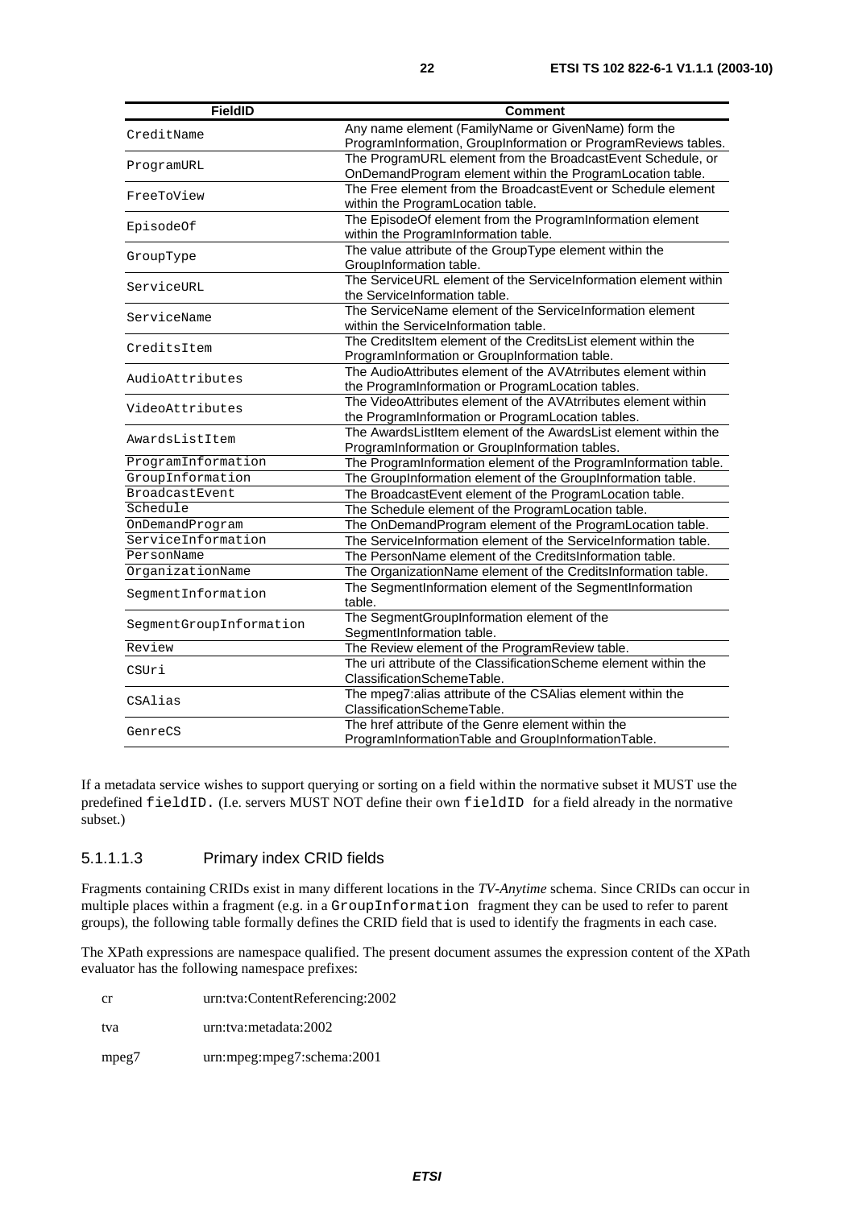| FieldID | Comment |
| --- | --- |
| CreditName | Any name element (FamilyName or GivenName) form the ProgramInformation, GroupInformation or ProgramReviews tables. |
| ProgramURL | The ProgramURL element from the BroadcastEvent Schedule, or OnDemandProgram element within the ProgramLocation table. |
| FreeToView | The Free element from the BroadcastEvent or Schedule element within the ProgramLocation table. |
| EpisodeOf | The EpisodeOf element from the ProgramInformation element within the ProgramInformation table. |
| GroupType | The value attribute of the GroupType element within the GroupInformation table. |
| ServiceURL | The ServiceURL element of the ServiceInformation element within the ServiceInformation table. |
| ServiceName | The ServiceName element of the ServiceInformation element within the ServiceInformation table. |
| CreditsItem | The CreditsItem element of the CreditsList element within the ProgramInformation or GroupInformation table. |
| AudioAttributes | The AudioAttributes element of the AVAtrributes element within the ProgramInformation or ProgramLocation tables. |
| VideoAttributes | The VideoAttributes element of the AVAtrributes element within the ProgramInformation or ProgramLocation tables. |
| AwardsListItem | The AwardsListItem element of the AwardsList element within the ProgramInformation or GroupInformation tables. |
| ProgramInformation | The ProgramInformation element of the ProgramInformation table. |
| GroupInformation | The GroupInformation element of the GroupInformation table. |
| BroadcastEvent | The BroadcastEvent element of the ProgramLocation table. |
| Schedule | The Schedule element of the ProgramLocation table. |
| OnDemandProgram | The OnDemandProgram element of the ProgramLocation table. |
| ServiceInformation | The ServiceInformation element of the ServiceInformation table. |
| PersonName | The PersonName element of the CreditsInformation table. |
| OrganizationName | The OrganizationName element of the CreditsInformation table. |
| SegmentInformation | The SegmentInformation element of the SegmentInformation table. |
| SegmentGroupInformation | The SegmentGroupInformation element of the SegmentInformation table. |
| Review | The Review element of the ProgramReview table. |
| CSUri | The uri attribute of the ClassificationScheme element within the ClassificationSchemeTable. |
| CSAlias | The mpeg7:alias attribute of the CSAlias element within the ClassificationSchemeTable. |
| GenreCS | The href attribute of the Genre element within the ProgramInformationTable and GroupInformationTable. |

If a metadata service wishes to support querying or sorting on a field within the normative subset it MUST use the predefined `fieldID`. (I.e. servers MUST NOT define their own `fieldID` for a field already in the normative subset.)

#### 5.1.1.1.3 Primary index CRID fields

Fragments containing CRIDs exist in many different locations in the *TV-Anytime* schema. Since CRIDs can occur in multiple places within a fragment (e.g. in a `GroupInformation` fragment they can be used to refer to parent groups), the following table formally defines the CRID field that is used to identify the fragments in each case.

The XPath expressions are namespace qualified. The present document assumes the expression content of the XPath evaluator has the following namespace prefixes:

cr urn:tva:ContentReferencing:2002

tva urn:tva:metadata:2002

mpeg7 urn:mpeg:mpeg7:schema:2001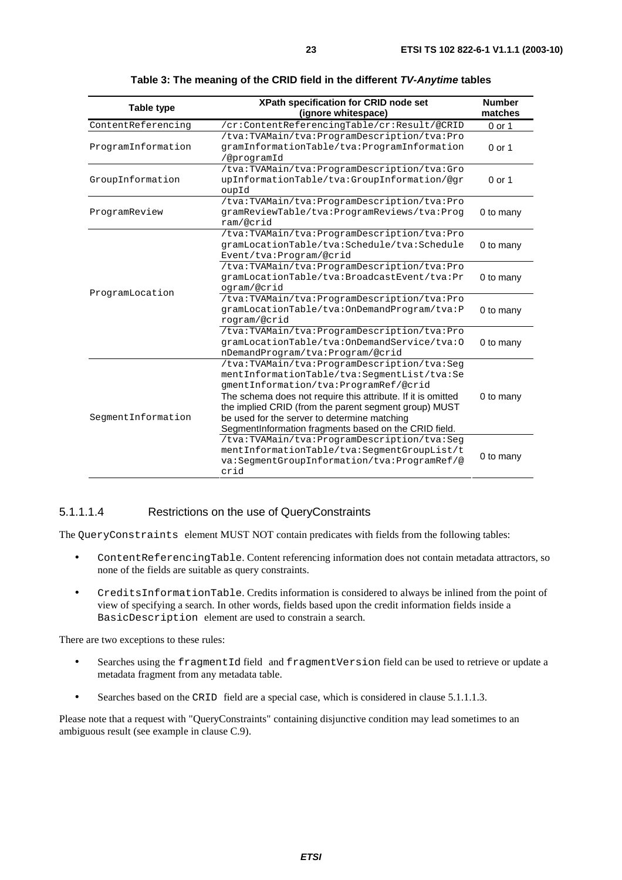**Table 3: The meaning of the CRID field in the different *TV-Anytime* tables**

| Table type | XPath specification for CRID node set (ignore whitespace) | Number matches |
|---|---|---|
| ContentReferencing | /cr:ContentReferencingTable/cr:Result/@CRID | 0 or 1 |
| ProgramInformation | /tva:TVAMain/tva:ProgramDescription/tva:ProgramInformationTable/tva:ProgramInformation/@programId | 0 or 1 |
| GroupInformation | /tva:TVAMain/tva:ProgramDescription/tva:GroupInformationTable/tva:GroupInformation/@groupId | 0 or 1 |
| ProgramReview | /tva:TVAMain/tva:ProgramDescription/tva:ProgramReviewTable/tva:ProgramReviews/tva:Program/@crid | 0 to many |
| ProgramLocation | /tva:TVAMain/tva:ProgramDescription/tva:ProgramLocationTable/tva:Schedule/tva:ScheduleEvent/tva:Program/@crid | 0 to many |
| | /tva:TVAMain/tva:ProgramDescription/tva:ProgramLocationTable/tva:BroadcastEvent/tva:Program/@crid | 0 to many |
| | /tva:TVAMain/tva:ProgramDescription/tva:ProgramLocationTable/tva:OnDemandProgram/tva:Program/@crid | 0 to many |
| | /tva:TVAMain/tva:ProgramDescription/tva:ProgramLocationTable/tva:OnDemandService/tva:OnDemandProgram/tva:Program/@crid | 0 to many |
| SegmentInformation | /tva:TVAMain/tva:ProgramDescription/tva:SegmentInformationTable/tva:SegmentList/tva:SegmentInformation/tva:ProgramRef/@crid<br>The schema does not require this attribute. If it is omitted the implied CRID (from the parent segment group) MUST be used for the server to determine matching SegmentInformation fragments based on the CRID field. | 0 to many |
| | /tva:TVAMain/tva:ProgramDescription/tva:SegmentInformationTable/tva:SegmentGroupList/tva:SegmentGroupInformation/tva:ProgramRef/@crid | 0 to many |

#### 5.1.1.1.4 Restrictions on the use of QueryConstraints

The QueryConstraints element MUST NOT contain predicates with fields from the following tables:

- ContentReferencingTable. Content referencing information does not contain metadata attractors, so none of the fields are suitable as query constraints.
- CreditsInformationTable. Credits information is considered to always be inlined from the point of view of specifying a search. In other words, fields based upon the credit information fields inside a BasicDescription element are used to constrain a search.

There are two exceptions to these rules:

- Searches using the fragmentId field and fragmentVersion field can be used to retrieve or update a metadata fragment from any metadata table.
- Searches based on the CRID field are a special case, which is considered in clause 5.1.1.1.3.

Please note that a request with "QueryConstraints" containing disjunctive condition may lead sometimes to an ambiguous result (see example in clause C.9).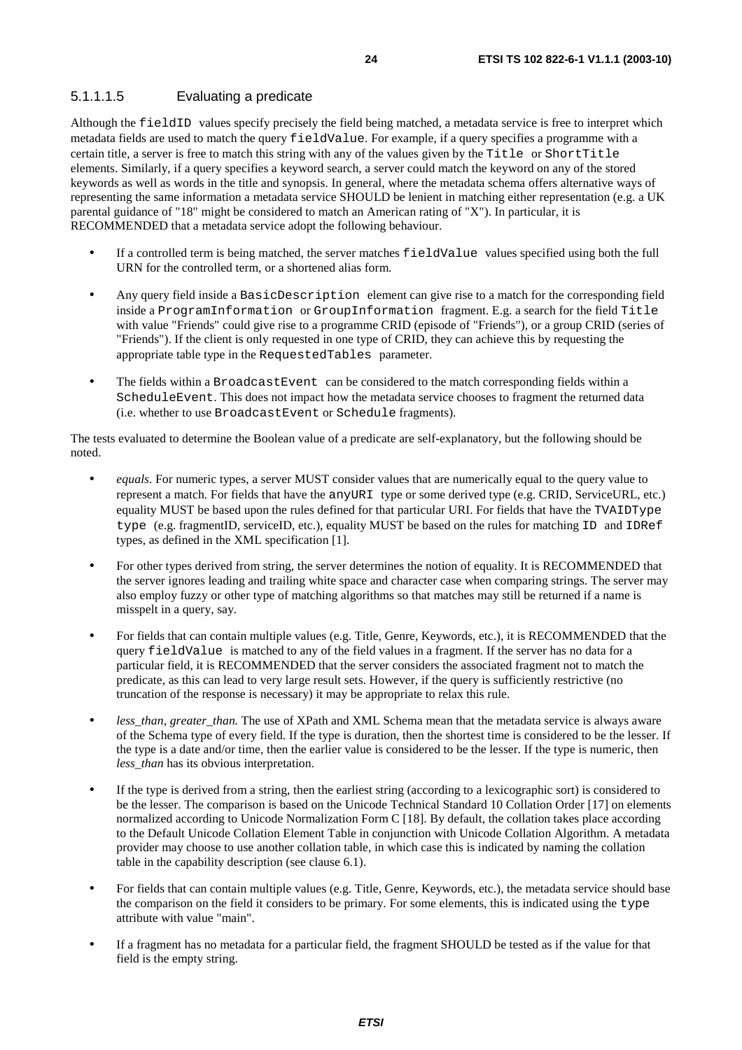#### 5.1.1.1.5 Evaluating a predicate

Although the `fieldID` values specify precisely the field being matched, a metadata service is free to interpret which metadata fields are used to match the query `fieldValue`. For example, if a query specifies a programme with a certain title, a server is free to match this string with any of the values given by the `Title` or `ShortTitle` elements. Similarly, if a query specifies a keyword search, a server could match the keyword on any of the stored keywords as well as words in the title and synopsis. In general, where the metadata schema offers alternative ways of representing the same information a metadata service SHOULD be lenient in matching either representation (e.g. a UK parental guidance of "18" might be considered to match an American rating of "X"). In particular, it is RECOMMENDED that a metadata service adopt the following behaviour.

- If a controlled term is being matched, the server matches `fieldValue` values specified using both the full URN for the controlled term, or a shortened alias form.
- Any query field inside a `BasicDescription` element can give rise to a match for the corresponding field inside a `ProgramInformation` or `GroupInformation` fragment. E.g. a search for the field `Title` with value "Friends" could give rise to a programme CRID (episode of "Friends"), or a group CRID (series of "Friends"). If the client is only requested in one type of CRID, they can achieve this by requesting the appropriate table type in the `RequestedTables` parameter.
- The fields within a `BroadcastEvent` can be considered to the match corresponding fields within a `ScheduleEvent`. This does not impact how the metadata service chooses to fragment the returned data (i.e. whether to use `BroadcastEvent` or `Schedule` fragments).

The tests evaluated to determine the Boolean value of a predicate are self-explanatory, but the following should be noted.

- *equals*. For numeric types, a server MUST consider values that are numerically equal to the query value to represent a match. For fields that have the `anyURI` type or some derived type (e.g. CRID, ServiceURL, etc.) equality MUST be based upon the rules defined for that particular URI. For fields that have the `TVAIDType type` (e.g. fragmentID, serviceID, etc.), equality MUST be based on the rules for matching `ID` and `IDRef` types, as defined in the XML specification [1].
- For other types derived from string, the server determines the notion of equality. It is RECOMMENDED that the server ignores leading and trailing white space and character case when comparing strings. The server may also employ fuzzy or other type of matching algorithms so that matches may still be returned if a name is misspelt in a query, say.
- For fields that can contain multiple values (e.g. Title, Genre, Keywords, etc.), it is RECOMMENDED that the query `fieldValue` is matched to any of the field values in a fragment. If the server has no data for a particular field, it is RECOMMENDED that the server considers the associated fragment not to match the predicate, as this can lead to very large result sets. However, if the query is sufficiently restrictive (no truncation of the response is necessary) it may be appropriate to relax this rule.
- *less_than*, *greater_than.* The use of XPath and XML Schema mean that the metadata service is always aware of the Schema type of every field. If the type is duration, then the shortest time is considered to be the lesser. If the type is a date and/or time, then the earlier value is considered to be the lesser. If the type is numeric, then *less_than* has its obvious interpretation.
- If the type is derived from a string, then the earliest string (according to a lexicographic sort) is considered to be the lesser. The comparison is based on the Unicode Technical Standard 10 Collation Order [17] on elements normalized according to Unicode Normalization Form C [18]. By default, the collation takes place according to the Default Unicode Collation Element Table in conjunction with Unicode Collation Algorithm. A metadata provider may choose to use another collation table, in which case this is indicated by naming the collation table in the capability description (see clause 6.1).
- For fields that can contain multiple values (e.g. Title, Genre, Keywords, etc.), the metadata service should base the comparison on the field it considers to be primary. For some elements, this is indicated using the `type` attribute with value "main".
- If a fragment has no metadata for a particular field, the fragment SHOULD be tested as if the value for that field is the empty string.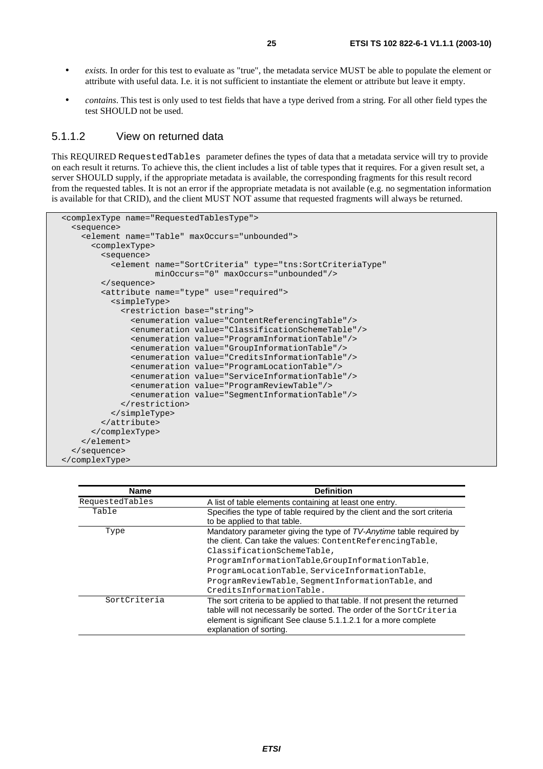- *exists.* In order for this test to evaluate as "true", the metadata service MUST be able to populate the element or attribute with useful data. I.e. it is not sufficient to instantiate the element or attribute but leave it empty.
- *contains.* This test is only used to test fields that have a type derived from a string. For all other field types the test SHOULD not be used.

#### 5.1.1.2 View on returned data

This REQUIRED `RequestedTables` parameter defines the types of data that a metadata service will try to provide on each result it returns. To achieve this, the client includes a list of table types that it requires. For a given result set, a server SHOULD supply, if the appropriate metadata is available, the corresponding fragments for this result record from the requested tables. It is not an error if the appropriate metadata is not available (e.g. no segmentation information is available for that CRID), and the client MUST NOT assume that requested fragments will always be returned.

```
<complexType name="RequestedTablesType">
  <sequence>
    <element name="Table" maxOccurs="unbounded">
      <complexType>
        <sequence>
          <element name="SortCriteria" type="tns:SortCriteriaType"
                   minOccurs="0" maxOccurs="unbounded"/>
        </sequence>
        <attribute name="type" use="required">
          <simpleType>
            <restriction base="string">
              <enumeration value="ContentReferencingTable"/>
              <enumeration value="ClassificationSchemeTable"/>
              <enumeration value="ProgramInformationTable"/>
              <enumeration value="GroupInformationTable"/>
              <enumeration value="CreditsInformationTable"/>
              <enumeration value="ProgramLocationTable"/>
              <enumeration value="ServiceInformationTable"/>
              <enumeration value="ProgramReviewTable"/>
              <enumeration value="SegmentInformationTable"/>
            </restriction>
          </simpleType>
        </attribute>
      </complexType>
    </element>
  </sequence>
</complexType>
```

| Name | Definition |
|---|---|
| `RequestedTables` | A list of table elements containing at least one entry. |
| `Table` | Specifies the type of table required by the client and the sort criteria to be applied to that table. |
| `Type` | Mandatory parameter giving the type of *TV-Anytime* table required by the client. Can take the values: `ContentReferencingTable`, `ClassificationSchemeTable`, `ProgramInformationTable`,`GroupInformationTable`, `ProgramLocationTable`, `ServiceInformationTable`, `ProgramReviewTable`, `SegmentInformationTable`, and `CreditsInformationTable`. |
| `SortCriteria` | The sort criteria to be applied to that table. If not present the returned table will not necessarily be sorted. The order of the `SortCriteria` element is significant See clause 5.1.1.2.1 for a more complete explanation of sorting. |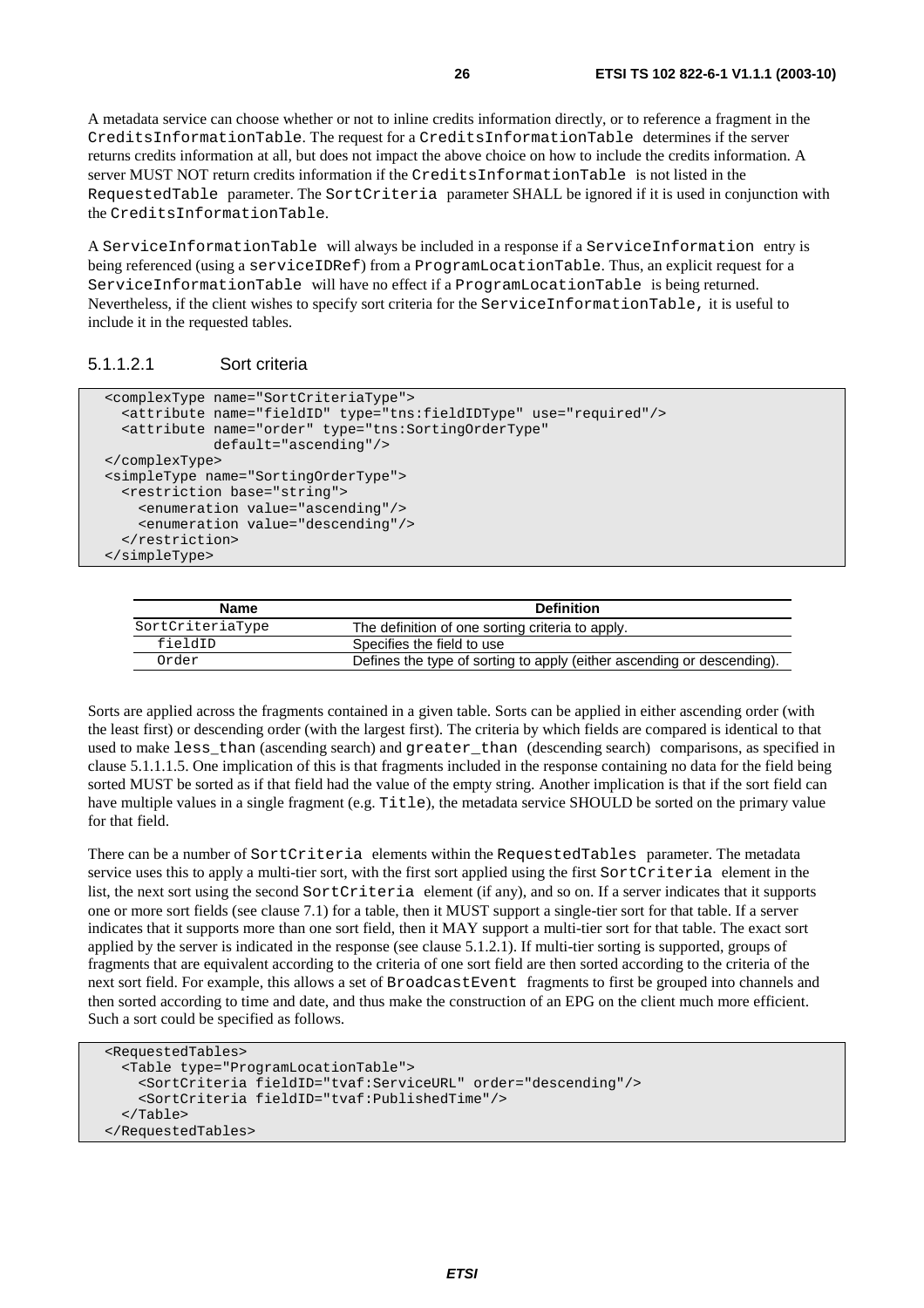A metadata service can choose whether or not to inline credits information directly, or to reference a fragment in the CreditsInformationTable. The request for a CreditsInformationTable determines if the server returns credits information at all, but does not impact the above choice on how to include the credits information. A server MUST NOT return credits information if the CreditsInformationTable is not listed in the RequestedTable parameter. The SortCriteria parameter SHALL be ignored if it is used in conjunction with the CreditsInformationTable.

A ServiceInformationTable will always be included in a response if a ServiceInformation entry is being referenced (using a serviceIDRef) from a ProgramLocationTable. Thus, an explicit request for a ServiceInformationTable will have no effect if a ProgramLocationTable is being returned. Nevertheless, if the client wishes to specify sort criteria for the ServiceInformationTable, it is useful to include it in the requested tables.

#### 5.1.1.2.1 Sort criteria

```
<complexType name="SortCriteriaType">
  <attribute name="fieldID" type="tns:fieldIDType" use="required"/>
  <attribute name="order" type="tns:SortingOrderType"
             default="ascending"/>
</complexType>
<simpleType name="SortingOrderType">
  <restriction base="string">
    <enumeration value="ascending"/>
    <enumeration value="descending"/>
  </restriction>
</simpleType>
```

| Name | Definition |
|---|---|
| SortCriteriaType | The definition of one sorting criteria to apply. |
| fieldID | Specifies the field to use |
| Order | Defines the type of sorting to apply (either ascending or descending). |

Sorts are applied across the fragments contained in a given table. Sorts can be applied in either ascending order (with the least first) or descending order (with the largest first). The criteria by which fields are compared is identical to that used to make less_than (ascending search) and greater_than (descending search) comparisons, as specified in clause 5.1.1.1.5. One implication of this is that fragments included in the response containing no data for the field being sorted MUST be sorted as if that field had the value of the empty string. Another implication is that if the sort field can have multiple values in a single fragment (e.g. Title), the metadata service SHOULD be sorted on the primary value for that field.

There can be a number of SortCriteria elements within the RequestedTables parameter. The metadata service uses this to apply a multi-tier sort, with the first sort applied using the first SortCriteria element in the list, the next sort using the second SortCriteria element (if any), and so on. If a server indicates that it supports one or more sort fields (see clause 7.1) for a table, then it MUST support a single-tier sort for that table. If a server indicates that it supports more than one sort field, then it MAY support a multi-tier sort for that table. The exact sort applied by the server is indicated in the response (see clause 5.1.2.1). If multi-tier sorting is supported, groups of fragments that are equivalent according to the criteria of one sort field are then sorted according to the criteria of the next sort field. For example, this allows a set of BroadcastEvent fragments to first be grouped into channels and then sorted according to time and date, and thus make the construction of an EPG on the client much more efficient. Such a sort could be specified as follows.

```
<RequestedTables>
  <Table type="ProgramLocationTable">
    <SortCriteria fieldID="tvaf:ServiceURL" order="descending"/>
    <SortCriteria fieldID="tvaf:PublishedTime"/>
  </Table>
</RequestedTables>
```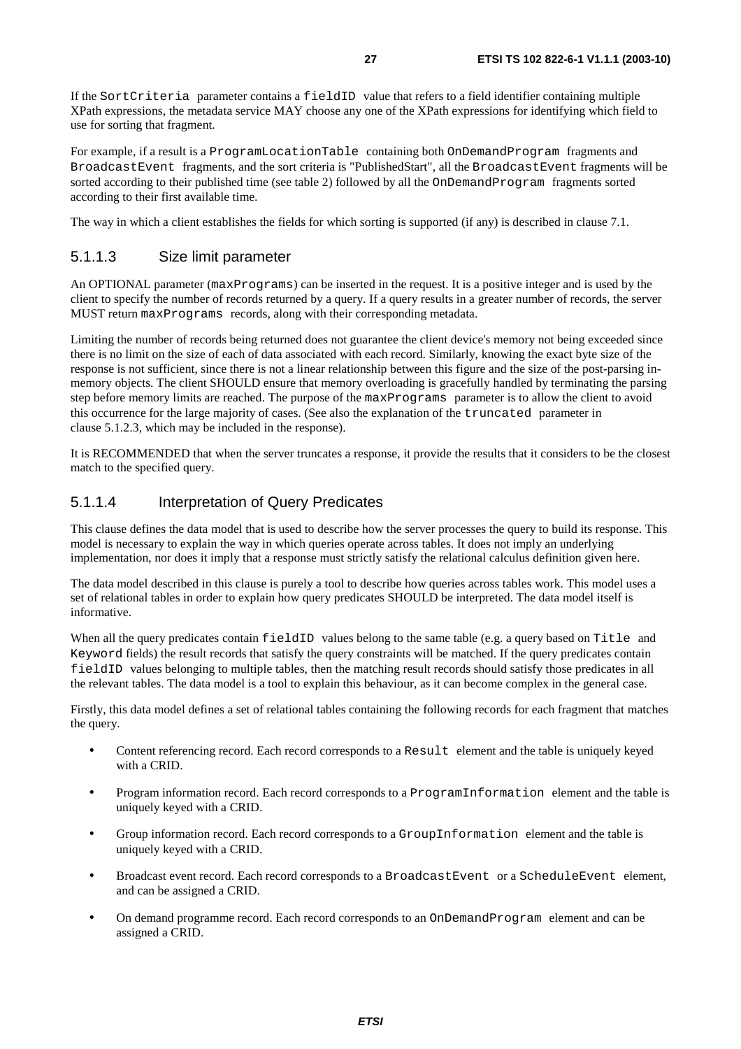If the `SortCriteria` parameter contains a `fieldID` value that refers to a field identifier containing multiple XPath expressions, the metadata service MAY choose any one of the XPath expressions for identifying which field to use for sorting that fragment.

For example, if a result is a `ProgramLocationTable` containing both `OnDemandProgram` fragments and `BroadcastEvent` fragments, and the sort criteria is "PublishedStart", all the `BroadcastEvent` fragments will be sorted according to their published time (see table 2) followed by all the `OnDemandProgram` fragments sorted according to their first available time.

The way in which a client establishes the fields for which sorting is supported (if any) is described in clause 7.1.

### 5.1.1.3 Size limit parameter

An OPTIONAL parameter (`maxPrograms`) can be inserted in the request. It is a positive integer and is used by the client to specify the number of records returned by a query. If a query results in a greater number of records, the server MUST return `maxPrograms` records, along with their corresponding metadata.

Limiting the number of records being returned does not guarantee the client device's memory not being exceeded since there is no limit on the size of each of data associated with each record. Similarly, knowing the exact byte size of the response is not sufficient, since there is not a linear relationship between this figure and the size of the post-parsing in-memory objects. The client SHOULD ensure that memory overloading is gracefully handled by terminating the parsing step before memory limits are reached. The purpose of the `maxPrograms` parameter is to allow the client to avoid this occurrence for the large majority of cases. (See also the explanation of the `truncated` parameter in clause 5.1.2.3, which may be included in the response).

It is RECOMMENDED that when the server truncates a response, it provide the results that it considers to be the closest match to the specified query.

### 5.1.1.4 Interpretation of Query Predicates

This clause defines the data model that is used to describe how the server processes the query to build its response. This model is necessary to explain the way in which queries operate across tables. It does not imply an underlying implementation, nor does it imply that a response must strictly satisfy the relational calculus definition given here.

The data model described in this clause is purely a tool to describe how queries across tables work. This model uses a set of relational tables in order to explain how query predicates SHOULD be interpreted. The data model itself is informative.

When all the query predicates contain `fieldID` values belong to the same table (e.g. a query based on `Title` and `Keyword` fields) the result records that satisfy the query constraints will be matched. If the query predicates contain `fieldID` values belonging to multiple tables, then the matching result records should satisfy those predicates in all the relevant tables. The data model is a tool to explain this behaviour, as it can become complex in the general case.

Firstly, this data model defines a set of relational tables containing the following records for each fragment that matches the query.

- Content referencing record. Each record corresponds to a `Result` element and the table is uniquely keyed with a CRID.
- Program information record. Each record corresponds to a `ProgramInformation` element and the table is uniquely keyed with a CRID.
- Group information record. Each record corresponds to a `GroupInformation` element and the table is uniquely keyed with a CRID.
- Broadcast event record. Each record corresponds to a `BroadcastEvent` or a `ScheduleEvent` element, and can be assigned a CRID.
- On demand programme record. Each record corresponds to an `OnDemandProgram` element and can be assigned a CRID.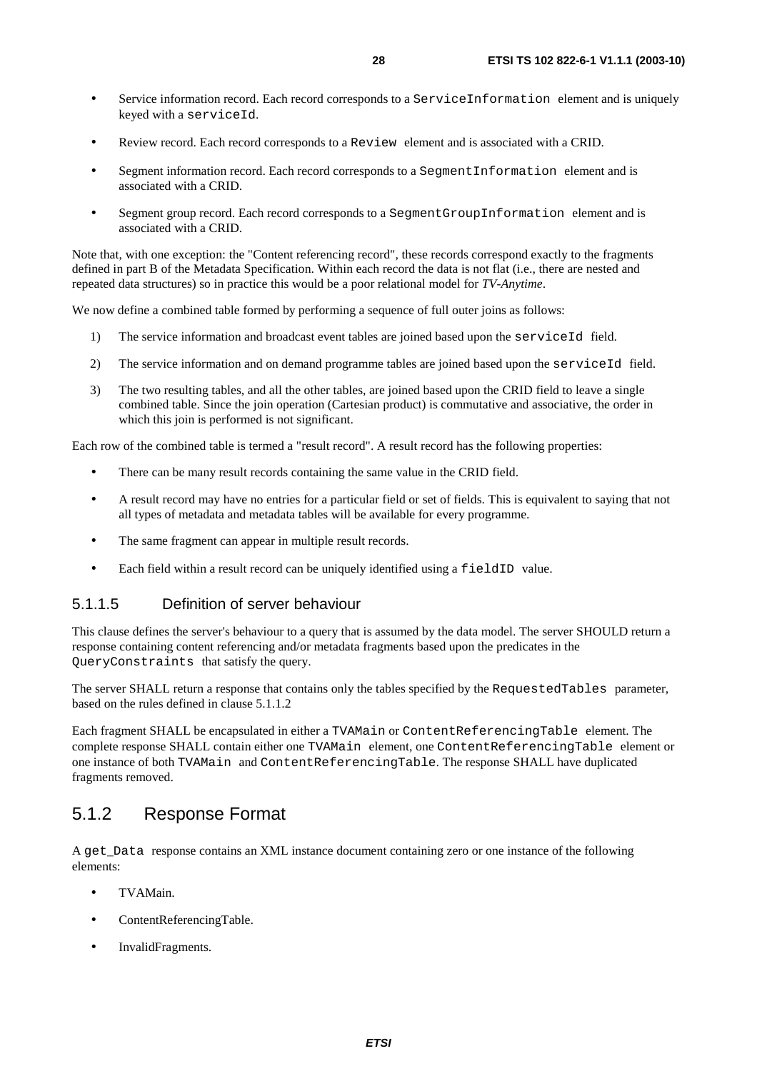- Service information record. Each record corresponds to a `ServiceInformation` element and is uniquely keyed with a `serviceId`.

- Review record. Each record corresponds to a `Review` element and is associated with a CRID.

- Segment information record. Each record corresponds to a `SegmentInformation` element and is associated with a CRID.

- Segment group record. Each record corresponds to a `SegmentGroupInformation` element and is associated with a CRID.

Note that, with one exception: the "Content referencing record", these records correspond exactly to the fragments defined in part B of the Metadata Specification. Within each record the data is not flat (i.e., there are nested and repeated data structures) so in practice this would be a poor relational model for *TV-Anytime*.

We now define a combined table formed by performing a sequence of full outer joins as follows:

1) The service information and broadcast event tables are joined based upon the `serviceId` field.

2) The service information and on demand programme tables are joined based upon the `serviceId` field.

3) The two resulting tables, and all the other tables, are joined based upon the CRID field to leave a single combined table. Since the join operation (Cartesian product) is commutative and associative, the order in which this join is performed is not significant.

Each row of the combined table is termed a "result record". A result record has the following properties:

- There can be many result records containing the same value in the CRID field.

- A result record may have no entries for a particular field or set of fields. This is equivalent to saying that not all types of metadata and metadata tables will be available for every programme.

- The same fragment can appear in multiple result records.

- Each field within a result record can be uniquely identified using a `fieldID` value.

#### 5.1.1.5 Definition of server behaviour

This clause defines the server's behaviour to a query that is assumed by the data model. The server SHOULD return a response containing content referencing and/or metadata fragments based upon the predicates in the `QueryConstraints` that satisfy the query.

The server SHALL return a response that contains only the tables specified by the `RequestedTables` parameter, based on the rules defined in clause 5.1.1.2

Each fragment SHALL be encapsulated in either a `TVAMain` or `ContentReferencingTable` element. The complete response SHALL contain either one `TVAMain` element, one `ContentReferencingTable` element or one instance of both `TVAMain` and `ContentReferencingTable`. The response SHALL have duplicated fragments removed.

### 5.1.2 Response Format

A `get_Data` response contains an XML instance document containing zero or one instance of the following elements:

- TVAMain.

- ContentReferencingTable.

- InvalidFragments.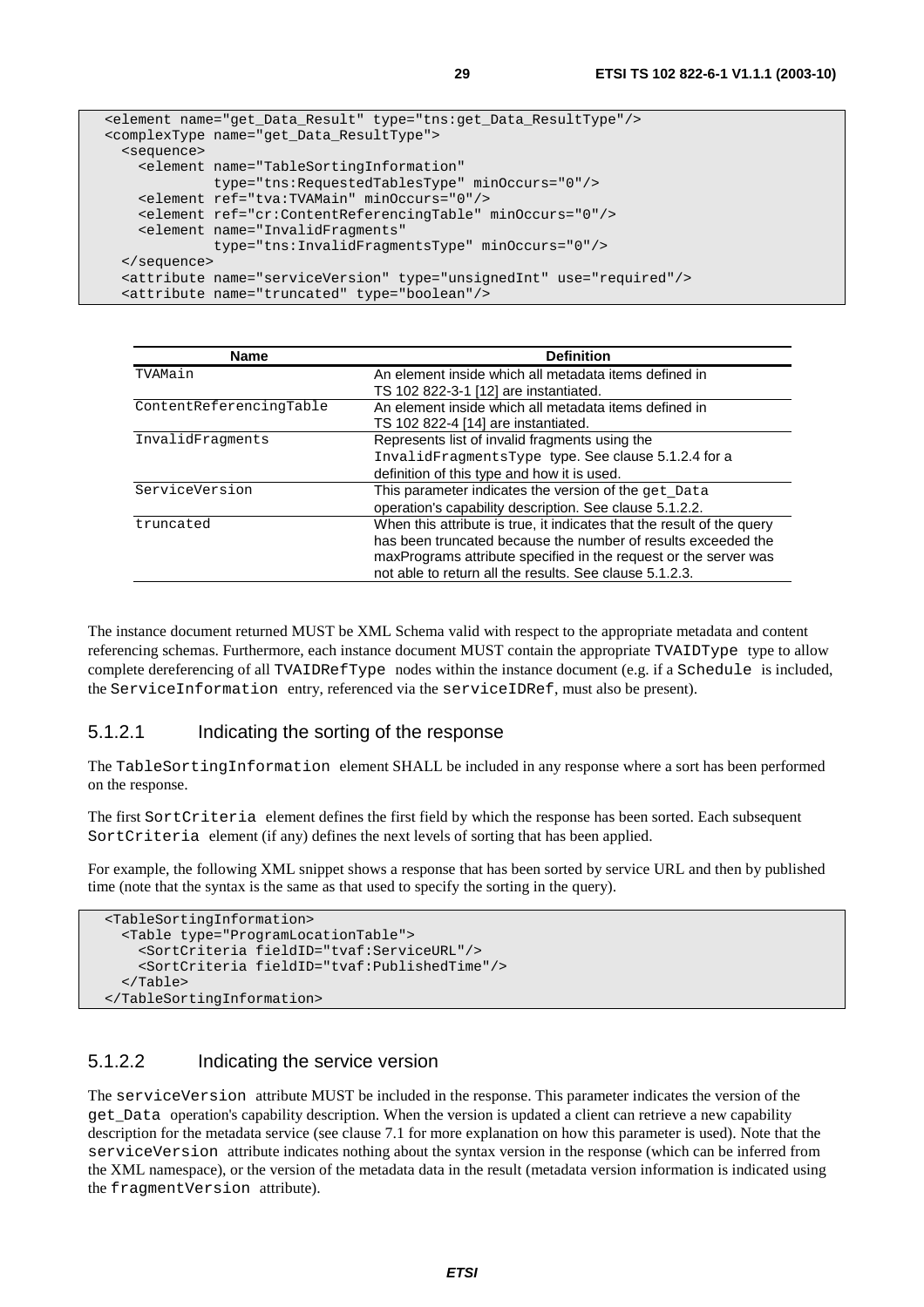```
<element name="get_Data_Result" type="tns:get_Data_ResultType"/>
<complexType name="get_Data_ResultType">
  <sequence>
    <element name="TableSortingInformation"
             type="tns:RequestedTablesType" minOccurs="0"/>
    <element ref="tva:TVAMain" minOccurs="0"/>
    <element ref="cr:ContentReferencingTable" minOccurs="0"/>
    <element name="InvalidFragments"
             type="tns:InvalidFragmentsType" minOccurs="0"/>
  </sequence>
  <attribute name="serviceVersion" type="unsignedInt" use="required"/>
  <attribute name="truncated" type="boolean"/>
```

| Name | Definition |
|---|---|
| TVAMain | An element inside which all metadata items defined in TS 102 822-3-1 [12] are instantiated. |
| ContentReferencingTable | An element inside which all metadata items defined in TS 102 822-4 [14] are instantiated. |
| InvalidFragments | Represents list of invalid fragments using the InvalidFragmentsType type. See clause 5.1.2.4 for a definition of this type and how it is used. |
| ServiceVersion | This parameter indicates the version of the get_Data operation's capability description. See clause 5.1.2.2. |
| truncated | When this attribute is true, it indicates that the result of the query has been truncated because the number of results exceeded the maxPrograms attribute specified in the request or the server was not able to return all the results. See clause 5.1.2.3. |

The instance document returned MUST be XML Schema valid with respect to the appropriate metadata and content referencing schemas. Furthermore, each instance document MUST contain the appropriate TVAIDType type to allow complete dereferencing of all TVAIDRefType nodes within the instance document (e.g. if a Schedule is included, the ServiceInformation entry, referenced via the serviceIDRef, must also be present).

### 5.1.2.1 Indicating the sorting of the response

The TableSortingInformation element SHALL be included in any response where a sort has been performed on the response.

The first SortCriteria element defines the first field by which the response has been sorted. Each subsequent SortCriteria element (if any) defines the next levels of sorting that has been applied.

For example, the following XML snippet shows a response that has been sorted by service URL and then by published time (note that the syntax is the same as that used to specify the sorting in the query).

```
<TableSortingInformation>
  <Table type="ProgramLocationTable">
    <SortCriteria fieldID="tvaf:ServiceURL"/>
    <SortCriteria fieldID="tvaf:PublishedTime"/>
  </Table>
</TableSortingInformation>
```

### 5.1.2.2 Indicating the service version

The serviceVersion attribute MUST be included in the response. This parameter indicates the version of the get_Data operation's capability description. When the version is updated a client can retrieve a new capability description for the metadata service (see clause 7.1 for more explanation on how this parameter is used). Note that the serviceVersion attribute indicates nothing about the syntax version in the response (which can be inferred from the XML namespace), or the version of the metadata data in the result (metadata version information is indicated using the fragmentVersion attribute).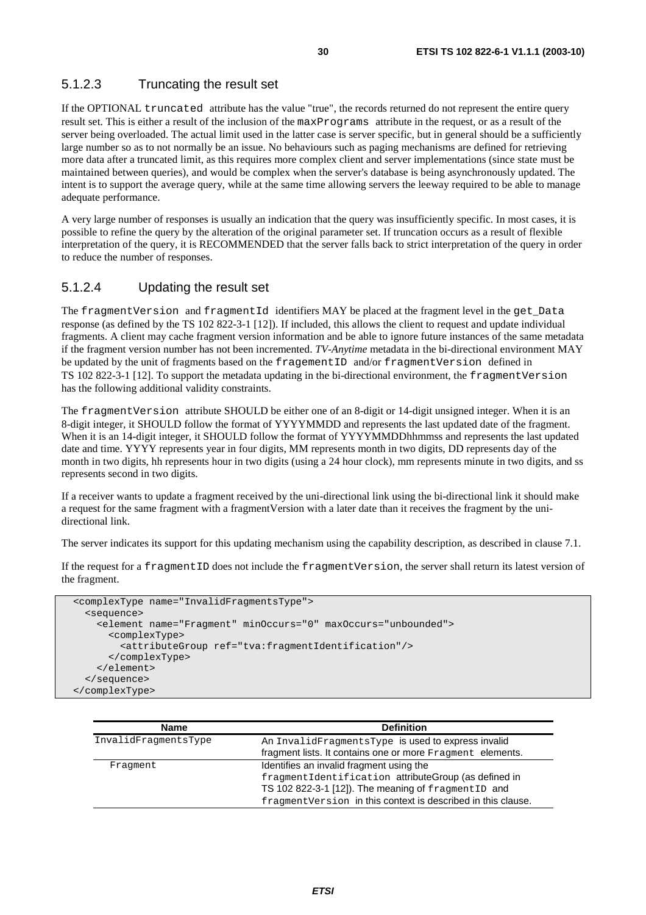#### 5.1.2.3 Truncating the result set

If the OPTIONAL `truncated` attribute has the value "true", the records returned do not represent the entire query result set. This is either a result of the inclusion of the `maxPrograms` attribute in the request, or as a result of the server being overloaded. The actual limit used in the latter case is server specific, but in general should be a sufficiently large number so as to not normally be an issue. No behaviours such as paging mechanisms are defined for retrieving more data after a truncated limit, as this requires more complex client and server implementations (since state must be maintained between queries), and would be complex when the server's database is being asynchronously updated. The intent is to support the average query, while at the same time allowing servers the leeway required to be able to manage adequate performance.

A very large number of responses is usually an indication that the query was insufficiently specific. In most cases, it is possible to refine the query by the alteration of the original parameter set. If truncation occurs as a result of flexible interpretation of the query, it is RECOMMENDED that the server falls back to strict interpretation of the query in order to reduce the number of responses.

#### 5.1.2.4 Updating the result set

The `fragmentVersion` and `fragmentId` identifiers MAY be placed at the fragment level in the `get_Data` response (as defined by the TS 102 822-3-1 [12]). If included, this allows the client to request and update individual fragments. A client may cache fragment version information and be able to ignore future instances of the same metadata if the fragment version number has not been incremented. *TV-Anytime* metadata in the bi-directional environment MAY be updated by the unit of fragments based on the `fragementID` and/or `fragmentVersion` defined in TS 102 822-3-1 [12]. To support the metadata updating in the bi-directional environment, the `fragmentVersion` has the following additional validity constraints.

The `fragmentVersion` attribute SHOULD be either one of an 8-digit or 14-digit unsigned integer. When it is an 8-digit integer, it SHOULD follow the format of YYYYMMDD and represents the last updated date of the fragment. When it is an 14-digit integer, it SHOULD follow the format of YYYYMMDDhhmmss and represents the last updated date and time. YYYY represents year in four digits, MM represents month in two digits, DD represents day of the month in two digits, hh represents hour in two digits (using a 24 hour clock), mm represents minute in two digits, and ss represents second in two digits.

If a receiver wants to update a fragment received by the uni-directional link using the bi-directional link it should make a request for the same fragment with a fragmentVersion with a later date than it receives the fragment by the uni-directional link.

The server indicates its support for this updating mechanism using the capability description, as described in clause 7.1.

If the request for a `fragmentID` does not include the `fragmentVersion`, the server shall return its latest version of the fragment.

```
<complexType name="InvalidFragmentsType">
  <sequence>
    <element name="Fragment" minOccurs="0" maxOccurs="unbounded">
      <complexType>
        <attributeGroup ref="tva:fragmentIdentification"/>
      </complexType>
    </element>
  </sequence>
</complexType>
```

| Name | Definition |
|---|---|
| `InvalidFragmentsType` | An `InvalidFragmentsType` is used to express invalid fragment lists. It contains one or more `Fragment` elements. |
| `Fragment` | Identifies an invalid fragment using the `fragmentIdentification` attributeGroup (as defined in TS 102 822-3-1 [12]). The meaning of `fragmentID` and `fragmentVersion` in this context is described in this clause. |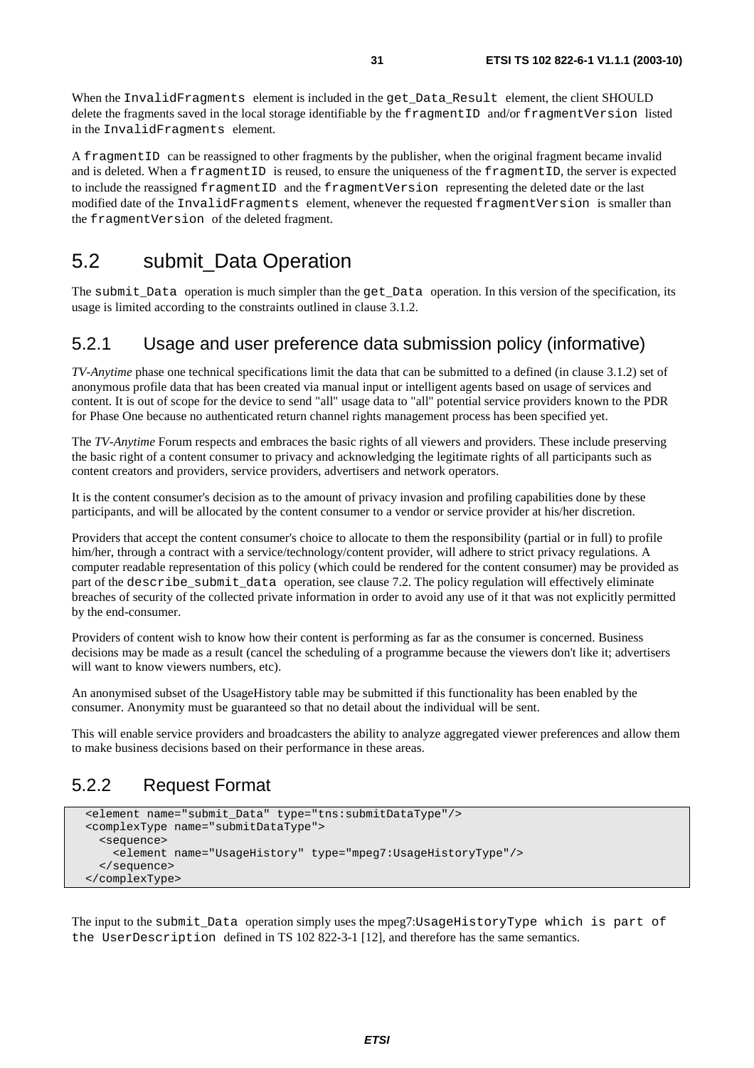When the InvalidFragments element is included in the get_Data_Result element, the client SHOULD delete the fragments saved in the local storage identifiable by the fragmentID and/or fragmentVersion listed in the InvalidFragments element.

A fragmentID can be reassigned to other fragments by the publisher, when the original fragment became invalid and is deleted. When a fragmentID is reused, to ensure the uniqueness of the fragmentID, the server is expected to include the reassigned fragmentID and the fragmentVersion representing the deleted date or the last modified date of the InvalidFragments element, whenever the requested fragmentVersion is smaller than the fragmentVersion of the deleted fragment.

## 5.2 submit_Data Operation

The submit_Data operation is much simpler than the get_Data operation. In this version of the specification, its usage is limited according to the constraints outlined in clause 3.1.2.

### 5.2.1 Usage and user preference data submission policy (informative)

*TV-Anytime* phase one technical specifications limit the data that can be submitted to a defined (in clause 3.1.2) set of anonymous profile data that has been created via manual input or intelligent agents based on usage of services and content. It is out of scope for the device to send "all" usage data to "all" potential service providers known to the PDR for Phase One because no authenticated return channel rights management process has been specified yet.

The *TV-Anytime* Forum respects and embraces the basic rights of all viewers and providers. These include preserving the basic right of a content consumer to privacy and acknowledging the legitimate rights of all participants such as content creators and providers, service providers, advertisers and network operators.

It is the content consumer's decision as to the amount of privacy invasion and profiling capabilities done by these participants, and will be allocated by the content consumer to a vendor or service provider at his/her discretion.

Providers that accept the content consumer's choice to allocate to them the responsibility (partial or in full) to profile him/her, through a contract with a service/technology/content provider, will adhere to strict privacy regulations. A computer readable representation of this policy (which could be rendered for the content consumer) may be provided as part of the describe_submit_data operation, see clause 7.2. The policy regulation will effectively eliminate breaches of security of the collected private information in order to avoid any use of it that was not explicitly permitted by the end-consumer.

Providers of content wish to know how their content is performing as far as the consumer is concerned. Business decisions may be made as a result (cancel the scheduling of a programme because the viewers don't like it; advertisers will want to know viewers numbers, etc).

An anonymised subset of the UsageHistory table may be submitted if this functionality has been enabled by the consumer. Anonymity must be guaranteed so that no detail about the individual will be sent.

This will enable service providers and broadcasters the ability to analyze aggregated viewer preferences and allow them to make business decisions based on their performance in these areas.

### 5.2.2 Request Format

```
<element name="submit_Data" type="tns:submitDataType"/>
<complexType name="submitDataType">
  <sequence>
    <element name="UsageHistory" type="mpeg7:UsageHistoryType"/>
  </sequence>
</complexType>
```

The input to the submit_Data operation simply uses the mpeg7:UsageHistoryType which is part of the UserDescription defined in TS 102 822-3-1 [12], and therefore has the same semantics.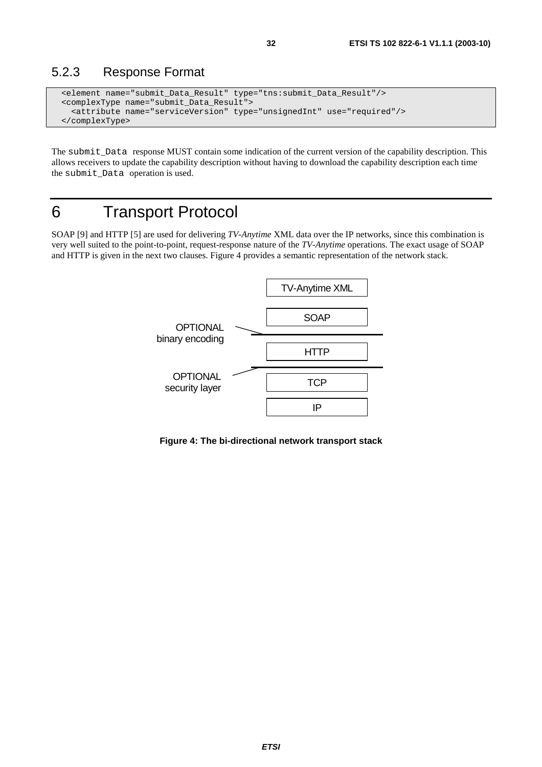### 5.2.3 Response Format

```
<element name="submit_Data_Result" type="tns:submit_Data_Result"/>
<complexType name="submit_Data_Result">
  <attribute name="serviceVersion" type="unsignedInt" use="required"/>
</complexType>
```

The `submit_Data` response MUST contain some indication of the current version of the capability description. This allows receivers to update the capability description without having to download the capability description each time the `submit_Data` operation is used.

# 6 Transport Protocol

SOAP [9] and HTTP [5] are used for delivering *TV-Anytime* XML data over the IP networks, since this combination is very well suited to the point-to-point, request-response nature of the *TV-Anytime* operations. The exact usage of SOAP and HTTP is given in the next two clauses. Figure 4 provides a semantic representation of the network stack.

| Layer |
| --- |
| TV-Anytime XML |
| SOAP |
| *OPTIONAL binary encoding* |
| HTTP |
| *OPTIONAL security layer* |
| TCP |
| IP |

**Figure 4: The bi-directional network transport stack**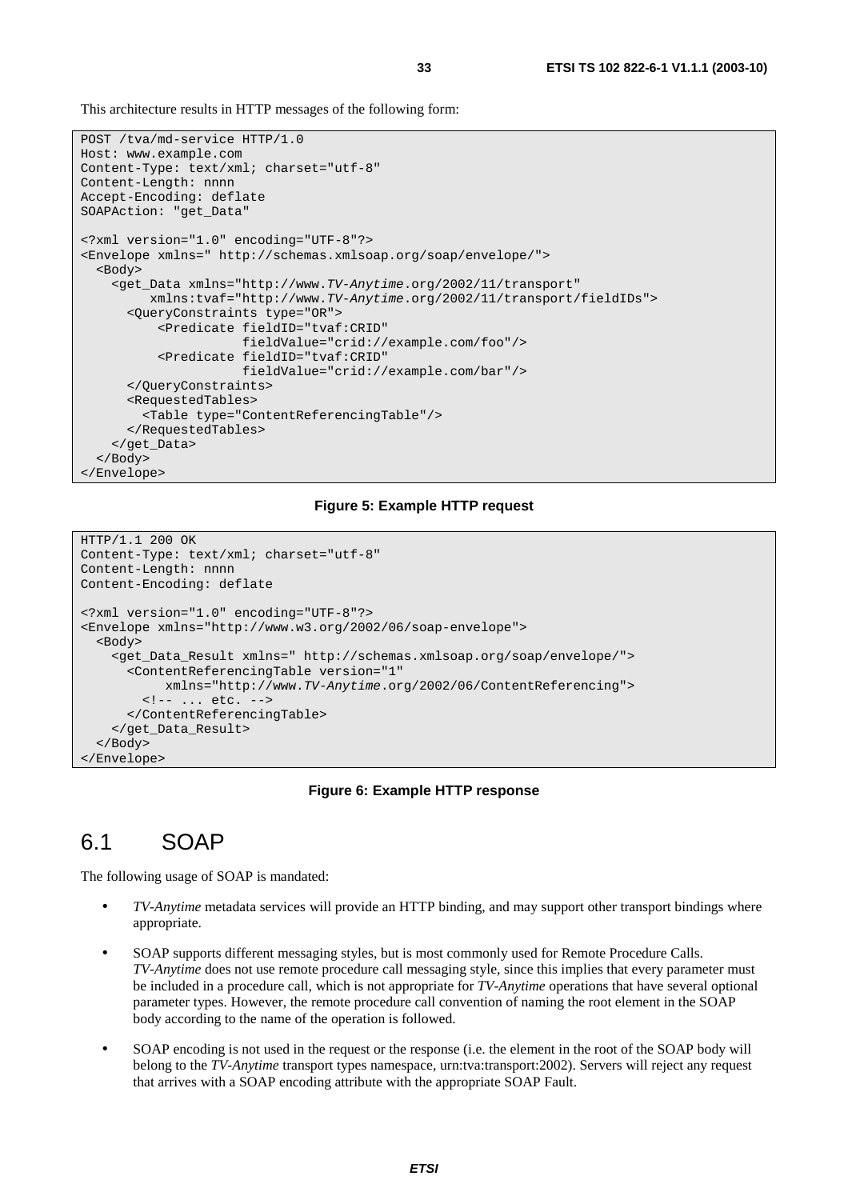This architecture results in HTTP messages of the following form:

```
POST /tva/md-service HTTP/1.0
Host: www.example.com
Content-Type: text/xml; charset="utf-8"
Content-Length: nnnn
Accept-Encoding: deflate
SOAPAction: "get_Data"

<?xml version="1.0" encoding="UTF-8"?>
<Envelope xmlns=" http://schemas.xmlsoap.org/soap/envelope/">
  <Body>
    <get_Data xmlns="http://www.TV-Anytime.org/2002/11/transport"
         xmlns:tvaf="http://www.TV-Anytime.org/2002/11/transport/fieldIDs">
      <QueryConstraints type="OR">
          <Predicate fieldID="tvaf:CRID"
                     fieldValue="crid://example.com/foo"/>
          <Predicate fieldID="tvaf:CRID"
                     fieldValue="crid://example.com/bar"/>
      </QueryConstraints>
      <RequestedTables>
        <Table type="ContentReferencingTable"/>
      </RequestedTables>
    </get_Data>
  </Body>
</Envelope>
```

**Figure 5: Example HTTP request**

```
HTTP/1.1 200 OK
Content-Type: text/xml; charset="utf-8"
Content-Length: nnnn
Content-Encoding: deflate

<?xml version="1.0" encoding="UTF-8"?>
<Envelope xmlns="http://www.w3.org/2002/06/soap-envelope">
  <Body>
    <get_Data_Result xmlns=" http://schemas.xmlsoap.org/soap/envelope/">
      <ContentReferencingTable version="1"
           xmlns="http://www.TV-Anytime.org/2002/06/ContentReferencing">
        <!-- ... etc. -->
      </ContentReferencingTable>
    </get_Data_Result>
  </Body>
</Envelope>
```

**Figure 6: Example HTTP response**

## 6.1 SOAP

The following usage of SOAP is mandated:

- *TV-Anytime* metadata services will provide an HTTP binding, and may support other transport bindings where appropriate.
- SOAP supports different messaging styles, but is most commonly used for Remote Procedure Calls. *TV-Anytime* does not use remote procedure call messaging style, since this implies that every parameter must be included in a procedure call, which is not appropriate for *TV-Anytime* operations that have several optional parameter types. However, the remote procedure call convention of naming the root element in the SOAP body according to the name of the operation is followed.
- SOAP encoding is not used in the request or the response (i.e. the element in the root of the SOAP body will belong to the *TV-Anytime* transport types namespace, urn:tva:transport:2002). Servers will reject any request that arrives with a SOAP encoding attribute with the appropriate SOAP Fault.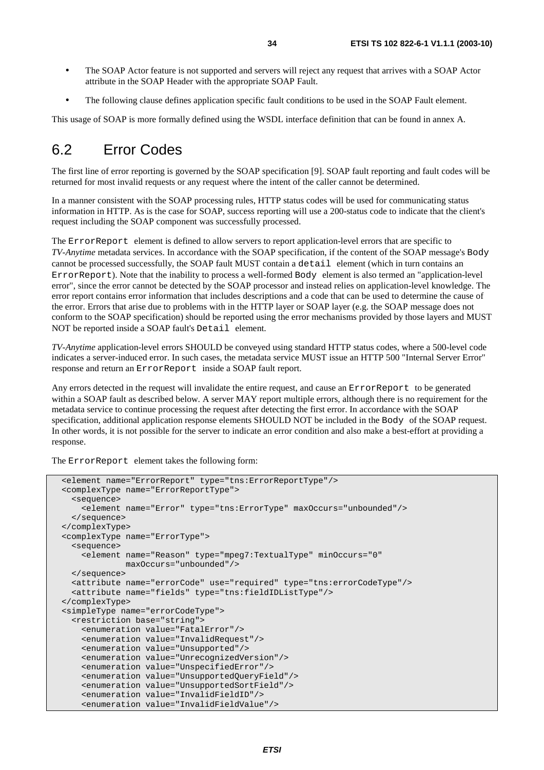- The SOAP Actor feature is not supported and servers will reject any request that arrives with a SOAP Actor attribute in the SOAP Header with the appropriate SOAP Fault.
- The following clause defines application specific fault conditions to be used in the SOAP Fault element.

This usage of SOAP is more formally defined using the WSDL interface definition that can be found in annex A.

## 6.2 Error Codes

The first line of error reporting is governed by the SOAP specification [9]. SOAP fault reporting and fault codes will be returned for most invalid requests or any request where the intent of the caller cannot be determined.

In a manner consistent with the SOAP processing rules, HTTP status codes will be used for communicating status information in HTTP. As is the case for SOAP, success reporting will use a 200-status code to indicate that the client's request including the SOAP component was successfully processed.

The `ErrorReport` element is defined to allow servers to report application-level errors that are specific to *TV-Anytime* metadata services. In accordance with the SOAP specification, if the content of the SOAP message's `Body` cannot be processed successfully, the SOAP fault MUST contain a `detail` element (which in turn contains an `ErrorReport`). Note that the inability to process a well-formed `Body` element is also termed an "application-level error", since the error cannot be detected by the SOAP processor and instead relies on application-level knowledge. The error report contains error information that includes descriptions and a code that can be used to determine the cause of the error. Errors that arise due to problems with in the HTTP layer or SOAP layer (e.g. the SOAP message does not conform to the SOAP specification) should be reported using the error mechanisms provided by those layers and MUST NOT be reported inside a SOAP fault's `Detail` element.

*TV-Anytime* application-level errors SHOULD be conveyed using standard HTTP status codes, where a 500-level code indicates a server-induced error. In such cases, the metadata service MUST issue an HTTP 500 "Internal Server Error" response and return an `ErrorReport` inside a SOAP fault report.

Any errors detected in the request will invalidate the entire request, and cause an `ErrorReport` to be generated within a SOAP fault as described below. A server MAY report multiple errors, although there is no requirement for the metadata service to continue processing the request after detecting the first error. In accordance with the SOAP specification, additional application response elements SHOULD NOT be included in the `Body` of the SOAP request. In other words, it is not possible for the server to indicate an error condition and also make a best-effort at providing a response.

The `ErrorReport` element takes the following form:

```
<element name="ErrorReport" type="tns:ErrorReportType"/>
<complexType name="ErrorReportType">
  <sequence>
    <element name="Error" type="tns:ErrorType" maxOccurs="unbounded"/>
  </sequence>
</complexType>
<complexType name="ErrorType">
  <sequence>
    <element name="Reason" type="mpeg7:TextualType" minOccurs="0"
             maxOccurs="unbounded"/>
  </sequence>
  <attribute name="errorCode" use="required" type="tns:errorCodeType"/>
  <attribute name="fields" type="tns:fieldIDListType"/>
</complexType>
<simpleType name="errorCodeType">
  <restriction base="string">
    <enumeration value="FatalError"/>
    <enumeration value="InvalidRequest"/>
    <enumeration value="Unsupported"/>
    <enumeration value="UnrecognizedVersion"/>
    <enumeration value="UnspecifiedError"/>
    <enumeration value="UnsupportedQueryField"/>
    <enumeration value="UnsupportedSortField"/>
    <enumeration value="InvalidFieldID"/>
    <enumeration value="InvalidFieldValue"/>
```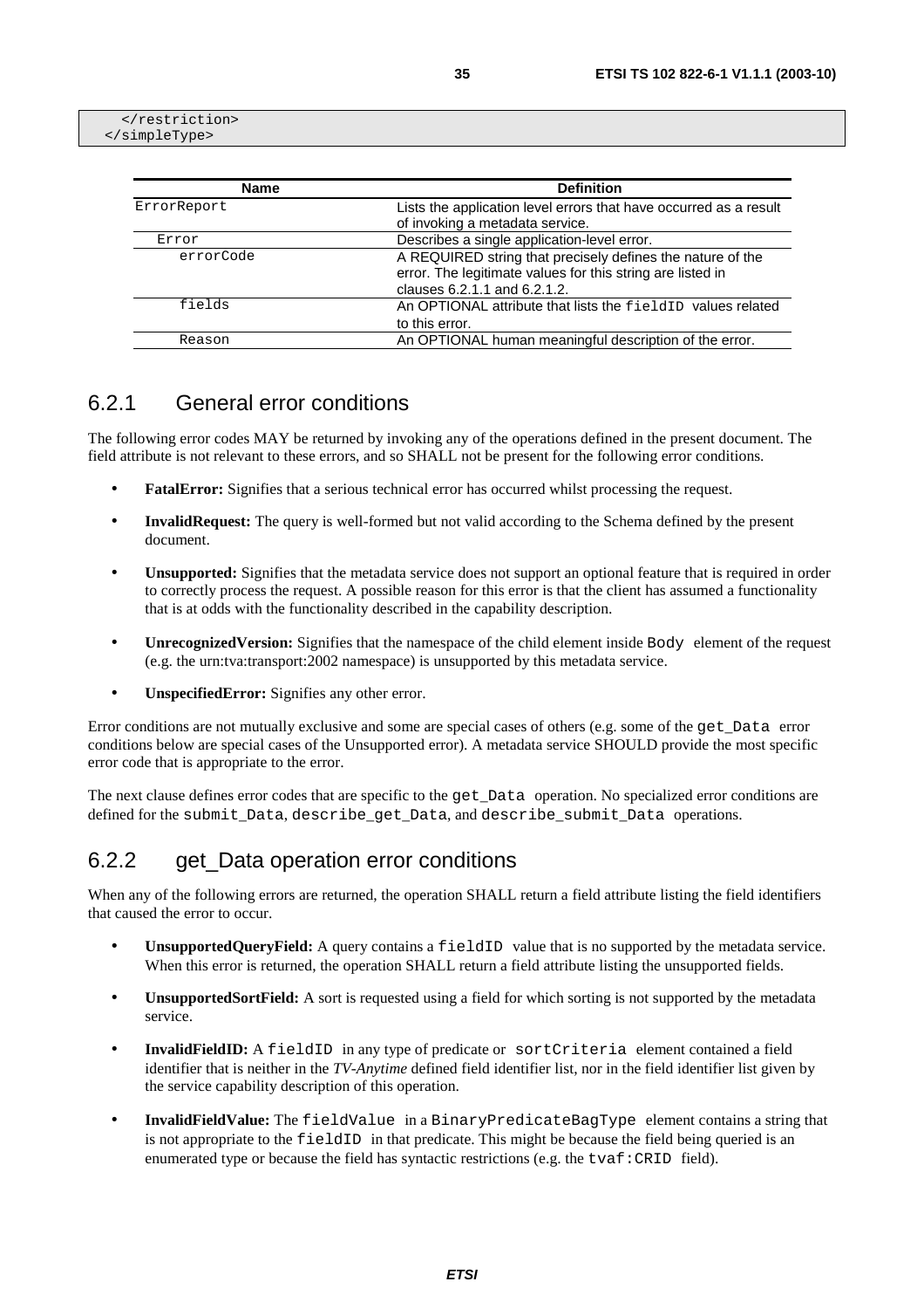```
    </restriction>
  </simpleType>
```

| Name | Definition |
| --- | --- |
| ErrorReport | Lists the application level errors that have occurred as a result of invoking a metadata service. |
| Error | Describes a single application-level error. |
| errorCode | A REQUIRED string that precisely defines the nature of the error. The legitimate values for this string are listed in clauses 6.2.1.1 and 6.2.1.2. |
| fields | An OPTIONAL attribute that lists the fieldID values related to this error. |
| Reason | An OPTIONAL human meaningful description of the error. |

## 6.2.1 General error conditions

The following error codes MAY be returned by invoking any of the operations defined in the present document. The field attribute is not relevant to these errors, and so SHALL not be present for the following error conditions.

- **FatalError:** Signifies that a serious technical error has occurred whilst processing the request.
- **InvalidRequest:** The query is well-formed but not valid according to the Schema defined by the present document.
- **Unsupported:** Signifies that the metadata service does not support an optional feature that is required in order to correctly process the request. A possible reason for this error is that the client has assumed a functionality that is at odds with the functionality described in the capability description.
- **UnrecognizedVersion:** Signifies that the namespace of the child element inside Body element of the request (e.g. the urn:tva:transport:2002 namespace) is unsupported by this metadata service.
- **UnspecifiedError:** Signifies any other error.

Error conditions are not mutually exclusive and some are special cases of others (e.g. some of the get_Data error conditions below are special cases of the Unsupported error). A metadata service SHOULD provide the most specific error code that is appropriate to the error.

The next clause defines error codes that are specific to the get_Data operation. No specialized error conditions are defined for the submit_Data, describe_get_Data, and describe_submit_Data operations.

## 6.2.2 get_Data operation error conditions

When any of the following errors are returned, the operation SHALL return a field attribute listing the field identifiers that caused the error to occur.

- **UnsupportedQueryField:** A query contains a fieldID value that is no supported by the metadata service. When this error is returned, the operation SHALL return a field attribute listing the unsupported fields.
- **UnsupportedSortField:** A sort is requested using a field for which sorting is not supported by the metadata service.
- **InvalidFieldID:** A fieldID in any type of predicate or sortCriteria element contained a field identifier that is neither in the *TV-Anytime* defined field identifier list, nor in the field identifier list given by the service capability description of this operation.
- **InvalidFieldValue:** The fieldValue in a BinaryPredicateBagType element contains a string that is not appropriate to the fieldID in that predicate. This might be because the field being queried is an enumerated type or because the field has syntactic restrictions (e.g. the tvaf:CRID field).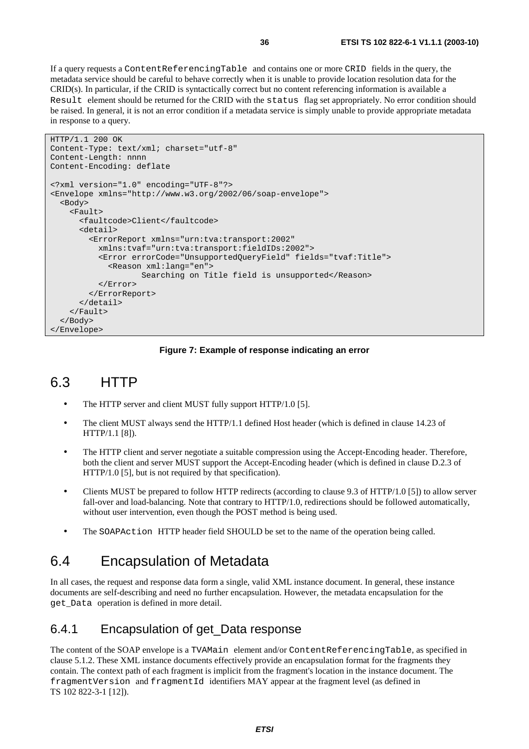If a query requests a `ContentReferencingTable` and contains one or more `CRID` fields in the query, the metadata service should be careful to behave correctly when it is unable to provide location resolution data for the CRID(s). In particular, if the CRID is syntactically correct but no content referencing information is available a `Result` element should be returned for the CRID with the `status` flag set appropriately. No error condition should be raised. In general, it is not an error condition if a metadata service is simply unable to provide appropriate metadata in response to a query.

```
HTTP/1.1 200 OK
Content-Type: text/xml; charset="utf-8"
Content-Length: nnnn
Content-Encoding: deflate

<?xml version="1.0" encoding="UTF-8"?>
<Envelope xmlns="http://www.w3.org/2002/06/soap-envelope">
  <Body>
    <Fault>
      <faultcode>Client</faultcode>
      <detail>
        <ErrorReport xmlns="urn:tva:transport:2002"
          xmlns:tvaf="urn:tva:transport:fieldIDs:2002">
          <Error errorCode="UnsupportedQueryField" fields="tvaf:Title">
            <Reason xml:lang="en">
                    Searching on Title field is unsupported</Reason>
          </Error>
        </ErrorReport>
      </detail>
    </Fault>
  </Body>
</Envelope>
```

**Figure 7: Example of response indicating an error**

## 6.3 HTTP

- The HTTP server and client MUST fully support HTTP/1.0 [5].
- The client MUST always send the HTTP/1.1 defined Host header (which is defined in clause 14.23 of HTTP/1.1 [8]).
- The HTTP client and server negotiate a suitable compression using the Accept-Encoding header. Therefore, both the client and server MUST support the Accept-Encoding header (which is defined in clause D.2.3 of HTTP/1.0 [5], but is not required by that specification).
- Clients MUST be prepared to follow HTTP redirects (according to clause 9.3 of HTTP/1.0 [5]) to allow server fall-over and load-balancing. Note that contrary to HTTP/1.0, redirections should be followed automatically, without user intervention, even though the POST method is being used.
- The `SOAPAction` HTTP header field SHOULD be set to the name of the operation being called.

## 6.4 Encapsulation of Metadata

In all cases, the request and response data form a single, valid XML instance document. In general, these instance documents are self-describing and need no further encapsulation. However, the metadata encapsulation for the `get_Data` operation is defined in more detail.

### 6.4.1 Encapsulation of get_Data response

The content of the SOAP envelope is a `TVAMain` element and/or `ContentReferencingTable`, as specified in clause 5.1.2. These XML instance documents effectively provide an encapsulation format for the fragments they contain. The context path of each fragment is implicit from the fragment's location in the instance document. The `fragmentVersion` and `fragmentId` identifiers MAY appear at the fragment level (as defined in TS 102 822-3-1 [12]).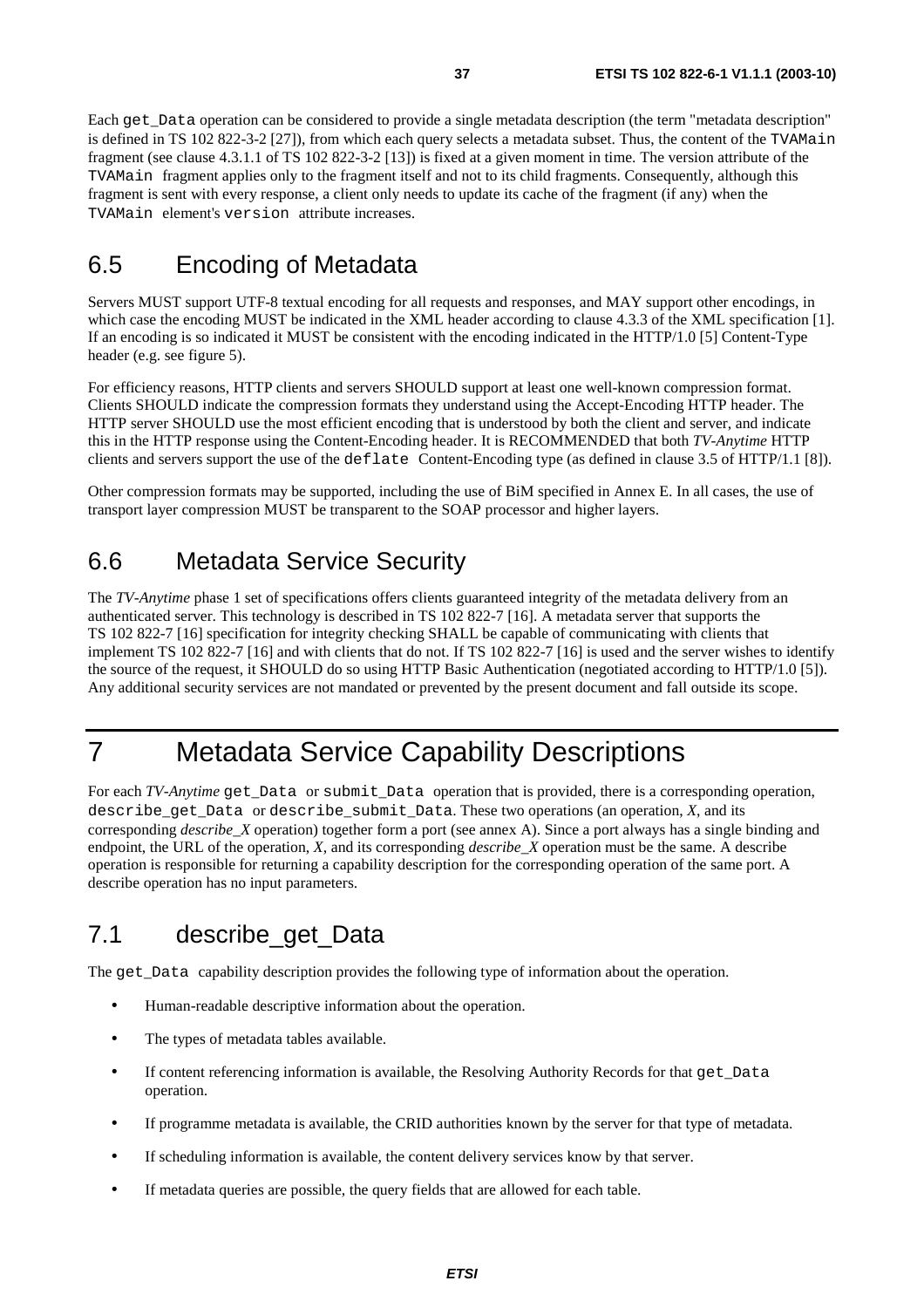Each get_Data operation can be considered to provide a single metadata description (the term "metadata description" is defined in TS 102 822-3-2 [27]), from which each query selects a metadata subset. Thus, the content of the TVAMain fragment (see clause 4.3.1.1 of TS 102 822-3-2 [13]) is fixed at a given moment in time. The version attribute of the TVAMain fragment applies only to the fragment itself and not to its child fragments. Consequently, although this fragment is sent with every response, a client only needs to update its cache of the fragment (if any) when the TVAMain element's version attribute increases.

## 6.5 Encoding of Metadata

Servers MUST support UTF-8 textual encoding for all requests and responses, and MAY support other encodings, in which case the encoding MUST be indicated in the XML header according to clause 4.3.3 of the XML specification [1]. If an encoding is so indicated it MUST be consistent with the encoding indicated in the HTTP/1.0 [5] Content-Type header (e.g. see figure 5).

For efficiency reasons, HTTP clients and servers SHOULD support at least one well-known compression format. Clients SHOULD indicate the compression formats they understand using the Accept-Encoding HTTP header. The HTTP server SHOULD use the most efficient encoding that is understood by both the client and server, and indicate this in the HTTP response using the Content-Encoding header. It is RECOMMENDED that both *TV-Anytime* HTTP clients and servers support the use of the deflate Content-Encoding type (as defined in clause 3.5 of HTTP/1.1 [8]).

Other compression formats may be supported, including the use of BiM specified in Annex E. In all cases, the use of transport layer compression MUST be transparent to the SOAP processor and higher layers.

## 6.6 Metadata Service Security

The *TV-Anytime* phase 1 set of specifications offers clients guaranteed integrity of the metadata delivery from an authenticated server. This technology is described in TS 102 822-7 [16]. A metadata server that supports the TS 102 822-7 [16] specification for integrity checking SHALL be capable of communicating with clients that implement TS 102 822-7 [16] and with clients that do not. If TS 102 822-7 [16] is used and the server wishes to identify the source of the request, it SHOULD do so using HTTP Basic Authentication (negotiated according to HTTP/1.0 [5]). Any additional security services are not mandated or prevented by the present document and fall outside its scope.

# 7 Metadata Service Capability Descriptions

For each *TV-Anytime* get_Data or submit_Data operation that is provided, there is a corresponding operation, describe_get_Data or describe_submit_Data. These two operations (an operation, *X*, and its corresponding *describe_X* operation) together form a port (see annex A). Since a port always has a single binding and endpoint, the URL of the operation, *X*, and its corresponding *describe_X* operation must be the same. A describe operation is responsible for returning a capability description for the corresponding operation of the same port. A describe operation has no input parameters.

## 7.1 describe_get_Data

The get_Data capability description provides the following type of information about the operation.

- Human-readable descriptive information about the operation.
- The types of metadata tables available.
- If content referencing information is available, the Resolving Authority Records for that get_Data operation.
- If programme metadata is available, the CRID authorities known by the server for that type of metadata.
- If scheduling information is available, the content delivery services know by that server.
- If metadata queries are possible, the query fields that are allowed for each table.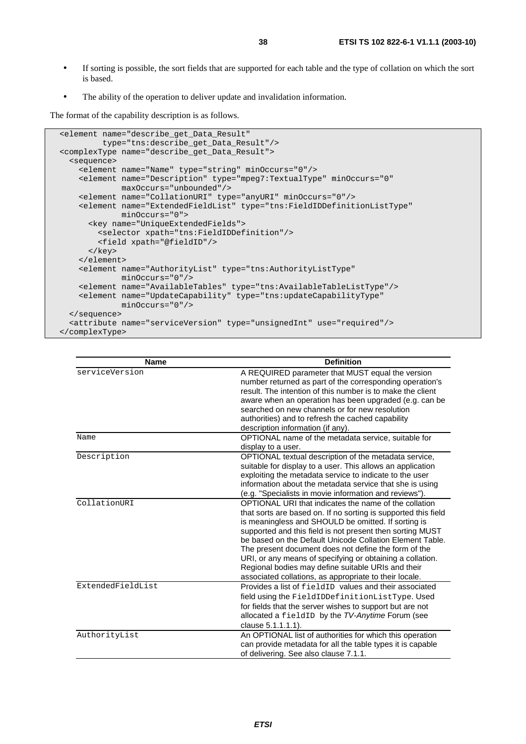- If sorting is possible, the sort fields that are supported for each table and the type of collation on which the sort is based.
- The ability of the operation to deliver update and invalidation information.

The format of the capability description is as follows.

```
<element name="describe_get_Data_Result"
         type="tns:describe_get_Data_Result"/>
<complexType name="describe_get_Data_Result">
  <sequence>
    <element name="Name" type="string" minOccurs="0"/>
    <element name="Description" type="mpeg7:TextualType" minOccurs="0"
             maxOccurs="unbounded"/>
    <element name="CollationURI" type="anyURI" minOccurs="0"/>
    <element name="ExtendedFieldList" type="tns:FieldIDDefinitionListType"
             minOccurs="0">
      <key name="UniqueExtendedFields">
        <selector xpath="tns:FieldIDDefinition"/>
        <field xpath="@fieldID"/>
      </key>
    </element>
    <element name="AuthorityList" type="tns:AuthorityListType"
             minOccurs="0"/>
    <element name="AvailableTables" type="tns:AvailableTableListType"/>
    <element name="UpdateCapability" type="tns:updateCapabilityType"
             minOccurs="0"/>
  </sequence>
  <attribute name="serviceVersion" type="unsignedInt" use="required"/>
</complexType>
```

| Name | Definition |
|---|---|
| serviceVersion | A REQUIRED parameter that MUST equal the version number returned as part of the corresponding operation's result. The intention of this number is to make the client aware when an operation has been upgraded (e.g. can be searched on new channels or for new resolution authorities) and to refresh the cached capability description information (if any). |
| Name | OPTIONAL name of the metadata service, suitable for display to a user. |
| Description | OPTIONAL textual description of the metadata service, suitable for display to a user. This allows an application exploiting the metadata service to indicate to the user information about the metadata service that she is using (e.g. "Specialists in movie information and reviews"). |
| CollationURI | OPTIONAL URI that indicates the name of the collation that sorts are based on. If no sorting is supported this field is meaningless and SHOULD be omitted. If sorting is supported and this field is not present then sorting MUST be based on the Default Unicode Collation Element Table. The present document does not define the form of the URI, or any means of specifying or obtaining a collation. Regional bodies may define suitable URIs and their associated collations, as appropriate to their locale. |
| ExtendedFieldList | Provides a list of `fieldID` values and their associated field using the `FieldIDDefinitionListType`. Used for fields that the server wishes to support but are not allocated a `fieldID` by the *TV-Anytime* Forum (see clause 5.1.1.1.1). |
| AuthorityList | An OPTIONAL list of authorities for which this operation can provide metadata for all the table types it is capable of delivering. See also clause 7.1.1. |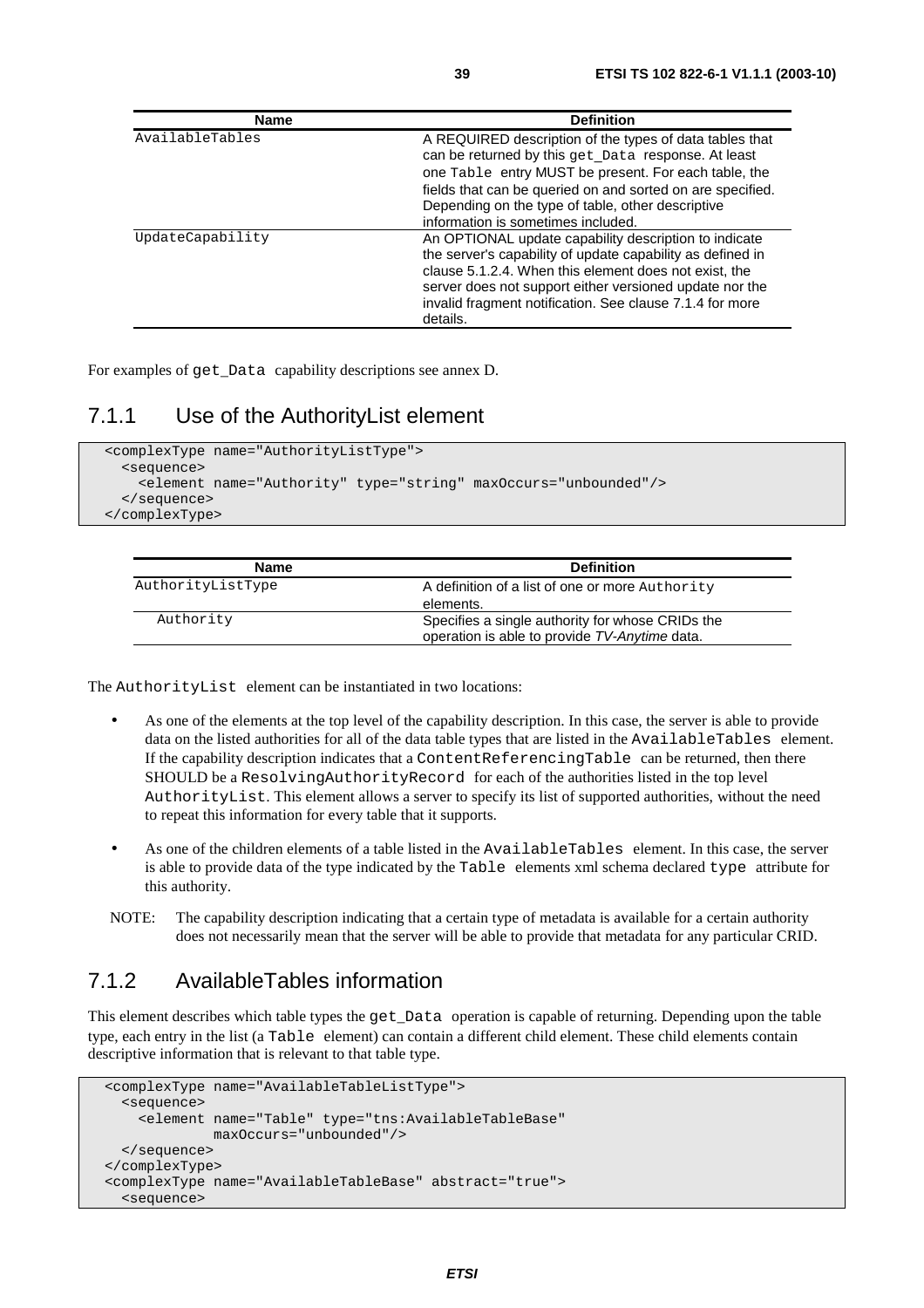| Name | Definition |
| --- | --- |
| AvailableTables | A REQUIRED description of the types of data tables that can be returned by this get_Data response. At least one Table entry MUST be present. For each table, the fields that can be queried on and sorted on are specified. Depending on the type of table, other descriptive information is sometimes included. |
| UpdateCapability | An OPTIONAL update capability description to indicate the server's capability of update capability as defined in clause 5.1.2.4. When this element does not exist, the server does not support either versioned update nor the invalid fragment notification. See clause 7.1.4 for more details. |

For examples of get_Data capability descriptions see annex D.

### 7.1.1 Use of the AuthorityList element

```
<complexType name="AuthorityListType">
  <sequence>
    <element name="Authority" type="string" maxOccurs="unbounded"/>
  </sequence>
</complexType>
```

| Name | Definition |
| --- | --- |
| AuthorityListType | A definition of a list of one or more Authority elements. |
| Authority | Specifies a single authority for whose CRIDs the operation is able to provide *TV-Anytime* data. |

The AuthorityList element can be instantiated in two locations:

- As one of the elements at the top level of the capability description. In this case, the server is able to provide data on the listed authorities for all of the data table types that are listed in the AvailableTables element. If the capability description indicates that a ContentReferencingTable can be returned, then there SHOULD be a ResolvingAuthorityRecord for each of the authorities listed in the top level AuthorityList. This element allows a server to specify its list of supported authorities, without the need to repeat this information for every table that it supports.
- As one of the children elements of a table listed in the AvailableTables element. In this case, the server is able to provide data of the type indicated by the Table elements xml schema declared type attribute for this authority.

NOTE: The capability description indicating that a certain type of metadata is available for a certain authority does not necessarily mean that the server will be able to provide that metadata for any particular CRID.

### 7.1.2 AvailableTables information

This element describes which table types the get_Data operation is capable of returning. Depending upon the table type, each entry in the list (a Table element) can contain a different child element. These child elements contain descriptive information that is relevant to that table type.

```
<complexType name="AvailableTableListType">
  <sequence>
    <element name="Table" type="tns:AvailableTableBase"
             maxOccurs="unbounded"/>
  </sequence>
</complexType>
<complexType name="AvailableTableBase" abstract="true">
  <sequence>
```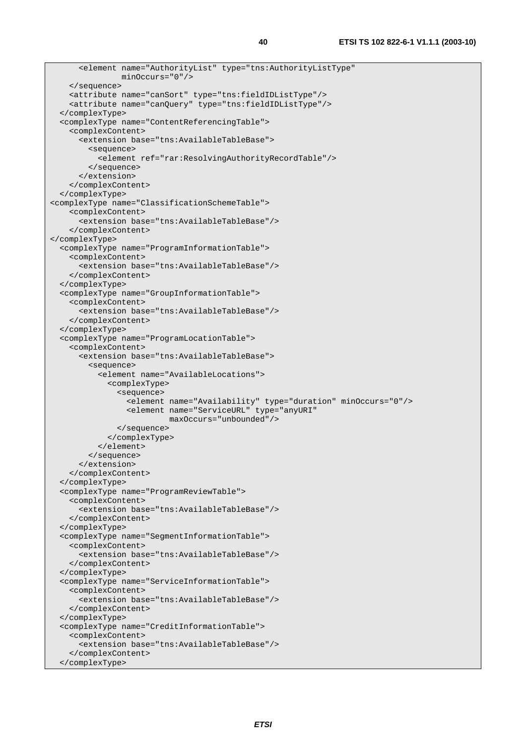```
      <element name="AuthorityList" type="tns:AuthorityListType"
               minOccurs="0"/>
    </sequence>
    <attribute name="canSort" type="tns:fieldIDListType"/>
    <attribute name="canQuery" type="tns:fieldIDListType"/>
  </complexType>
  <complexType name="ContentReferencingTable">
    <complexContent>
      <extension base="tns:AvailableTableBase">
        <sequence>
          <element ref="rar:ResolvingAuthorityRecordTable"/>
        </sequence>
      </extension>
    </complexContent>
  </complexType>
<complexType name="ClassificationSchemeTable">
    <complexContent>
      <extension base="tns:AvailableTableBase"/>
    </complexContent>
</complexType>
  <complexType name="ProgramInformationTable">
    <complexContent>
      <extension base="tns:AvailableTableBase"/>
    </complexContent>
  </complexType>
  <complexType name="GroupInformationTable">
    <complexContent>
      <extension base="tns:AvailableTableBase"/>
    </complexContent>
  </complexType>
  <complexType name="ProgramLocationTable">
    <complexContent>
      <extension base="tns:AvailableTableBase">
        <sequence>
          <element name="AvailableLocations">
            <complexType>
              <sequence>
                <element name="Availability" type="duration" minOccurs="0"/>
                <element name="ServiceURL" type="anyURI"
                         maxOccurs="unbounded"/>
              </sequence>
            </complexType>
          </element>
        </sequence>
      </extension>
    </complexContent>
  </complexType>
  <complexType name="ProgramReviewTable">
    <complexContent>
      <extension base="tns:AvailableTableBase"/>
    </complexContent>
  </complexType>
  <complexType name="SegmentInformationTable">
    <complexContent>
      <extension base="tns:AvailableTableBase"/>
    </complexContent>
  </complexType>
  <complexType name="ServiceInformationTable">
    <complexContent>
      <extension base="tns:AvailableTableBase"/>
    </complexContent>
  </complexType>
  <complexType name="CreditInformationTable">
    <complexContent>
      <extension base="tns:AvailableTableBase"/>
    </complexContent>
  </complexType>
```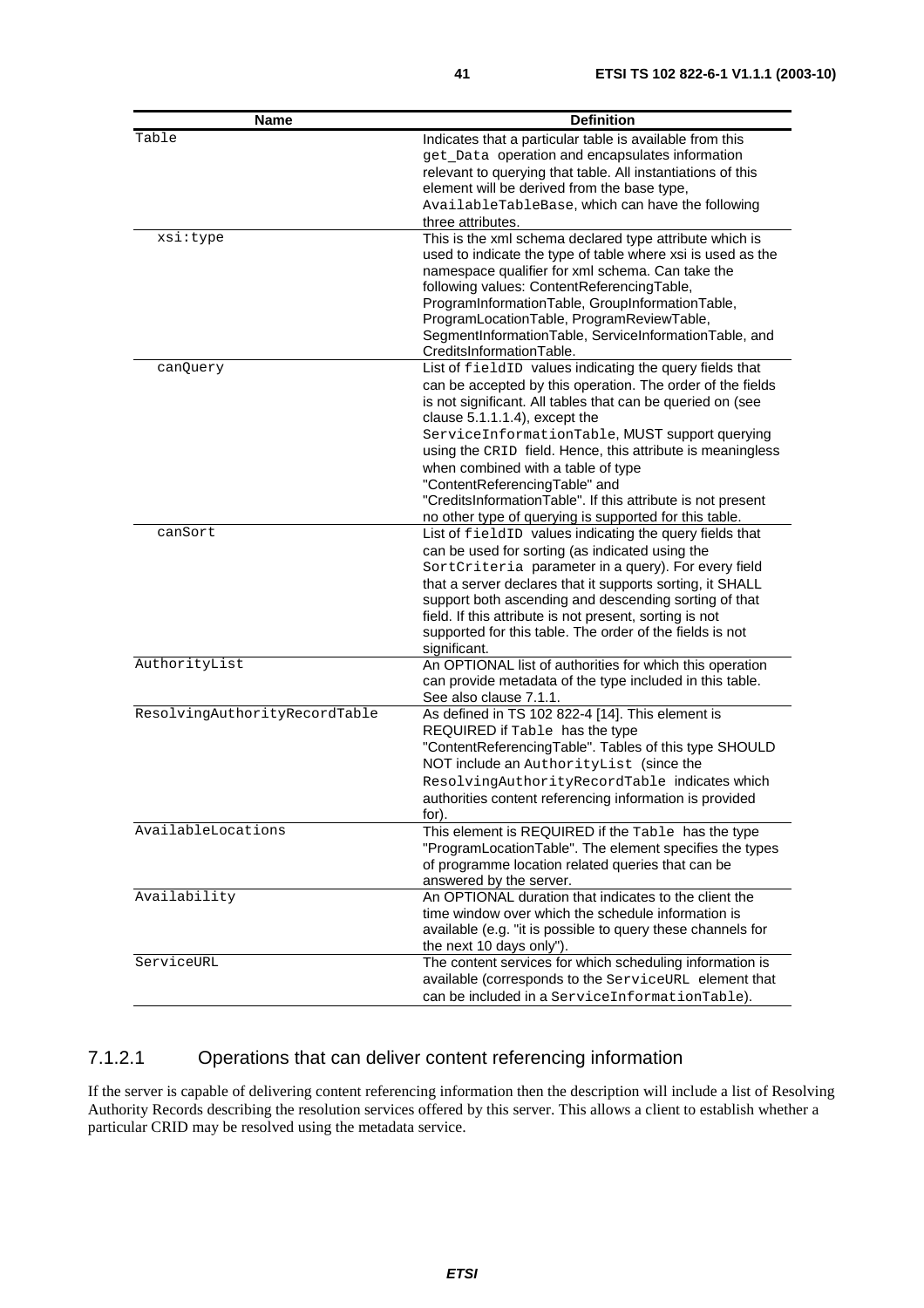| Name | Definition |
| --- | --- |
| Table | Indicates that a particular table is available from this get_Data operation and encapsulates information relevant to querying that table. All instantiations of this element will be derived from the base type, AvailableTableBase, which can have the following three attributes. |
| xsi:type | This is the xml schema declared type attribute which is used to indicate the type of table where xsi is used as the namespace qualifier for xml schema. Can take the following values: ContentReferencingTable, ProgramInformationTable, GroupInformationTable, ProgramLocationTable, ProgramReviewTable, SegmentInformationTable, ServiceInformationTable, and CreditsInformationTable. |
| canQuery | List of fieldID values indicating the query fields that can be accepted by this operation. The order of the fields is not significant. All tables that can be queried on (see clause 5.1.1.1.4), except the ServiceInformationTable, MUST support querying using the CRID field. Hence, this attribute is meaningless when combined with a table of type "ContentReferencingTable" and "CreditsInformationTable". If this attribute is not present no other type of querying is supported for this table. |
| canSort | List of fieldID values indicating the query fields that can be used for sorting (as indicated using the SortCriteria parameter in a query). For every field that a server declares that it supports sorting, it SHALL support both ascending and descending sorting of that field. If this attribute is not present, sorting is not supported for this table. The order of the fields is not significant. |
| AuthorityList | An OPTIONAL list of authorities for which this operation can provide metadata of the type included in this table. See also clause 7.1.1. |
| ResolvingAuthorityRecordTable | As defined in TS 102 822-4 [14]. This element is REQUIRED if Table has the type "ContentReferencingTable". Tables of this type SHOULD NOT include an AuthorityList (since the ResolvingAuthorityRecordTable indicates which authorities content referencing information is provided for). |
| AvailableLocations | This element is REQUIRED if the Table has the type "ProgramLocationTable". The element specifies the types of programme location related queries that can be answered by the server. |
| Availability | An OPTIONAL duration that indicates to the client the time window over which the schedule information is available (e.g. "it is possible to query these channels for the next 10 days only"). |
| ServiceURL | The content services for which scheduling information is available (corresponds to the ServiceURL element that can be included in a ServiceInformationTable). |

#### 7.1.2.1 Operations that can deliver content referencing information

If the server is capable of delivering content referencing information then the description will include a list of Resolving Authority Records describing the resolution services offered by this server. This allows a client to establish whether a particular CRID may be resolved using the metadata service.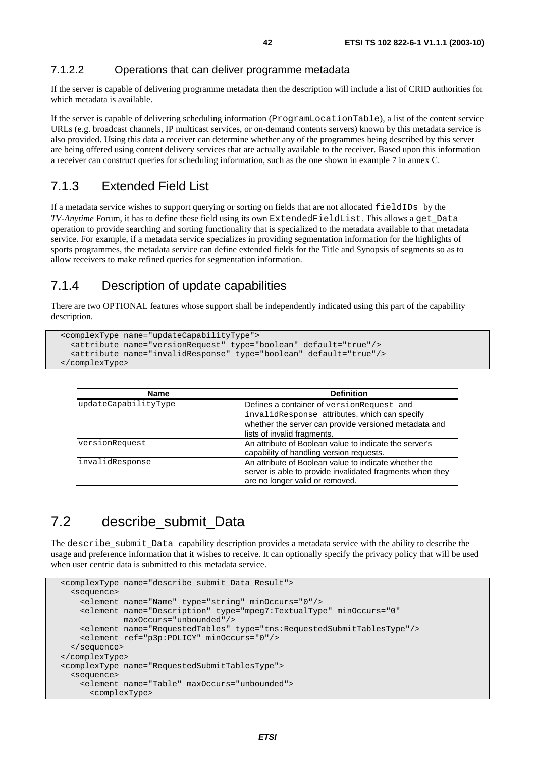#### 7.1.2.2 Operations that can deliver programme metadata

If the server is capable of delivering programme metadata then the description will include a list of CRID authorities for which metadata is available.

If the server is capable of delivering scheduling information (ProgramLocationTable), a list of the content service URLs (e.g. broadcast channels, IP multicast services, or on-demand contents servers) known by this metadata service is also provided. Using this data a receiver can determine whether any of the programmes being described by this server are being offered using content delivery services that are actually available to the receiver. Based upon this information a receiver can construct queries for scheduling information, such as the one shown in example 7 in annex C.

### 7.1.3 Extended Field List

If a metadata service wishes to support querying or sorting on fields that are not allocated fieldIDs by the *TV-Anytime* Forum, it has to define these field using its own ExtendedFieldList. This allows a get_Data operation to provide searching and sorting functionality that is specialized to the metadata available to that metadata service. For example, if a metadata service specializes in providing segmentation information for the highlights of sports programmes, the metadata service can define extended fields for the Title and Synopsis of segments so as to allow receivers to make refined queries for segmentation information.

### 7.1.4 Description of update capabilities

There are two OPTIONAL features whose support shall be independently indicated using this part of the capability description.

```
<complexType name="updateCapabilityType">
  <attribute name="versionRequest" type="boolean" default="true"/>
  <attribute name="invalidResponse" type="boolean" default="true"/>
</complexType>
```

| Name | Definition |
|---|---|
| updateCapabilityType | Defines a container of versionRequest and invalidResponse attributes, which can specify whether the server can provide versioned metadata and lists of invalid fragments. |
| versionRequest | An attribute of Boolean value to indicate the server's capability of handling version requests. |
| invalidResponse | An attribute of Boolean value to indicate whether the server is able to provide invalidated fragments when they are no longer valid or removed. |

## 7.2 describe_submit_Data

The describe_submit_Data capability description provides a metadata service with the ability to describe the usage and preference information that it wishes to receive. It can optionally specify the privacy policy that will be used when user centric data is submitted to this metadata service.

```
<complexType name="describe_submit_Data_Result">
  <sequence>
    <element name="Name" type="string" minOccurs="0"/>
    <element name="Description" type="mpeg7:TextualType" minOccurs="0"
             maxOccurs="unbounded"/>
    <element name="RequestedTables" type="tns:RequestedSubmitTablesType"/>
    <element ref="p3p:POLICY" minOccurs="0"/>
  </sequence>
</complexType>
<complexType name="RequestedSubmitTablesType">
  <sequence>
    <element name="Table" maxOccurs="unbounded">
      <complexType>
```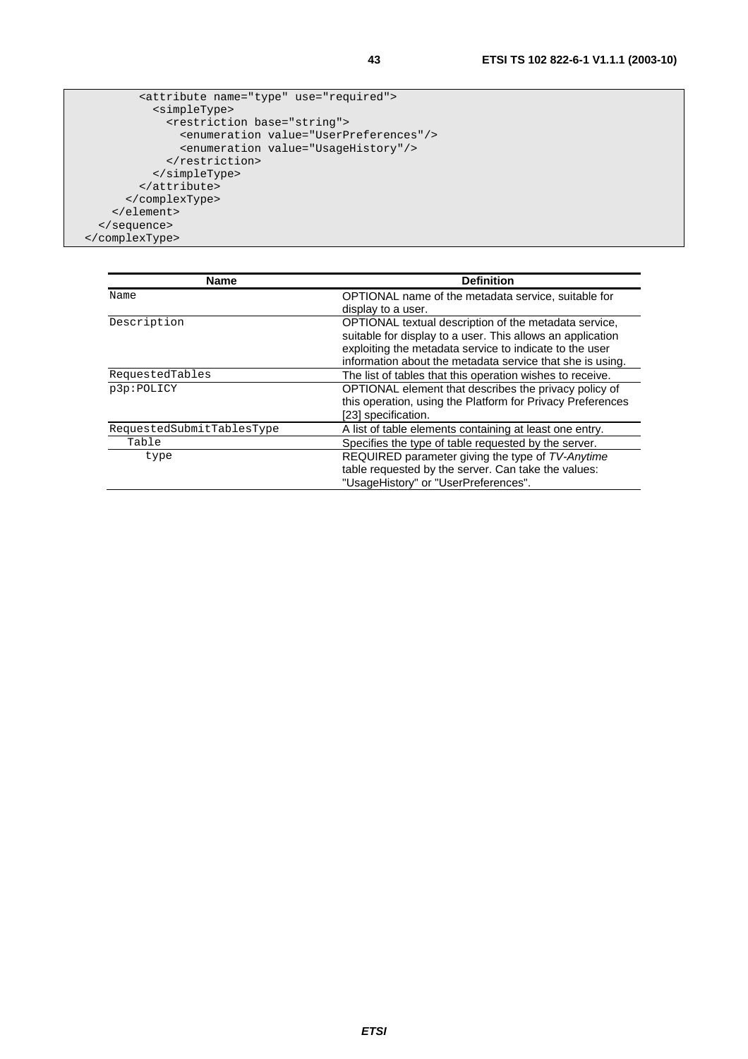```
        <attribute name="type" use="required">
          <simpleType>
            <restriction base="string">
              <enumeration value="UserPreferences"/>
              <enumeration value="UsageHistory"/>
            </restriction>
          </simpleType>
        </attribute>
      </complexType>
    </element>
  </sequence>
</complexType>
```

| Name | Definition |
| --- | --- |
| `Name` | OPTIONAL name of the metadata service, suitable for display to a user. |
| `Description` | OPTIONAL textual description of the metadata service, suitable for display to a user. This allows an application exploiting the metadata service to indicate to the user information about the metadata service that she is using. |
| `RequestedTables` | The list of tables that this operation wishes to receive. |
| `p3p:POLICY` | OPTIONAL element that describes the privacy policy of this operation, using the Platform for Privacy Preferences [23] specification. |
| `RequestedSubmitTablesType` | A list of table elements containing at least one entry. |
| `Table` | Specifies the type of table requested by the server. |
| `type` | REQUIRED parameter giving the type of *TV-Anytime* table requested by the server. Can take the values: "UsageHistory" or "UserPreferences". |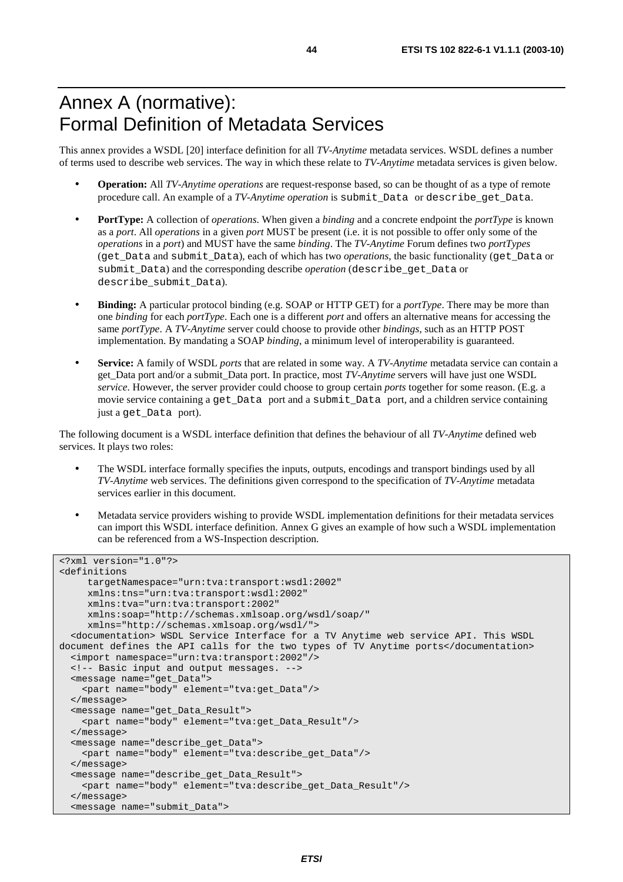# Annex A (normative): Formal Definition of Metadata Services

This annex provides a WSDL [20] interface definition for all *TV-Anytime* metadata services. WSDL defines a number of terms used to describe web services. The way in which these relate to *TV-Anytime* metadata services is given below.

- **Operation:** All *TV-Anytime operations* are request-response based, so can be thought of as a type of remote procedure call. An example of a *TV-Anytime operation* is `submit_Data` or `describe_get_Data`.
- **PortType:** A collection of *operations*. When given a *binding* and a concrete endpoint the *portType* is known as a *port*. All *operations* in a given *port* MUST be present (i.e. it is not possible to offer only some of the *operations* in a *port*) and MUST have the same *binding*. The *TV-Anytime* Forum defines two *portTypes* (`get_Data` and `submit_Data`), each of which has two *operations*, the basic functionality (`get_Data` or `submit_Data`) and the corresponding describe *operation* (`describe_get_Data` or `describe_submit_Data`).
- **Binding:** A particular protocol binding (e.g. SOAP or HTTP GET) for a *portType*. There may be more than one *binding* for each *portType*. Each one is a different *port* and offers an alternative means for accessing the same *portType*. A *TV-Anytime* server could choose to provide other *bindings*, such as an HTTP POST implementation. By mandating a SOAP *binding*, a minimum level of interoperability is guaranteed.
- **Service:** A family of WSDL *ports* that are related in some way. A *TV-Anytime* metadata service can contain a get_Data port and/or a submit_Data port. In practice, most *TV-Anytime* servers will have just one WSDL *service*. However, the server provider could choose to group certain *ports* together for some reason. (E.g. a movie service containing a `get_Data` port and a `submit_Data` port, and a children service containing just a `get_Data` port).

The following document is a WSDL interface definition that defines the behaviour of all *TV-Anytime* defined web services. It plays two roles:

- The WSDL interface formally specifies the inputs, outputs, encodings and transport bindings used by all *TV-Anytime* web services. The definitions given correspond to the specification of *TV-Anytime* metadata services earlier in this document.
- Metadata service providers wishing to provide WSDL implementation definitions for their metadata services can import this WSDL interface definition. Annex G gives an example of how such a WSDL implementation can be referenced from a WS-Inspection description.

```
<?xml version="1.0"?>
<definitions
     targetNamespace="urn:tva:transport:wsdl:2002"
     xmlns:tns="urn:tva:transport:wsdl:2002"
     xmlns:tva="urn:tva:transport:2002"
     xmlns:soap="http://schemas.xmlsoap.org/wsdl/soap/"
     xmlns="http://schemas.xmlsoap.org/wsdl/">
  <documentation> WSDL Service Interface for a TV Anytime web service API. This WSDL
document defines the API calls for the two types of TV Anytime ports</documentation>
  <import namespace="urn:tva:transport:2002"/>
  <!-- Basic input and output messages. -->
  <message name="get_Data">
    <part name="body" element="tva:get_Data"/>
  </message>
  <message name="get_Data_Result">
    <part name="body" element="tva:get_Data_Result"/>
  </message>
  <message name="describe_get_Data">
    <part name="body" element="tva:describe_get_Data"/>
  </message>
  <message name="describe_get_Data_Result">
    <part name="body" element="tva:describe_get_Data_Result"/>
  </message>
  <message name="submit_Data">
```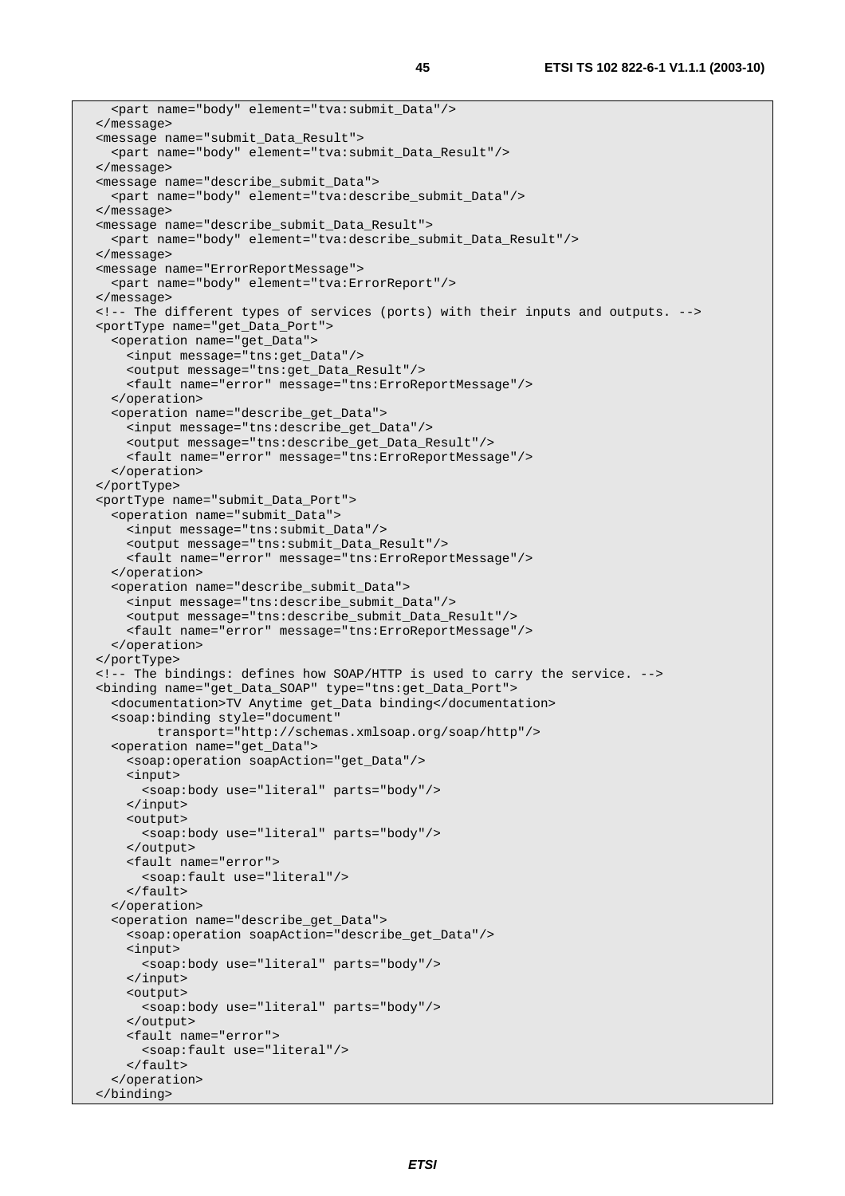```
    <part name="body" element="tva:submit_Data"/>
  </message>
  <message name="submit_Data_Result">
    <part name="body" element="tva:submit_Data_Result"/>
  </message>
  <message name="describe_submit_Data">
    <part name="body" element="tva:describe_submit_Data"/>
  </message>
  <message name="describe_submit_Data_Result">
    <part name="body" element="tva:describe_submit_Data_Result"/>
  </message>
  <message name="ErrorReportMessage">
    <part name="body" element="tva:ErrorReport"/>
  </message>
  <!-- The different types of services (ports) with their inputs and outputs. -->
  <portType name="get_Data_Port">
    <operation name="get_Data">
      <input message="tns:get_Data"/>
      <output message="tns:get_Data_Result"/>
      <fault name="error" message="tns:ErroReportMessage"/>
    </operation>
    <operation name="describe_get_Data">
      <input message="tns:describe_get_Data"/>
      <output message="tns:describe_get_Data_Result"/>
      <fault name="error" message="tns:ErroReportMessage"/>
    </operation>
  </portType>
  <portType name="submit_Data_Port">
    <operation name="submit_Data">
      <input message="tns:submit_Data"/>
      <output message="tns:submit_Data_Result"/>
      <fault name="error" message="tns:ErroReportMessage"/>
    </operation>
    <operation name="describe_submit_Data">
      <input message="tns:describe_submit_Data"/>
      <output message="tns:describe_submit_Data_Result"/>
      <fault name="error" message="tns:ErroReportMessage"/>
    </operation>
  </portType>
  <!-- The bindings: defines how SOAP/HTTP is used to carry the service. -->
  <binding name="get_Data_SOAP" type="tns:get_Data_Port">
    <documentation>TV Anytime get_Data binding</documentation>
    <soap:binding style="document"
          transport="http://schemas.xmlsoap.org/soap/http"/>
    <operation name="get_Data">
      <soap:operation soapAction="get_Data"/>
      <input>
        <soap:body use="literal" parts="body"/>
      </input>
      <output>
        <soap:body use="literal" parts="body"/>
      </output>
      <fault name="error">
        <soap:fault use="literal"/>
      </fault>
    </operation>
    <operation name="describe_get_Data">
      <soap:operation soapAction="describe_get_Data"/>
      <input>
        <soap:body use="literal" parts="body"/>
      </input>
      <output>
        <soap:body use="literal" parts="body"/>
      </output>
      <fault name="error">
        <soap:fault use="literal"/>
      </fault>
    </operation>
  </binding>
```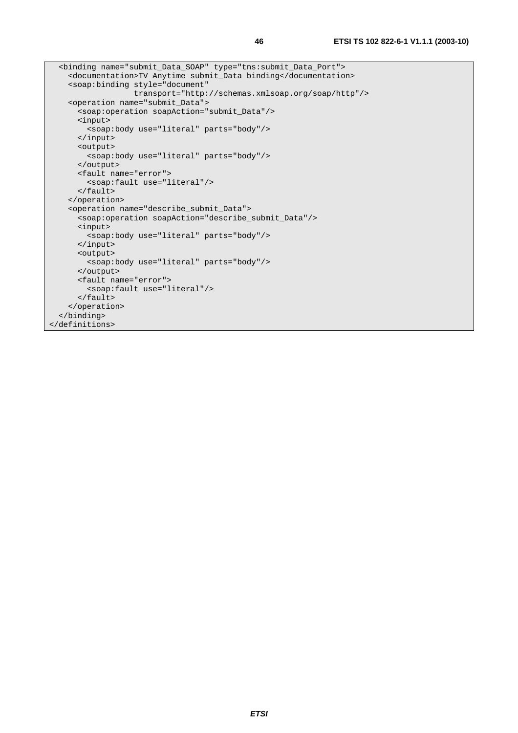```
  <binding name="submit_Data_SOAP" type="tns:submit_Data_Port">
    <documentation>TV Anytime submit_Data binding</documentation>
    <soap:binding style="document"
                  transport="http://schemas.xmlsoap.org/soap/http"/>
    <operation name="submit_Data">
      <soap:operation soapAction="submit_Data"/>
      <input>
        <soap:body use="literal" parts="body"/>
      </input>
      <output>
        <soap:body use="literal" parts="body"/>
      </output>
      <fault name="error">
        <soap:fault use="literal"/>
      </fault>
    </operation>
    <operation name="describe_submit_Data">
      <soap:operation soapAction="describe_submit_Data"/>
      <input>
        <soap:body use="literal" parts="body"/>
      </input>
      <output>
        <soap:body use="literal" parts="body"/>
      </output>
      <fault name="error">
        <soap:fault use="literal"/>
      </fault>
    </operation>
  </binding>
</definitions>
```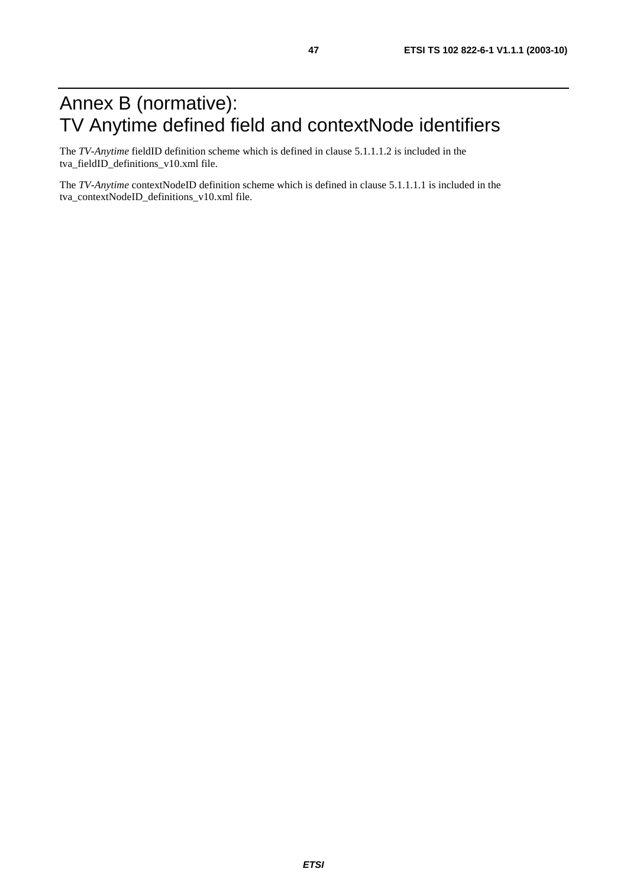# Annex B (normative): TV Anytime defined field and contextNode identifiers

The *TV-Anytime* fieldID definition scheme which is defined in clause 5.1.1.1.2 is included in the tva_fieldID_definitions_v10.xml file.

The *TV-Anytime* contextNodeID definition scheme which is defined in clause 5.1.1.1.1 is included in the tva_contextNodeID_definitions_v10.xml file.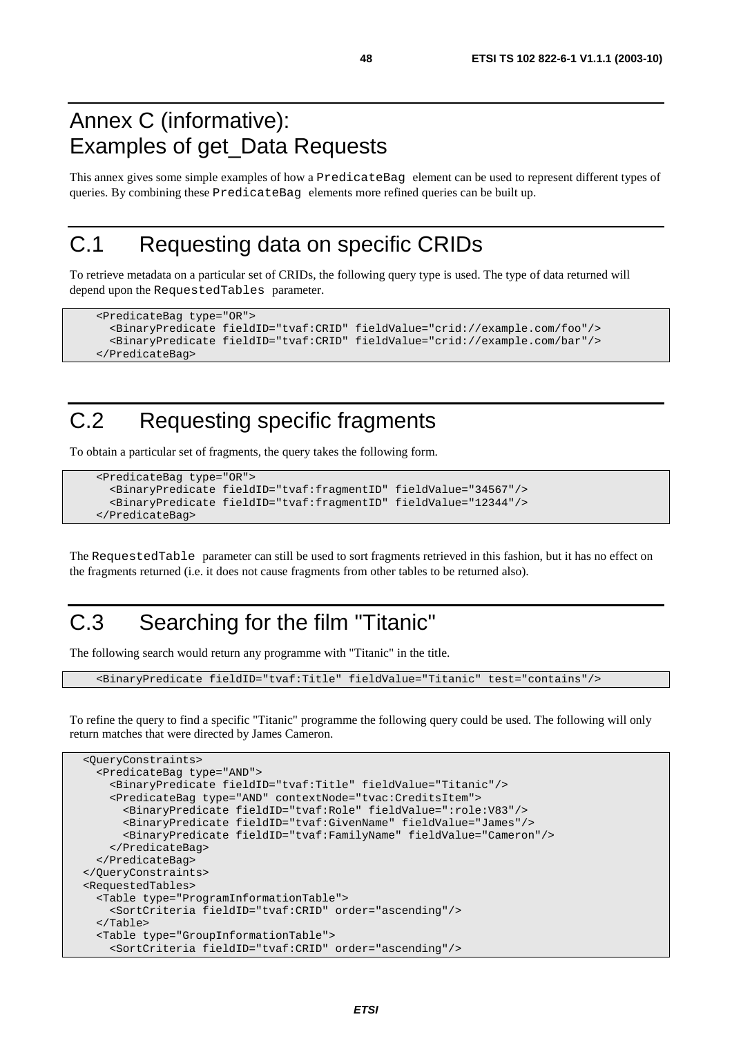# Annex C (informative): Examples of get_Data Requests

This annex gives some simple examples of how a PredicateBag element can be used to represent different types of queries. By combining these PredicateBag elements more refined queries can be built up.

# C.1 Requesting data on specific CRIDs

To retrieve metadata on a particular set of CRIDs, the following query type is used. The type of data returned will depend upon the RequestedTables parameter.

```
<PredicateBag type="OR">
  <BinaryPredicate fieldID="tvaf:CRID" fieldValue="crid://example.com/foo"/>
  <BinaryPredicate fieldID="tvaf:CRID" fieldValue="crid://example.com/bar"/>
</PredicateBag>
```

# C.2 Requesting specific fragments

To obtain a particular set of fragments, the query takes the following form.

```
<PredicateBag type="OR">
  <BinaryPredicate fieldID="tvaf:fragmentID" fieldValue="34567"/>
  <BinaryPredicate fieldID="tvaf:fragmentID" fieldValue="12344"/>
</PredicateBag>
```

The RequestedTable parameter can still be used to sort fragments retrieved in this fashion, but it has no effect on the fragments returned (i.e. it does not cause fragments from other tables to be returned also).

# C.3 Searching for the film "Titanic"

The following search would return any programme with "Titanic" in the title.

```
<BinaryPredicate fieldID="tvaf:Title" fieldValue="Titanic" test="contains"/>
```

To refine the query to find a specific "Titanic" programme the following query could be used. The following will only return matches that were directed by James Cameron.

```
<QueryConstraints>
  <PredicateBag type="AND">
    <BinaryPredicate fieldID="tvaf:Title" fieldValue="Titanic"/>
    <PredicateBag type="AND" contextNode="tvac:CreditsItem">
      <BinaryPredicate fieldID="tvaf:Role" fieldValue=":role:V83"/>
      <BinaryPredicate fieldID="tvaf:GivenName" fieldValue="James"/>
      <BinaryPredicate fieldID="tvaf:FamilyName" fieldValue="Cameron"/>
    </PredicateBag>
  </PredicateBag>
</QueryConstraints>
<RequestedTables>
  <Table type="ProgramInformationTable">
    <SortCriteria fieldID="tvaf:CRID" order="ascending"/>
  </Table>
  <Table type="GroupInformationTable">
    <SortCriteria fieldID="tvaf:CRID" order="ascending"/>
```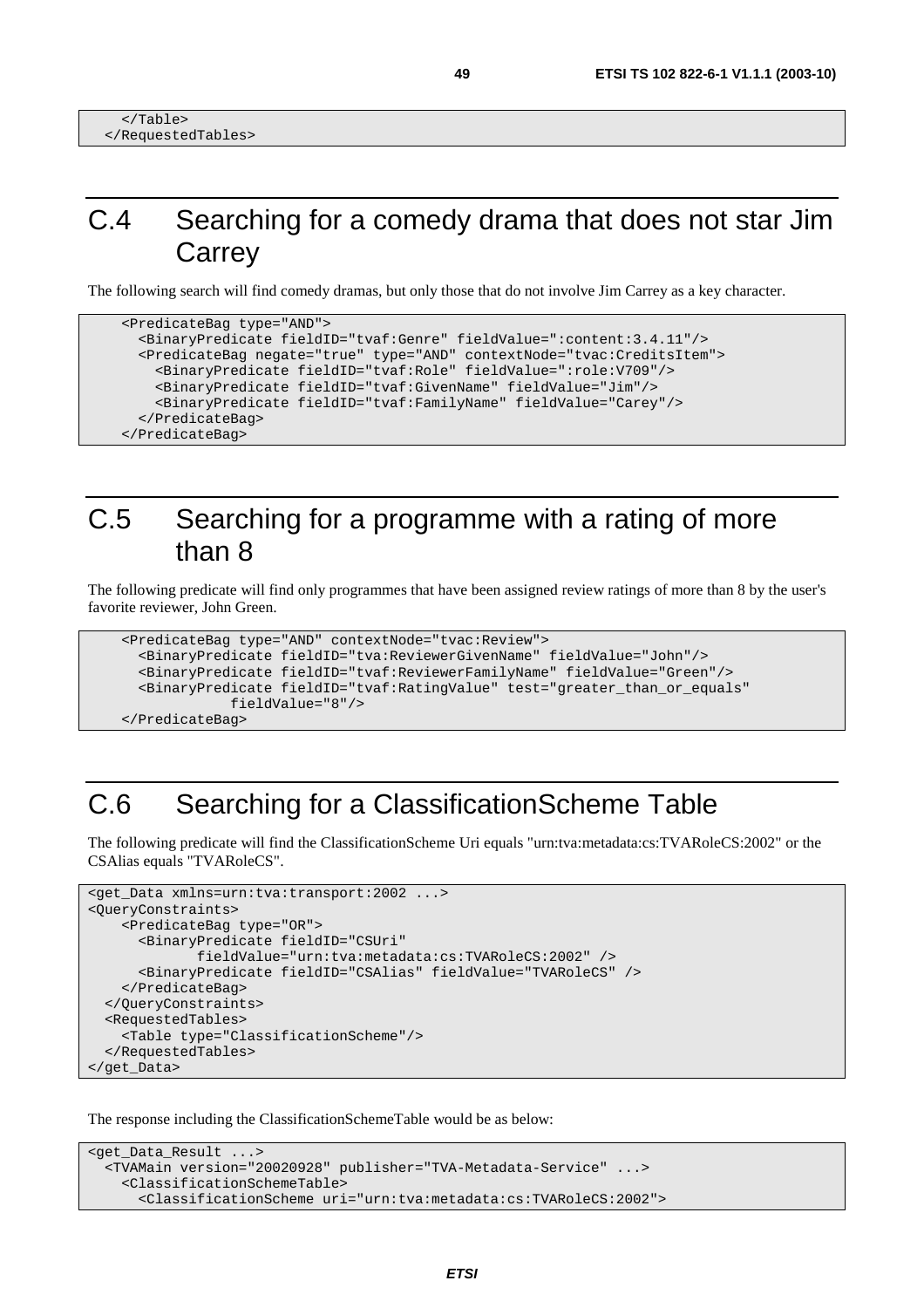```
    </Table>
  </RequestedTables>
```

## C.4 Searching for a comedy drama that does not star Jim Carrey

The following search will find comedy dramas, but only those that do not involve Jim Carrey as a key character.

```
    <PredicateBag type="AND">
      <BinaryPredicate fieldID="tvaf:Genre" fieldValue=":content:3.4.11"/>
      <PredicateBag negate="true" type="AND" contextNode="tvac:CreditsItem">
        <BinaryPredicate fieldID="tvaf:Role" fieldValue=":role:V709"/>
        <BinaryPredicate fieldID="tvaf:GivenName" fieldValue="Jim"/>
        <BinaryPredicate fieldID="tvaf:FamilyName" fieldValue="Carey"/>
      </PredicateBag>
    </PredicateBag>
```

## C.5 Searching for a programme with a rating of more than 8

The following predicate will find only programmes that have been assigned review ratings of more than 8 by the user's favorite reviewer, John Green.

```
    <PredicateBag type="AND" contextNode="tvac:Review">
      <BinaryPredicate fieldID="tva:ReviewerGivenName" fieldValue="John"/>
      <BinaryPredicate fieldID="tvaf:ReviewerFamilyName" fieldValue="Green"/>
      <BinaryPredicate fieldID="tvaf:RatingValue" test="greater_than_or_equals"
                fieldValue="8"/>
    </PredicateBag>
```

## C.6 Searching for a ClassificationScheme Table

The following predicate will find the ClassificationScheme Uri equals "urn:tva:metadata:cs:TVARoleCS:2002" or the CSAlias equals "TVARoleCS".

```
<get_Data xmlns=urn:tva:transport:2002 ...>
<QueryConstraints>
    <PredicateBag type="OR">
      <BinaryPredicate fieldID="CSUri"
            fieldValue="urn:tva:metadata:cs:TVARoleCS:2002" />
      <BinaryPredicate fieldID="CSAlias" fieldValue="TVARoleCS" />
    </PredicateBag>
  </QueryConstraints>
  <RequestedTables>
    <Table type="ClassificationScheme"/>
  </RequestedTables>
</get_Data>
```

The response including the ClassificationSchemeTable would be as below:

```
<get_Data_Result ...>
  <TVAMain version="20020928" publisher="TVA-Metadata-Service" ...>
    <ClassificationSchemeTable>
      <ClassificationScheme uri="urn:tva:metadata:cs:TVARoleCS:2002">
```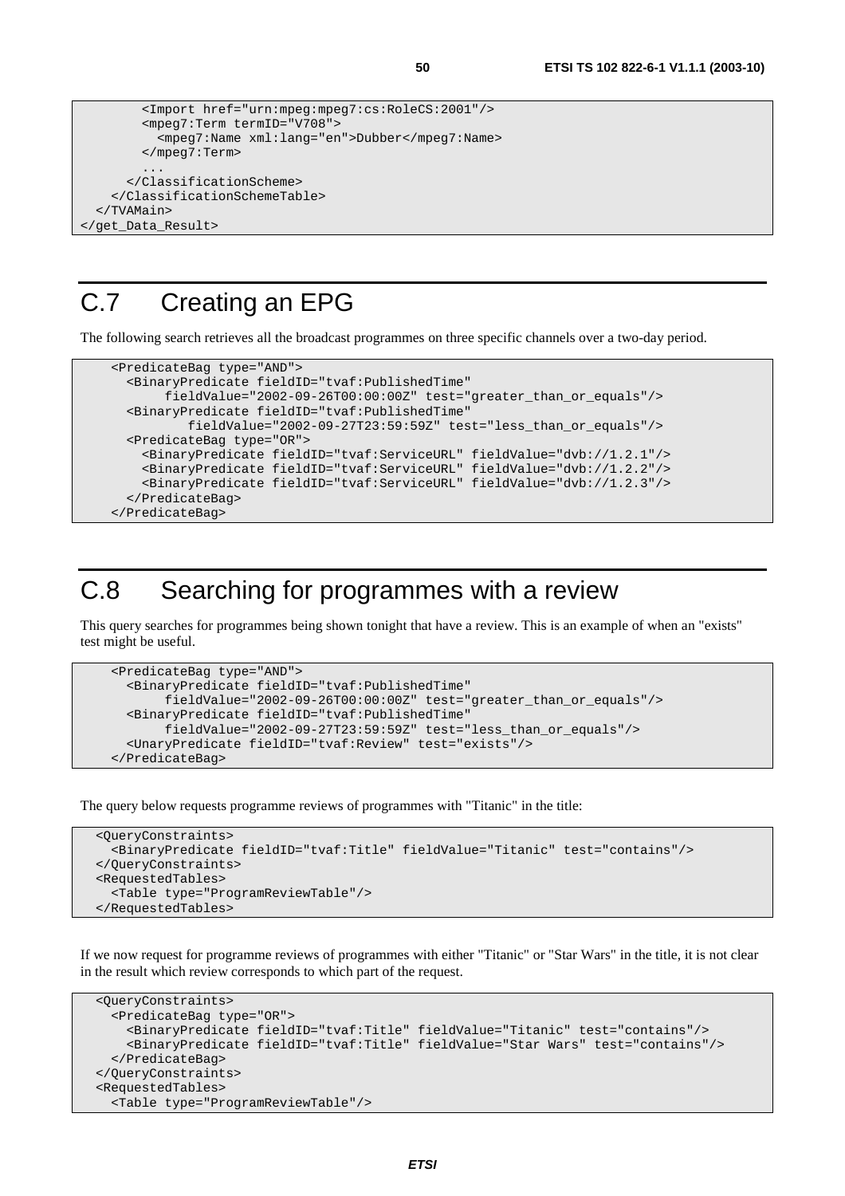```
        <Import href="urn:mpeg:mpeg7:cs:RoleCS:2001"/>
        <mpeg7:Term termID="V708">
          <mpeg7:Name xml:lang="en">Dubber</mpeg7:Name>
        </mpeg7:Term>
        ...
      </ClassificationScheme>
    </ClassificationSchemeTable>
  </TVAMain>
</get_Data_Result>
```

# C.7 Creating an EPG

The following search retrieves all the broadcast programmes on three specific channels over a two-day period.

```
    <PredicateBag type="AND">
      <BinaryPredicate fieldID="tvaf:PublishedTime"
           fieldValue="2002-09-26T00:00:00Z" test="greater_than_or_equals"/>
      <BinaryPredicate fieldID="tvaf:PublishedTime"
             fieldValue="2002-09-27T23:59:59Z" test="less_than_or_equals"/>
      <PredicateBag type="OR">
        <BinaryPredicate fieldID="tvaf:ServiceURL" fieldValue="dvb://1.2.1"/>
        <BinaryPredicate fieldID="tvaf:ServiceURL" fieldValue="dvb://1.2.2"/>
        <BinaryPredicate fieldID="tvaf:ServiceURL" fieldValue="dvb://1.2.3"/>
      </PredicateBag>
    </PredicateBag>
```

# C.8 Searching for programmes with a review

This query searches for programmes being shown tonight that have a review. This is an example of when an "exists" test might be useful.

```
    <PredicateBag type="AND">
      <BinaryPredicate fieldID="tvaf:PublishedTime"
           fieldValue="2002-09-26T00:00:00Z" test="greater_than_or_equals"/>
      <BinaryPredicate fieldID="tvaf:PublishedTime"
           fieldValue="2002-09-27T23:59:59Z" test="less_than_or_equals"/>
      <UnaryPredicate fieldID="tvaf:Review" test="exists"/>
    </PredicateBag>
```

The query below requests programme reviews of programmes with "Titanic" in the title:

```
  <QueryConstraints>
    <BinaryPredicate fieldID="tvaf:Title" fieldValue="Titanic" test="contains"/>
  </QueryConstraints>
  <RequestedTables>
    <Table type="ProgramReviewTable"/>
  </RequestedTables>
```

If we now request for programme reviews of programmes with either "Titanic" or "Star Wars" in the title, it is not clear in the result which review corresponds to which part of the request.

```
  <QueryConstraints>
    <PredicateBag type="OR">
      <BinaryPredicate fieldID="tvaf:Title" fieldValue="Titanic" test="contains"/>
      <BinaryPredicate fieldID="tvaf:Title" fieldValue="Star Wars" test="contains"/>
    </PredicateBag>
  </QueryConstraints>
  <RequestedTables>
    <Table type="ProgramReviewTable"/>
```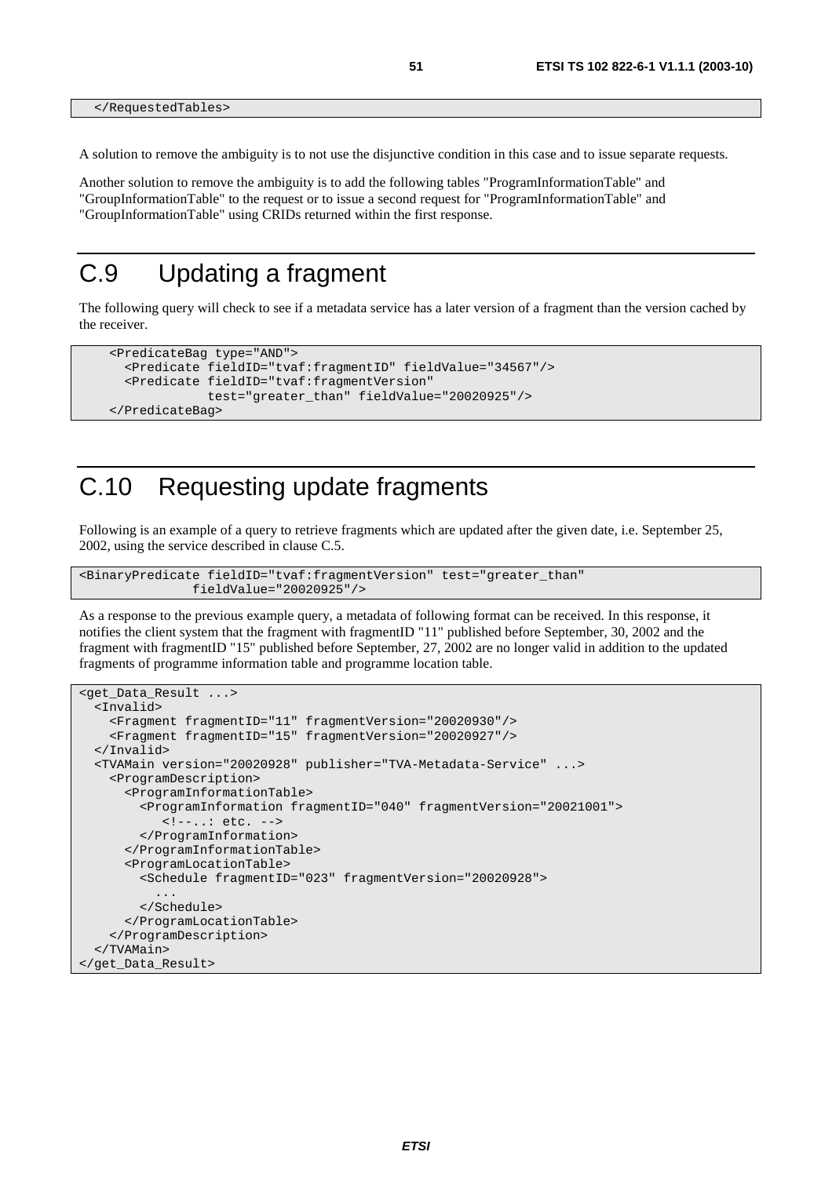```
  </RequestedTables>
```

A solution to remove the ambiguity is to not use the disjunctive condition in this case and to issue separate requests.

Another solution to remove the ambiguity is to add the following tables "ProgramInformationTable" and "GroupInformationTable" to the request or to issue a second request for "ProgramInformationTable" and "GroupInformationTable" using CRIDs returned within the first response.

# C.9 Updating a fragment

The following query will check to see if a metadata service has a later version of a fragment than the version cached by the receiver.

```
    <PredicateBag type="AND">
      <Predicate fieldID="tvaf:fragmentID" fieldValue="34567"/>
      <Predicate fieldID="tvaf:fragmentVersion"
                 test="greater_than" fieldValue="20020925"/>
    </PredicateBag>
```

# C.10 Requesting update fragments

Following is an example of a query to retrieve fragments which are updated after the given date, i.e. September 25, 2002, using the service described in clause C.5.

```
<BinaryPredicate fieldID="tvaf:fragmentVersion" test="greater_than"
               fieldValue="20020925"/>
```

As a response to the previous example query, a metadata of following format can be received. In this response, it notifies the client system that the fragment with fragmentID "11" published before September, 30, 2002 and the fragment with fragmentID "15" published before September, 27, 2002 are no longer valid in addition to the updated fragments of programme information table and programme location table.

```
<get_Data_Result ...>
  <Invalid>
    <Fragment fragmentID="11" fragmentVersion="20020930"/>
    <Fragment fragmentID="15" fragmentVersion="20020927"/>
  </Invalid>
  <TVAMain version="20020928" publisher="TVA-Metadata-Service" ...>
    <ProgramDescription>
      <ProgramInformationTable>
        <ProgramInformation fragmentID="040" fragmentVersion="20021001">
           <!--..: etc. -->
        </ProgramInformation>
      </ProgramInformationTable>
      <ProgramLocationTable>
        <Schedule fragmentID="023" fragmentVersion="20020928">
          ...
        </Schedule>
      </ProgramLocationTable>
    </ProgramDescription>
  </TVAMain>
</get_Data_Result>
```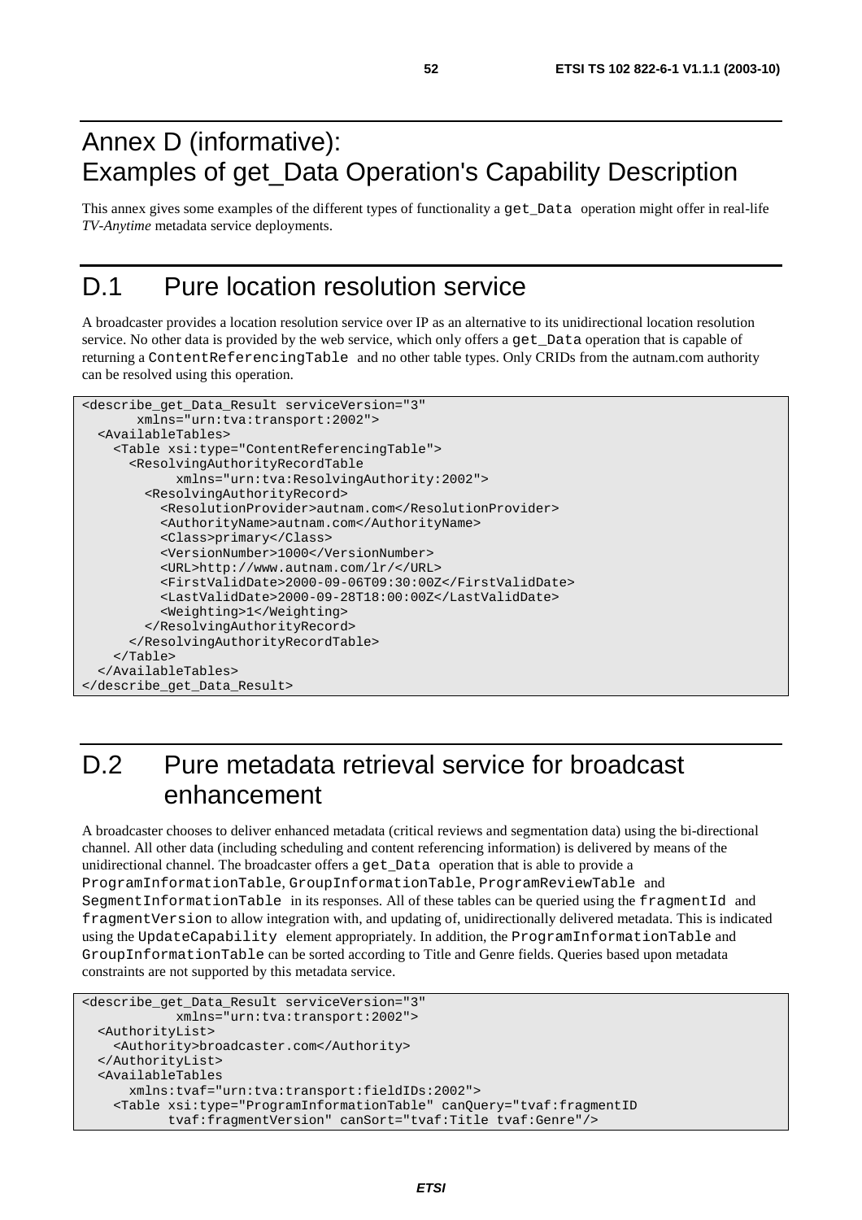# Annex D (informative): Examples of get_Data Operation's Capability Description

This annex gives some examples of the different types of functionality a `get_Data` operation might offer in real-life *TV-Anytime* metadata service deployments.

# D.1 Pure location resolution service

A broadcaster provides a location resolution service over IP as an alternative to its unidirectional location resolution service. No other data is provided by the web service, which only offers a `get_Data` operation that is capable of returning a `ContentReferencingTable` and no other table types. Only CRIDs from the autnam.com authority can be resolved using this operation.

```
<describe_get_Data_Result serviceVersion="3"
       xmlns="urn:tva:transport:2002">
  <AvailableTables>
    <Table xsi:type="ContentReferencingTable">
      <ResolvingAuthorityRecordTable
           xmlns="urn:tva:ResolvingAuthority:2002">
        <ResolvingAuthorityRecord>
          <ResolutionProvider>autnam.com</ResolutionProvider>
          <AuthorityName>autnam.com</AuthorityName>
          <Class>primary</Class>
          <VersionNumber>1000</VersionNumber>
          <URL>http://www.autnam.com/lr/</URL>
          <FirstValidDate>2000-09-06T09:30:00Z</FirstValidDate>
          <LastValidDate>2000-09-28T18:00:00Z</LastValidDate>
          <Weighting>1</Weighting>
        </ResolvingAuthorityRecord>
      </ResolvingAuthorityRecordTable>
    </Table>
  </AvailableTables>
</describe_get_Data_Result>
```

# D.2 Pure metadata retrieval service for broadcast enhancement

A broadcaster chooses to deliver enhanced metadata (critical reviews and segmentation data) using the bi-directional channel. All other data (including scheduling and content referencing information) is delivered by means of the unidirectional channel. The broadcaster offers a `get_Data` operation that is able to provide a `ProgramInformationTable`, `GroupInformationTable`, `ProgramReviewTable` and `SegmentInformationTable` in its responses. All of these tables can be queried using the `fragmentId` and `fragmentVersion` to allow integration with, and updating of, unidirectionally delivered metadata. This is indicated using the `UpdateCapability` element appropriately. In addition, the `ProgramInformationTable` and `GroupInformationTable` can be sorted according to Title and Genre fields. Queries based upon metadata constraints are not supported by this metadata service.

```
<describe_get_Data_Result serviceVersion="3"
           xmlns="urn:tva:transport:2002">
  <AuthorityList>
    <Authority>broadcaster.com</Authority>
  </AuthorityList>
  <AvailableTables
      xmlns:tvaf="urn:tva:transport:fieldIDs:2002">
    <Table xsi:type="ProgramInformationTable" canQuery="tvaf:fragmentID
          tvaf:fragmentVersion" canSort="tvaf:Title tvaf:Genre"/>
```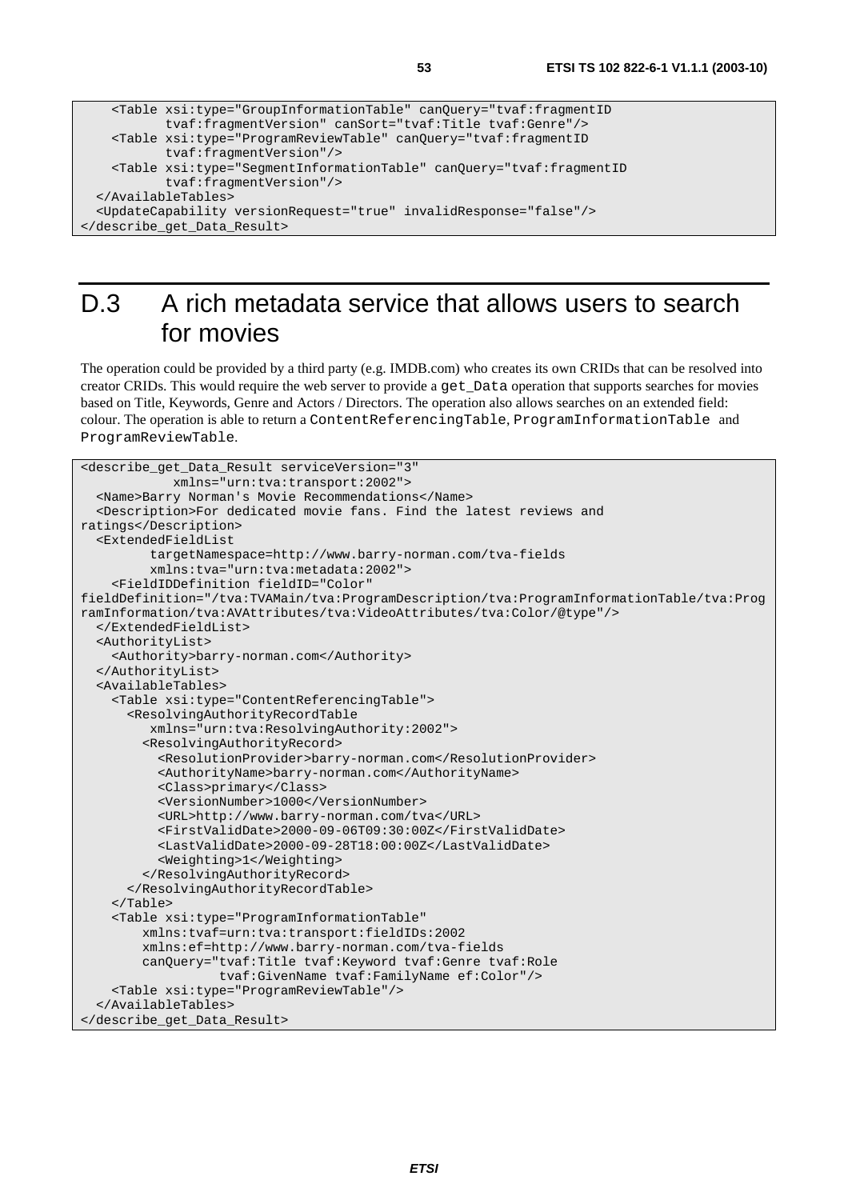```
    <Table xsi:type="GroupInformationTable" canQuery="tvaf:fragmentID
           tvaf:fragmentVersion" canSort="tvaf:Title tvaf:Genre"/>
    <Table xsi:type="ProgramReviewTable" canQuery="tvaf:fragmentID
           tvaf:fragmentVersion"/>
    <Table xsi:type="SegmentInformationTable" canQuery="tvaf:fragmentID
           tvaf:fragmentVersion"/>
  </AvailableTables>
  <UpdateCapability versionRequest="true" invalidResponse="false"/>
</describe_get_Data_Result>
```

# D.3 A rich metadata service that allows users to search for movies

The operation could be provided by a third party (e.g. IMDB.com) who creates its own CRIDs that can be resolved into creator CRIDs. This would require the web server to provide a `get_Data` operation that supports searches for movies based on Title, Keywords, Genre and Actors / Directors. The operation also allows searches on an extended field: colour. The operation is able to return a `ContentReferencingTable`, `ProgramInformationTable` and `ProgramReviewTable`.

```
<describe_get_Data_Result serviceVersion="3"
           xmlns="urn:tva:transport:2002">
  <Name>Barry Norman's Movie Recommendations</Name>
  <Description>For dedicated movie fans. Find the latest reviews and
ratings</Description>
  <ExtendedFieldList
         targetNamespace=http://www.barry-norman.com/tva-fields
         xmlns:tva="urn:tva:metadata:2002">
    <FieldIDDefinition fieldID="Color"
fieldDefinition="/tva:TVAMain/tva:ProgramDescription/tva:ProgramInformationTable/tva:Prog
ramInformation/tva:AVAttributes/tva:VideoAttributes/tva:Color/@type"/>
  </ExtendedFieldList>
  <AuthorityList>
    <Authority>barry-norman.com</Authority>
  </AuthorityList>
  <AvailableTables>
    <Table xsi:type="ContentReferencingTable">
      <ResolvingAuthorityRecordTable
         xmlns="urn:tva:ResolvingAuthority:2002">
        <ResolvingAuthorityRecord>
          <ResolutionProvider>barry-norman.com</ResolutionProvider>
          <AuthorityName>barry-norman.com</AuthorityName>
          <Class>primary</Class>
          <VersionNumber>1000</VersionNumber>
          <URL>http://www.barry-norman.com/tva</URL>
          <FirstValidDate>2000-09-06T09:30:00Z</FirstValidDate>
          <LastValidDate>2000-09-28T18:00:00Z</LastValidDate>
          <Weighting>1</Weighting>
        </ResolvingAuthorityRecord>
      </ResolvingAuthorityRecordTable>
    </Table>
    <Table xsi:type="ProgramInformationTable"
        xmlns:tvaf=urn:tva:transport:fieldIDs:2002
        xmlns:ef=http://www.barry-norman.com/tva-fields
        canQuery="tvaf:Title tvaf:Keyword tvaf:Genre tvaf:Role
                  tvaf:GivenName tvaf:FamilyName ef:Color"/>
    <Table xsi:type="ProgramReviewTable"/>
  </AvailableTables>
</describe_get_Data_Result>
```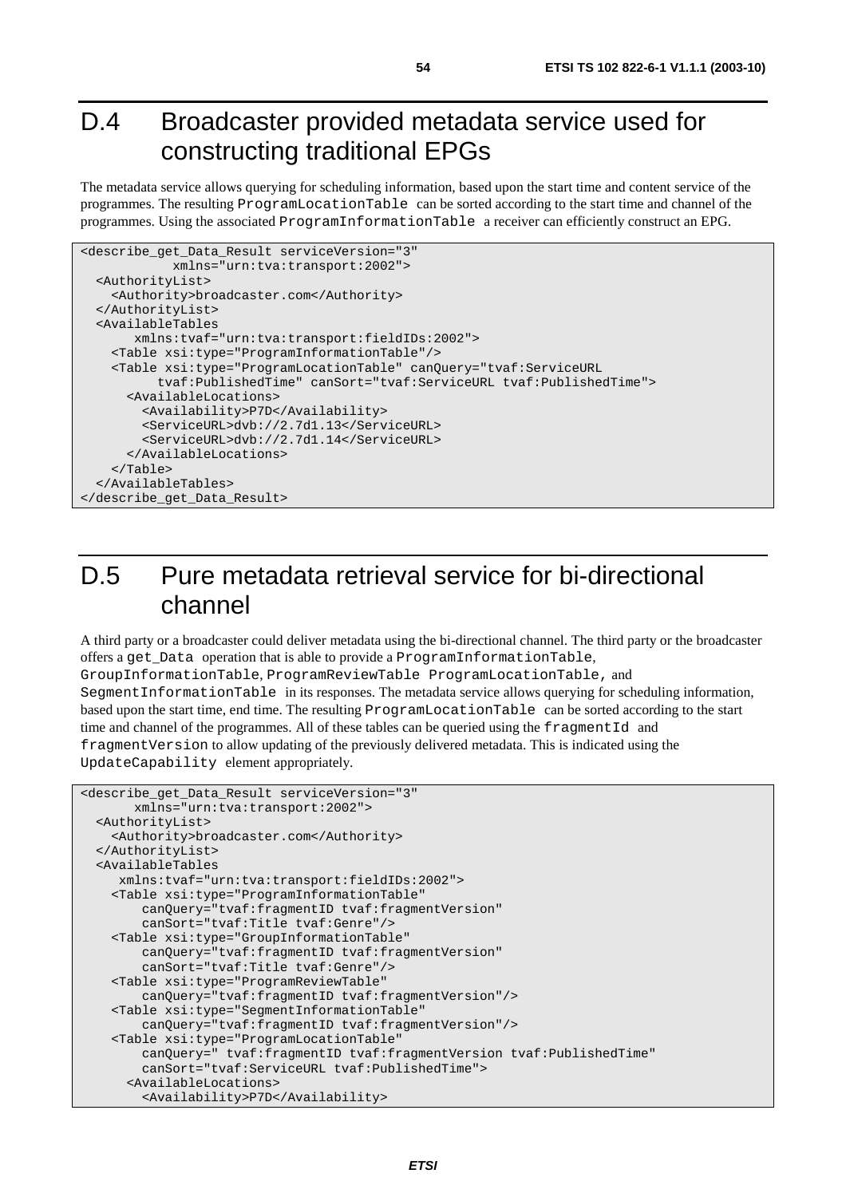# D.4 Broadcaster provided metadata service used for constructing traditional EPGs

The metadata service allows querying for scheduling information, based upon the start time and content service of the programmes. The resulting `ProgramLocationTable` can be sorted according to the start time and channel of the programmes. Using the associated `ProgramInformationTable` a receiver can efficiently construct an EPG.

```
<describe_get_Data_Result serviceVersion="3"
            xmlns="urn:tva:transport:2002">
  <AuthorityList>
    <Authority>broadcaster.com</Authority>
  </AuthorityList>
  <AvailableTables
       xmlns:tvaf="urn:tva:transport:fieldIDs:2002">
    <Table xsi:type="ProgramInformationTable"/>
    <Table xsi:type="ProgramLocationTable" canQuery="tvaf:ServiceURL
          tvaf:PublishedTime" canSort="tvaf:ServiceURL tvaf:PublishedTime">
      <AvailableLocations>
        <Availability>P7D</Availability>
        <ServiceURL>dvb://2.7d1.13</ServiceURL>
        <ServiceURL>dvb://2.7d1.14</ServiceURL>
      </AvailableLocations>
    </Table>
  </AvailableTables>
</describe_get_Data_Result>
```

# D.5 Pure metadata retrieval service for bi-directional channel

A third party or a broadcaster could deliver metadata using the bi-directional channel. The third party or the broadcaster offers a `get_Data` operation that is able to provide a `ProgramInformationTable`, `GroupInformationTable`, `ProgramReviewTable ProgramLocationTable`, and `SegmentInformationTable` in its responses. The metadata service allows querying for scheduling information, based upon the start time, end time. The resulting `ProgramLocationTable` can be sorted according to the start time and channel of the programmes. All of these tables can be queried using the `fragmentId` and `fragmentVersion` to allow updating of the previously delivered metadata. This is indicated using the `UpdateCapability` element appropriately.

```
<describe_get_Data_Result serviceVersion="3"
       xmlns="urn:tva:transport:2002">
  <AuthorityList>
    <Authority>broadcaster.com</Authority>
  </AuthorityList>
  <AvailableTables
     xmlns:tvaf="urn:tva:transport:fieldIDs:2002">
    <Table xsi:type="ProgramInformationTable"
        canQuery="tvaf:fragmentID tvaf:fragmentVersion"
        canSort="tvaf:Title tvaf:Genre"/>
    <Table xsi:type="GroupInformationTable"
        canQuery="tvaf:fragmentID tvaf:fragmentVersion"
        canSort="tvaf:Title tvaf:Genre"/>
    <Table xsi:type="ProgramReviewTable"
        canQuery="tvaf:fragmentID tvaf:fragmentVersion"/>
    <Table xsi:type="SegmentInformationTable"
        canQuery="tvaf:fragmentID tvaf:fragmentVersion"/>
    <Table xsi:type="ProgramLocationTable"
        canQuery=" tvaf:fragmentID tvaf:fragmentVersion tvaf:PublishedTime"
        canSort="tvaf:ServiceURL tvaf:PublishedTime">
      <AvailableLocations>
        <Availability>P7D</Availability>
```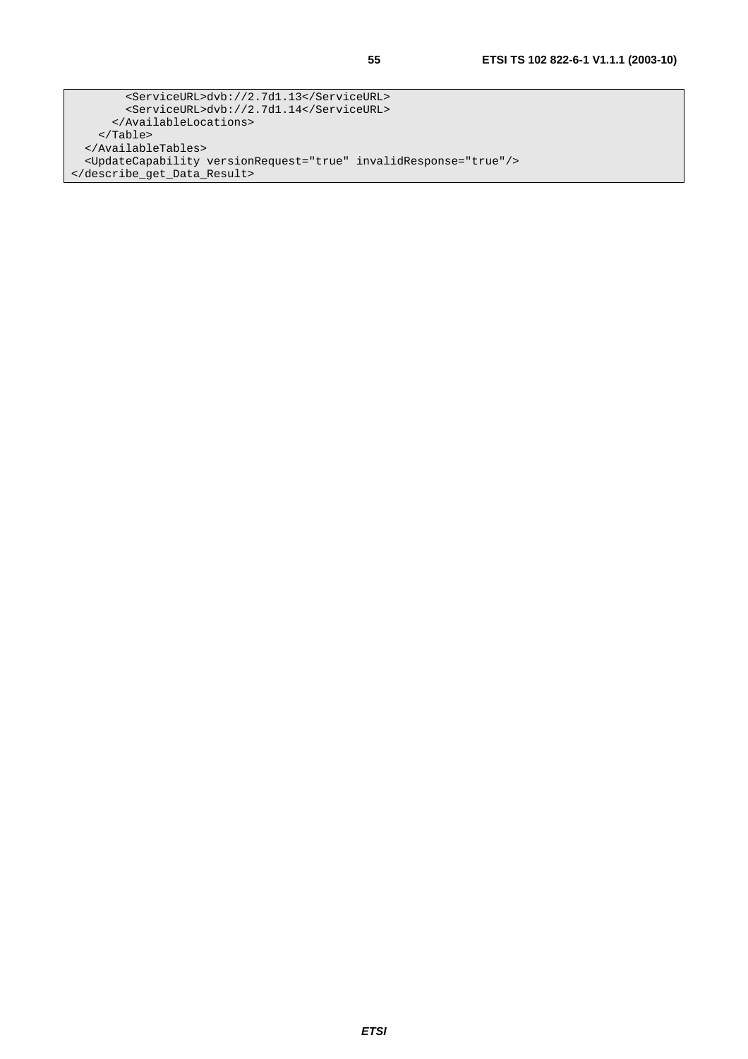```
        <ServiceURL>dvb://2.7d1.13</ServiceURL>
        <ServiceURL>dvb://2.7d1.14</ServiceURL>
      </AvailableLocations>
    </Table>
  </AvailableTables>
  <UpdateCapability versionRequest="true" invalidResponse="true"/>
</describe_get_Data_Result>
```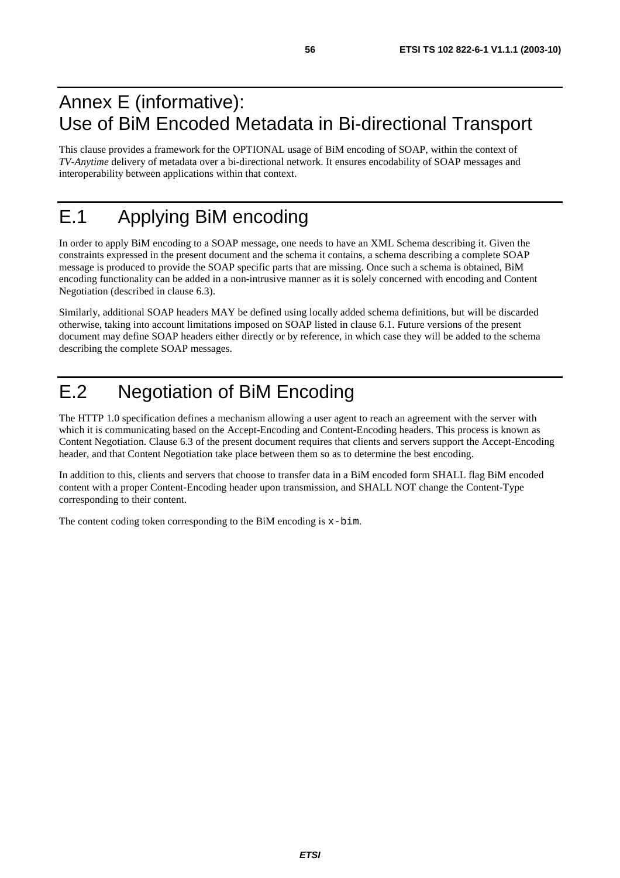# Annex E (informative): Use of BiM Encoded Metadata in Bi-directional Transport

This clause provides a framework for the OPTIONAL usage of BiM encoding of SOAP, within the context of *TV-Anytime* delivery of metadata over a bi-directional network. It ensures encodability of SOAP messages and interoperability between applications within that context.

# E.1 Applying BiM encoding

In order to apply BiM encoding to a SOAP message, one needs to have an XML Schema describing it. Given the constraints expressed in the present document and the schema it contains, a schema describing a complete SOAP message is produced to provide the SOAP specific parts that are missing. Once such a schema is obtained, BiM encoding functionality can be added in a non-intrusive manner as it is solely concerned with encoding and Content Negotiation (described in clause 6.3).

Similarly, additional SOAP headers MAY be defined using locally added schema definitions, but will be discarded otherwise, taking into account limitations imposed on SOAP listed in clause 6.1. Future versions of the present document may define SOAP headers either directly or by reference, in which case they will be added to the schema describing the complete SOAP messages.

# E.2 Negotiation of BiM Encoding

The HTTP 1.0 specification defines a mechanism allowing a user agent to reach an agreement with the server with which it is communicating based on the Accept-Encoding and Content-Encoding headers. This process is known as Content Negotiation. Clause 6.3 of the present document requires that clients and servers support the Accept-Encoding header, and that Content Negotiation take place between them so as to determine the best encoding.

In addition to this, clients and servers that choose to transfer data in a BiM encoded form SHALL flag BiM encoded content with a proper Content-Encoding header upon transmission, and SHALL NOT change the Content-Type corresponding to their content.

The content coding token corresponding to the BiM encoding is `x-bim`.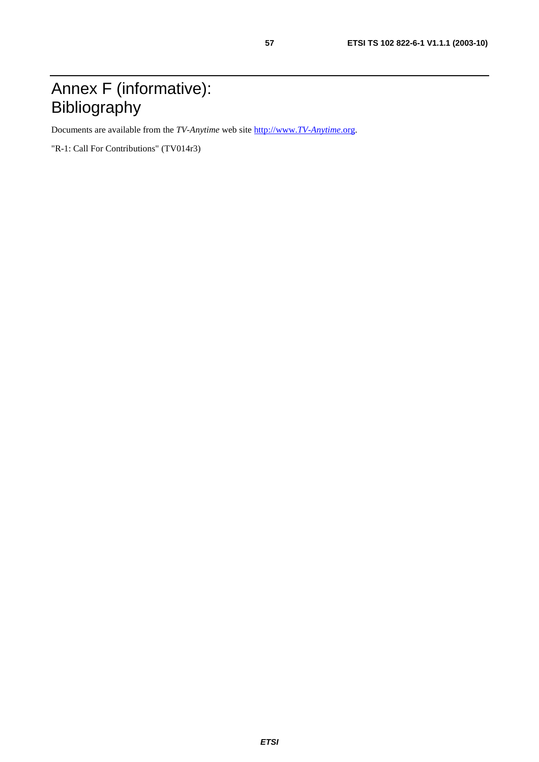# Annex F (informative): Bibliography

Documents are available from the *TV-Anytime* web site http://www.*TV-Anytime*.org.

"R-1: Call For Contributions" (TV014r3)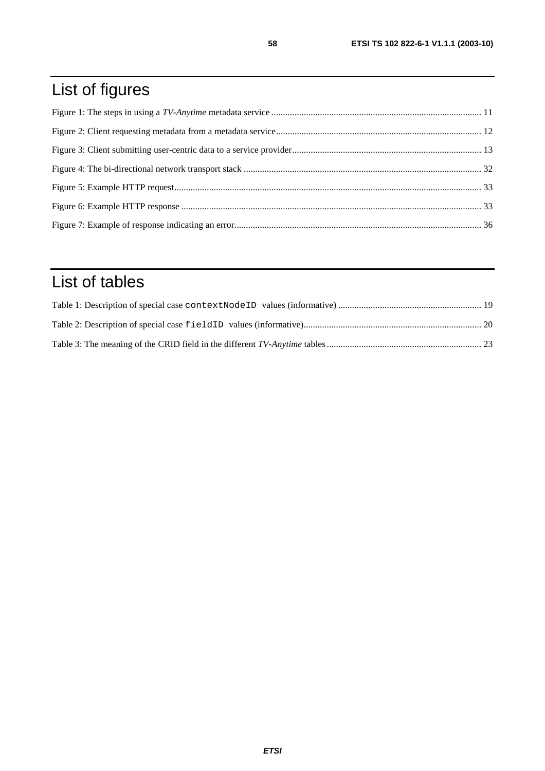# List of figures

Figure 1: The steps in using a *TV-Anytime* metadata service ........................................................................................... 11

Figure 2: Client requesting metadata from a metadata service........................................................................................ 12

Figure 3: Client submitting user-centric data to a service provider................................................................................. 13

Figure 4: The bi-directional network transport stack ...................................................................................................... 32

Figure 5: Example HTTP request.................................................................................................................................... 33

Figure 6: Example HTTP response ................................................................................................................................. 33

Figure 7: Example of response indicating an error.......................................................................................................... 36

# List of tables

Table 1: Description of special case `contextNodeID` values (informative) ............................................................. 19

Table 2: Description of special case `fieldID` values (informative)............................................................................ 20

Table 3: The meaning of the CRID field in the different *TV-Anytime* tables .................................................................. 23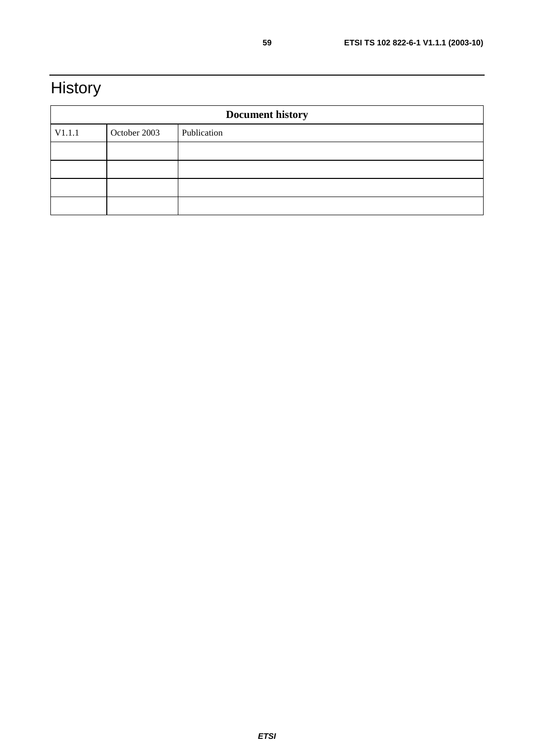# History

| Document history | | |
|---|---|---|
| V1.1.1 | October 2003 | Publication |
| | | |
| | | |
| | | |
| | | |